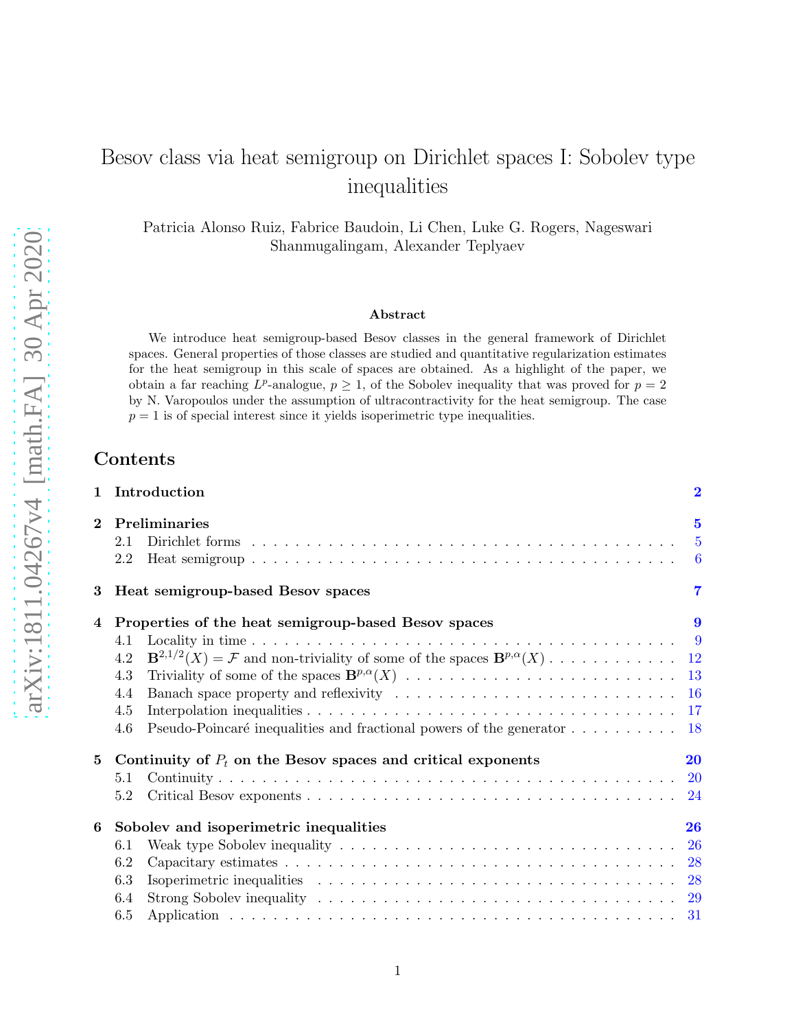# Besov class via heat semigroup on Dirichlet spaces I: Sobolev type inequalities

Patricia Alonso Ruiz, Fabrice Baudoin, Li Chen, Luke G. Rogers, Nageswari Shanmugalingam, Alexander Teplyaev

### Abstract

We introduce heat semigroup-based Besov classes in the general framework of Dirichlet spaces. General properties of those classes are studied and quantitative regularization estimates for the heat semigroup in this scale of spaces are obtained. As a highlight of the paper, we obtain a far reaching $L^p$-analogue, $p \geq 1$, of the Sobolev inequality that was proved for $p = 2$ by N. Varopoulos under the assumption of ultracontractivity for the heat semigroup. The case $p = 1$ is of special interest since it yields isoperimetric type inequalities.

## Contents

- **1 Introduction** — 2
- **2 Preliminaries** — 5
  - 2.1 Dirichlet forms — 5
  - 2.2 Heat semigroup — 6
- **3 Heat semigroup-based Besov spaces** — 7
- **4 Properties of the heat semigroup-based Besov spaces** — 9
  - 4.1 Locality in time — 9
  - 4.2 $\mathbf{B}^{2,1/2}(X) = \mathcal{F}$ and non-triviality of some of the spaces $\mathbf{B}^{p,\alpha}(X)$ — 12
  - 4.3 Triviality of some of the spaces $\mathbf{B}^{p,\alpha}(X)$ — 13
  - 4.4 Banach space property and reflexivity — 16
  - 4.5 Interpolation inequalities — 17
  - 4.6 Pseudo-Poincaré inequalities and fractional powers of the generator — 18
- **5 Continuity of $P_t$ on the Besov spaces and critical exponents** — 20
  - 5.1 Continuity — 20
  - 5.2 Critical Besov exponents — 24
- **6 Sobolev and isoperimetric inequalities** — 26
  - 6.1 Weak type Sobolev inequality — 26
  - 6.2 Capacitary estimates — 28
  - 6.3 Isoperimetric inequalities — 28
  - 6.4 Strong Sobolev inequality — 29
  - 6.5 Application — 31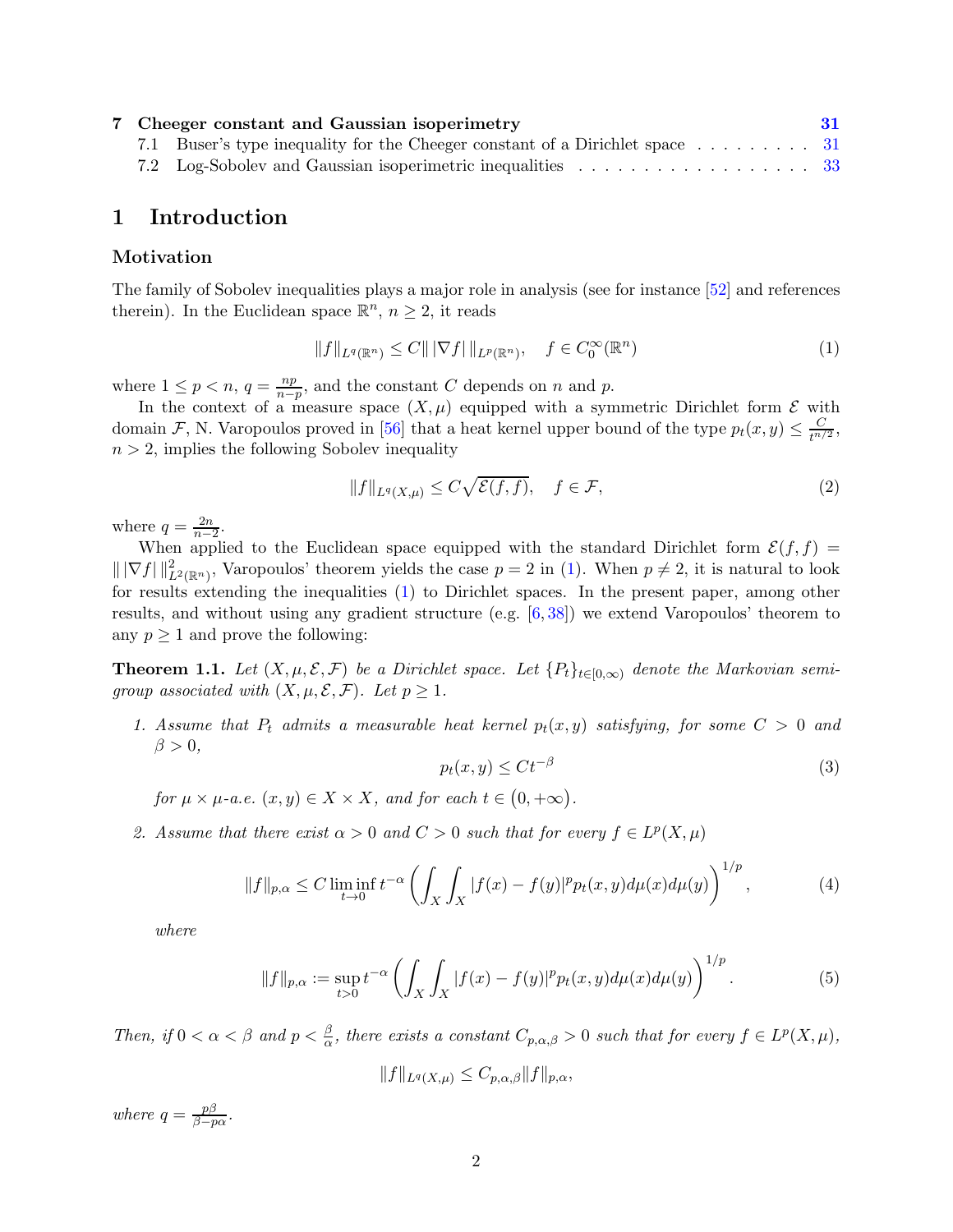| | | |
|---|---|---|
| **7** | **Cheeger constant and Gaussian isoperimetry** | **31** |
| 7.1 | Buser's type inequality for the Cheeger constant of a Dirichlet space | 31 |
| 7.2 | Log-Sobolev and Gaussian isoperimetric inequalities | 33 |

# 1 Introduction

### Motivation

The family of Sobolev inequalities plays a major role in analysis (see for instance [52] and references therein). In the Euclidean space $\mathbb{R}^n$, $n \geq 2$, it reads

$$\|f\|_{L^q(\mathbb{R}^n)} \leq C \| \, |\nabla f| \, \|_{L^p(\mathbb{R}^n)}, \quad f \in C_0^\infty(\mathbb{R}^n) \tag{1}$$

where $1 \leq p < n$, $q = \frac{np}{n-p}$, and the constant $C$ depends on $n$ and $p$.

In the context of a measure space $(X, \mu)$ equipped with a symmetric Dirichlet form $\mathcal{E}$ with domain $\mathcal{F}$, N. Varopoulos proved in [56] that a heat kernel upper bound of the type $p_t(x,y) \leq \frac{C}{t^{n/2}}$, $n > 2$, implies the following Sobolev inequality

$$\|f\|_{L^q(X,\mu)} \leq C\sqrt{\mathcal{E}(f,f)}, \quad f \in \mathcal{F}, \tag{2}$$

where $q = \frac{2n}{n-2}$.

When applied to the Euclidean space equipped with the standard Dirichlet form $\mathcal{E}(f,f) = \| \, |\nabla f| \, \|^2_{L^2(\mathbb{R}^n)}$, Varopoulos' theorem yields the case $p = 2$ in (1). When $p \neq 2$, it is natural to look for results extending the inequalities (1) to Dirichlet spaces. In the present paper, among other results, and without using any gradient structure (e.g. [6, 38]) we extend Varopoulos' theorem to any $p \geq 1$ and prove the following:

**Theorem 1.1.** *Let $(X, \mu, \mathcal{E}, \mathcal{F})$ be a Dirichlet space. Let $\{P_t\}_{t \in [0,\infty)}$ denote the Markovian semigroup associated with $(X, \mu, \mathcal{E}, \mathcal{F})$. Let $p \geq 1$.*

1. *Assume that $P_t$ admits a measurable heat kernel $p_t(x,y)$ satisfying, for some $C > 0$ and $\beta > 0$,*
$$p_t(x,y) \leq C t^{-\beta} \tag{3}$$
*for $\mu \times \mu$-a.e. $(x,y) \in X \times X$, and for each $t \in (0, +\infty)$.*

2. *Assume that there exist $\alpha > 0$ and $C > 0$ such that for every $f \in L^p(X, \mu)$*
$$\|f\|_{p,\alpha} \leq C \liminf_{t \to 0} t^{-\alpha} \left( \int_X \int_X |f(x) - f(y)|^p p_t(x,y) d\mu(x) d\mu(y) \right)^{1/p}, \tag{4}$$
*where*
$$\|f\|_{p,\alpha} := \sup_{t > 0} t^{-\alpha} \left( \int_X \int_X |f(x) - f(y)|^p p_t(x,y) d\mu(x) d\mu(y) \right)^{1/p}. \tag{5}$$

*Then, if $0 < \alpha < \beta$ and $p < \frac{\beta}{\alpha}$, there exists a constant $C_{p,\alpha,\beta} > 0$ such that for every $f \in L^p(X, \mu)$,*

$$\|f\|_{L^q(X,\mu)} \leq C_{p,\alpha,\beta} \|f\|_{p,\alpha},$$

*where $q = \frac{p\beta}{\beta - p\alpha}$.*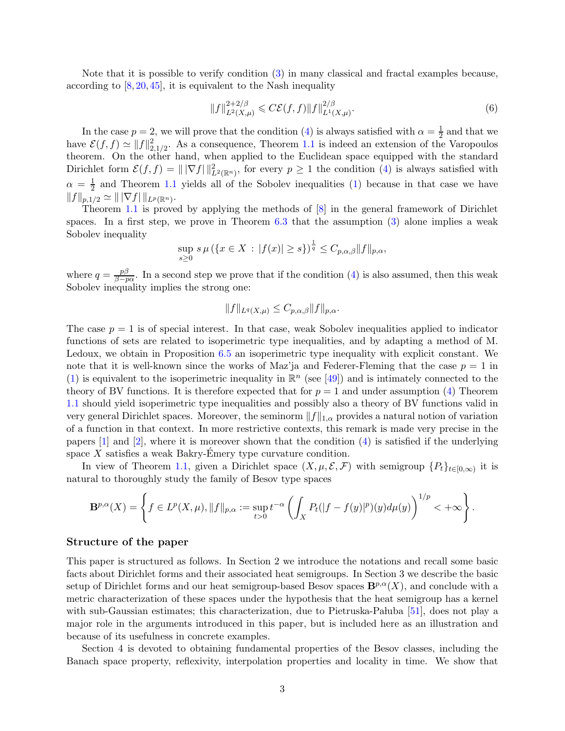Note that it is possible to verify condition (3) in many classical and fractal examples because, according to [8, 20, 45], it is equivalent to the Nash inequality

$$\|f\|_{L^2(X,\mu)}^{2+2/\beta} \leqslant C\mathcal{E}(f,f)\|f\|_{L^1(X,\mu)}^{2/\beta}. \tag{6}$$

In the case $p = 2$, we will prove that the condition (4) is always satisfied with $\alpha = \frac{1}{2}$ and that we have $\mathcal{E}(f,f) \simeq \|f\|_{2,1/2}^2$. As a consequence, Theorem 1.1 is indeed an extension of the Varopoulos theorem. On the other hand, when applied to the Euclidean space equipped with the standard Dirichlet form $\mathcal{E}(f,f) = \| |\nabla f| \|_{L^2(\mathbb{R}^n)}^2$, for every $p \geq 1$ the condition (4) is always satisfied with $\alpha = \frac{1}{2}$ and Theorem 1.1 yields all of the Sobolev inequalities (1) because in that case we have $\|f\|_{p,1/2} \simeq \| |\nabla f| \|_{L^p(\mathbb{R}^n)}$.

Theorem 1.1 is proved by applying the methods of [8] in the general framework of Dirichlet spaces. In a first step, we prove in Theorem 6.3 that the assumption (3) alone implies a weak Sobolev inequality

$$\sup_{s\geq 0} s\,\mu\left(\{x \in X \,:\, |f(x)| \geq s\}\right)^{\frac{1}{q}} \leq C_{p,\alpha,\beta}\|f\|_{p,\alpha},$$

where $q = \frac{p\beta}{\beta - p\alpha}$. In a second step we prove that if the condition (4) is also assumed, then this weak Sobolev inequality implies the strong one:

$$\|f\|_{L^q(X,\mu)} \leq C_{p,\alpha,\beta}\|f\|_{p,\alpha}.$$

The case $p = 1$ is of special interest. In that case, weak Sobolev inequalities applied to indicator functions of sets are related to isoperimetric type inequalities, and by adapting a method of M. Ledoux, we obtain in Proposition 6.5 an isoperimetric type inequality with explicit constant. We note that it is well-known since the works of Maz'ja and Federer-Fleming that the case $p = 1$ in (1) is equivalent to the isoperimetric inequality in $\mathbb{R}^n$ (see [49]) and is intimately connected to the theory of BV functions. It is therefore expected that for $p = 1$ and under assumption (4) Theorem 1.1 should yield isoperimetric type inequalities and possibly also a theory of BV functions valid in very general Dirichlet spaces. Moreover, the seminorm $\|f\|_{1,\alpha}$ provides a natural notion of variation of a function in that context. In more restrictive contexts, this remark is made very precise in the papers [1] and [2], where it is moreover shown that the condition (4) is satisfied if the underlying space $X$ satisfies a weak Bakry-Émery type curvature condition.

In view of Theorem 1.1, given a Dirichlet space $(X, \mu, \mathcal{E}, \mathcal{F})$ with semigroup $\{P_t\}_{t\in[0,\infty)}$ it is natural to thoroughly study the family of Besov type spaces

$$\mathbf{B}^{p,\alpha}(X) = \left\{ f \in L^p(X,\mu), \|f\|_{p,\alpha} := \sup_{t>0} t^{-\alpha} \left( \int_X P_t(|f - f(y)|^p)(y) d\mu(y) \right)^{1/p} < +\infty \right\}.$$

## Structure of the paper

This paper is structured as follows. In Section 2 we introduce the notations and recall some basic facts about Dirichlet forms and their associated heat semigroups. In Section 3 we describe the basic setup of Dirichlet forms and our heat semigroup-based Besov spaces $\mathbf{B}^{p,\alpha}(X)$, and conclude with a metric characterization of these spaces under the hypothesis that the heat semigroup has a kernel with sub-Gaussian estimates; this characterization, due to Pietruska-Pałuba [51], does not play a major role in the arguments introduced in this paper, but is included here as an illustration and because of its usefulness in concrete examples.

Section 4 is devoted to obtaining fundamental properties of the Besov classes, including the Banach space property, reflexivity, interpolation properties and locality in time. We show that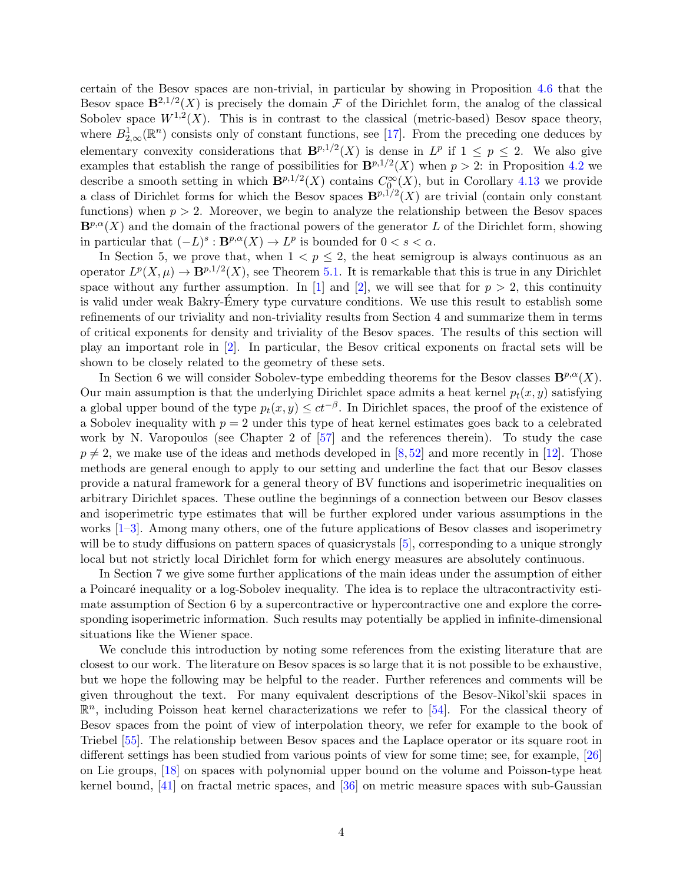certain of the Besov spaces are non-trivial, in particular by showing in Proposition 4.6 that the Besov space $\mathbf{B}^{2,1/2}(X)$ is precisely the domain $\mathcal{F}$ of the Dirichlet form, the analog of the classical Sobolev space $W^{1,2}(X)$. This is in contrast to the classical (metric-based) Besov space theory, where $B^1_{2,\infty}(\mathbb{R}^n)$ consists only of constant functions, see [17]. From the preceding one deduces by elementary convexity considerations that $\mathbf{B}^{p,1/2}(X)$ is dense in $L^p$ if $1 \le p \le 2$. We also give examples that establish the range of possibilities for $\mathbf{B}^{p,1/2}(X)$ when $p > 2$: in Proposition 4.2 we describe a smooth setting in which $\mathbf{B}^{p,1/2}(X)$ contains $C_0^\infty(X)$, but in Corollary 4.13 we provide a class of Dirichlet forms for which the Besov spaces $\mathbf{B}^{p,1/2}(X)$ are trivial (contain only constant functions) when $p > 2$. Moreover, we begin to analyze the relationship between the Besov spaces $\mathbf{B}^{p,\alpha}(X)$ and the domain of the fractional powers of the generator $L$ of the Dirichlet form, showing in particular that $(-L)^s : \mathbf{B}^{p,\alpha}(X) \to L^p$ is bounded for $0 < s < \alpha$.

In Section 5, we prove that, when $1 < p \le 2$, the heat semigroup is always continuous as an operator $L^p(X,\mu) \to \mathbf{B}^{p,1/2}(X)$, see Theorem 5.1. It is remarkable that this is true in any Dirichlet space without any further assumption. In [1] and [2], we will see that for $p > 2$, this continuity is valid under weak Bakry-Émery type curvature conditions. We use this result to establish some refinements of our triviality and non-triviality results from Section 4 and summarize them in terms of critical exponents for density and triviality of the Besov spaces. The results of this section will play an important role in [2]. In particular, the Besov critical exponents on fractal sets will be shown to be closely related to the geometry of these sets.

In Section 6 we will consider Sobolev-type embedding theorems for the Besov classes $\mathbf{B}^{p,\alpha}(X)$. Our main assumption is that the underlying Dirichlet space admits a heat kernel $p_t(x,y)$ satisfying a global upper bound of the type $p_t(x,y) \le ct^{-\beta}$. In Dirichlet spaces, the proof of the existence of a Sobolev inequality with $p = 2$ under this type of heat kernel estimates goes back to a celebrated work by N. Varopoulos (see Chapter 2 of [57] and the references therein). To study the case $p \neq 2$, we make use of the ideas and methods developed in [8, 52] and more recently in [12]. Those methods are general enough to apply to our setting and underline the fact that our Besov classes provide a natural framework for a general theory of BV functions and isoperimetric inequalities on arbitrary Dirichlet spaces. These outline the beginnings of a connection between our Besov classes and isoperimetric type estimates that will be further explored under various assumptions in the works [1–3]. Among many others, one of the future applications of Besov classes and isoperimetry will be to study diffusions on pattern spaces of quasicrystals [5], corresponding to a unique strongly local but not strictly local Dirichlet form for which energy measures are absolutely continuous.

In Section 7 we give some further applications of the main ideas under the assumption of either a Poincaré inequality or a log-Sobolev inequality. The idea is to replace the ultracontractivity estimate assumption of Section 6 by a supercontractive or hypercontractive one and explore the corresponding isoperimetric information. Such results may potentially be applied in infinite-dimensional situations like the Wiener space.

We conclude this introduction by noting some references from the existing literature that are closest to our work. The literature on Besov spaces is so large that it is not possible to be exhaustive, but we hope the following may be helpful to the reader. Further references and comments will be given throughout the text. For many equivalent descriptions of the Besov-Nikol'skii spaces in $\mathbb{R}^n$, including Poisson heat kernel characterizations we refer to [54]. For the classical theory of Besov spaces from the point of view of interpolation theory, we refer for example to the book of Triebel [55]. The relationship between Besov spaces and the Laplace operator or its square root in different settings has been studied from various points of view for some time; see, for example, [26] on Lie groups, [18] on spaces with polynomial upper bound on the volume and Poisson-type heat kernel bound, [41] on fractal metric spaces, and [36] on metric measure spaces with sub-Gaussian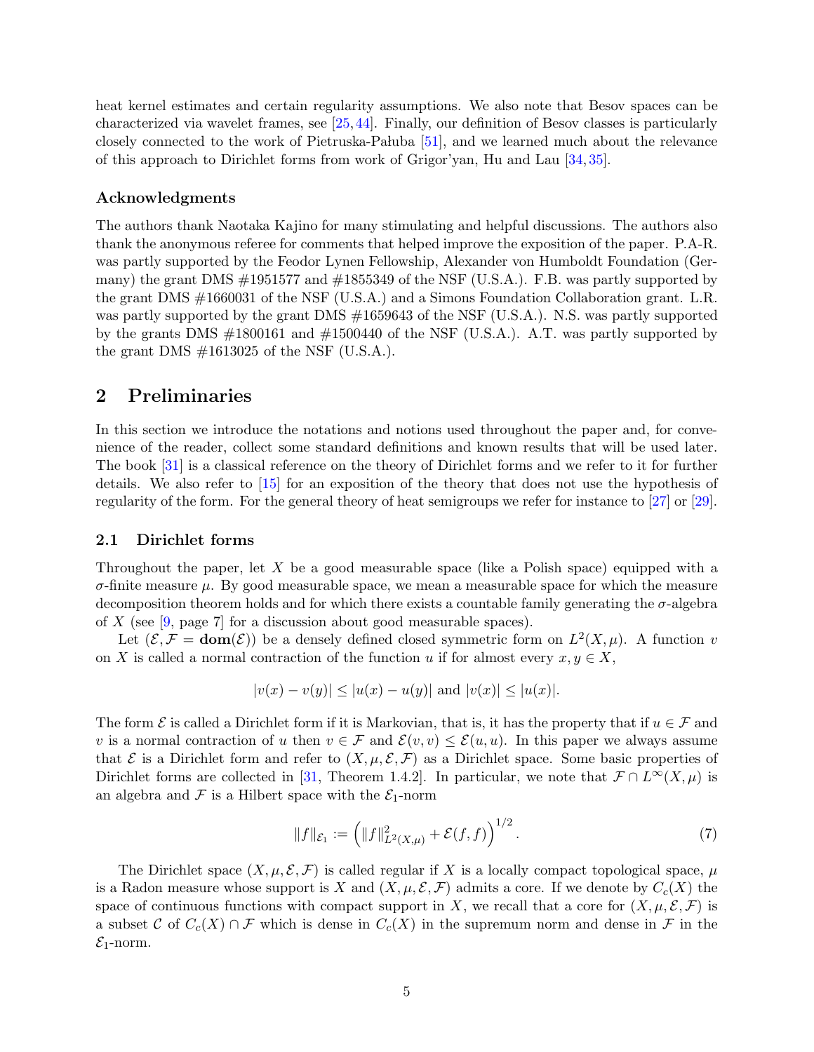heat kernel estimates and certain regularity assumptions. We also note that Besov spaces can be characterized via wavelet frames, see [25,44]. Finally, our definition of Besov classes is particularly closely connected to the work of Pietruska-Pałuba [51], and we learned much about the relevance of this approach to Dirichlet forms from work of Grigor'yan, Hu and Lau [34,35].

### Acknowledgments

The authors thank Naotaka Kajino for many stimulating and helpful discussions. The authors also thank the anonymous referee for comments that helped improve the exposition of the paper. P.A-R. was partly supported by the Feodor Lynen Fellowship, Alexander von Humboldt Foundation (Germany) the grant DMS #1951577 and #1855349 of the NSF (U.S.A.). F.B. was partly supported by the grant DMS #1660031 of the NSF (U.S.A.) and a Simons Foundation Collaboration grant. L.R. was partly supported by the grant DMS #1659643 of the NSF (U.S.A.). N.S. was partly supported by the grants DMS #1800161 and #1500440 of the NSF (U.S.A.). A.T. was partly supported by the grant DMS #1613025 of the NSF (U.S.A.).

## 2 Preliminaries

In this section we introduce the notations and notions used throughout the paper and, for convenience of the reader, collect some standard definitions and known results that will be used later. The book [31] is a classical reference on the theory of Dirichlet forms and we refer to it for further details. We also refer to [15] for an exposition of the theory that does not use the hypothesis of regularity of the form. For the general theory of heat semigroups we refer for instance to [27] or [29].

### 2.1 Dirichlet forms

Throughout the paper, let $X$ be a good measurable space (like a Polish space) equipped with a $\sigma$-finite measure $\mu$. By good measurable space, we mean a measurable space for which the measure decomposition theorem holds and for which there exists a countable family generating the $\sigma$-algebra of $X$ (see [9, page 7] for a discussion about good measurable spaces).

Let $(\mathcal{E}, \mathcal{F} = \mathbf{dom}(\mathcal{E}))$ be a densely defined closed symmetric form on $L^2(X,\mu)$. A function $v$ on $X$ is called a normal contraction of the function $u$ if for almost every $x, y \in X$,

$$|v(x) - v(y)| \leq |u(x) - u(y)| \text{ and } |v(x)| \leq |u(x)|.$$

The form $\mathcal{E}$ is called a Dirichlet form if it is Markovian, that is, it has the property that if $u \in \mathcal{F}$ and $v$ is a normal contraction of $u$ then $v \in \mathcal{F}$ and $\mathcal{E}(v,v) \leq \mathcal{E}(u,u)$. In this paper we always assume that $\mathcal{E}$ is a Dirichlet form and refer to $(X, \mu, \mathcal{E}, \mathcal{F})$ as a Dirichlet space. Some basic properties of Dirichlet forms are collected in [31, Theorem 1.4.2]. In particular, we note that $\mathcal{F} \cap L^\infty(X,\mu)$ is an algebra and $\mathcal{F}$ is a Hilbert space with the $\mathcal{E}_1$-norm

$$\|f\|_{\mathcal{E}_1} := \left( \|f\|^2_{L^2(X,\mu)} + \mathcal{E}(f,f) \right)^{1/2}. \tag{7}$$

The Dirichlet space $(X, \mu, \mathcal{E}, \mathcal{F})$ is called regular if $X$ is a locally compact topological space, $\mu$ is a Radon measure whose support is $X$ and $(X, \mu, \mathcal{E}, \mathcal{F})$ admits a core. If we denote by $C_c(X)$ the space of continuous functions with compact support in $X$, we recall that a core for $(X, \mu, \mathcal{E}, \mathcal{F})$ is a subset $\mathcal{C}$ of $C_c(X) \cap \mathcal{F}$ which is dense in $C_c(X)$ in the supremum norm and dense in $\mathcal{F}$ in the $\mathcal{E}_1$-norm.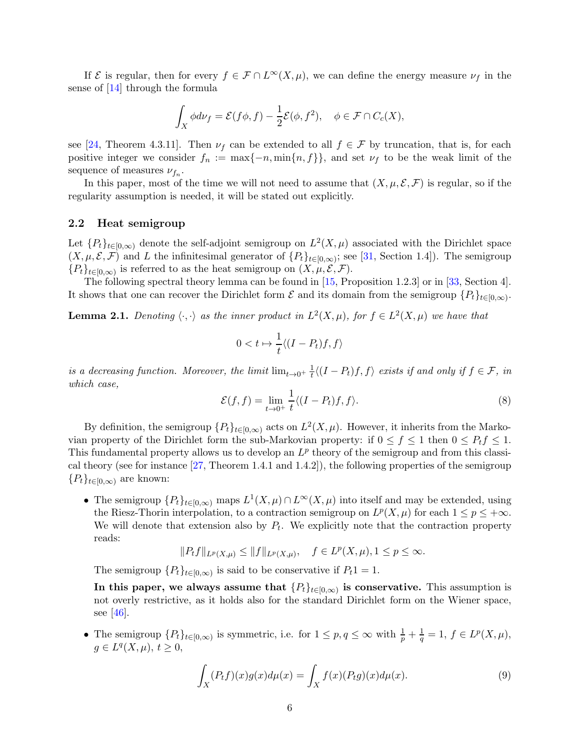If $\mathcal{E}$ is regular, then for every $f \in \mathcal{F} \cap L^\infty(X,\mu)$, we can define the energy measure $\nu_f$ in the sense of [14] through the formula

$$\int_X \phi d\nu_f = \mathcal{E}(f\phi, f) - \frac{1}{2}\mathcal{E}(\phi, f^2), \quad \phi \in \mathcal{F} \cap C_c(X),$$

see [24, Theorem 4.3.11]. Then $\nu_f$ can be extended to all $f \in \mathcal{F}$ by truncation, that is, for each positive integer we consider $f_n := \max\{-n, \min\{n, f\}\}$, and set $\nu_f$ to be the weak limit of the sequence of measures $\nu_{f_n}$.

In this paper, most of the time we will not need to assume that $(X, \mu, \mathcal{E}, \mathcal{F})$ is regular, so if the regularity assumption is needed, it will be stated out explicitly.

### 2.2 Heat semigroup

Let $\{P_t\}_{t\in[0,\infty)}$ denote the self-adjoint semigroup on $L^2(X,\mu)$ associated with the Dirichlet space $(X, \mu, \mathcal{E}, \mathcal{F})$ and $L$ the infinitesimal generator of $\{P_t\}_{t\in[0,\infty)}$; see [31, Section 1.4]). The semigroup $\{P_t\}_{t\in[0,\infty)}$ is referred to as the heat semigroup on $(X, \mu, \mathcal{E}, \mathcal{F})$.

The following spectral theory lemma can be found in [15, Proposition 1.2.3] or in [33, Section 4]. It shows that one can recover the Dirichlet form $\mathcal{E}$ and its domain from the semigroup $\{P_t\}_{t\in[0,\infty)}$.

**Lemma 2.1.** *Denoting $\langle \cdot, \cdot \rangle$ as the inner product in $L^2(X,\mu)$, for $f \in L^2(X,\mu)$ we have that*

$$0 < t \mapsto \frac{1}{t}\langle (I - P_t)f, f\rangle$$

*is a decreasing function. Moreover, the limit $\lim_{t\to 0^+} \frac{1}{t}\langle (I-P_t)f, f\rangle$ exists if and only if $f \in \mathcal{F}$, in which case,*

$$\mathcal{E}(f,f) = \lim_{t\to 0^+} \frac{1}{t}\langle (I - P_t)f, f\rangle. \tag{8}$$

By definition, the semigroup $\{P_t\}_{t\in[0,\infty)}$ acts on $L^2(X,\mu)$. However, it inherits from the Markovian property of the Dirichlet form the sub-Markovian property: if $0 \le f \le 1$ then $0 \le P_t f \le 1$. This fundamental property allows us to develop an $L^p$ theory of the semigroup and from this classical theory (see for instance [27, Theorem 1.4.1 and 1.4.2]), the following properties of the semigroup $\{P_t\}_{t\in[0,\infty)}$ are known:

- The semigroup $\{P_t\}_{t\in[0,\infty)}$ maps $L^1(X,\mu) \cap L^\infty(X,\mu)$ into itself and may be extended, using the Riesz-Thorin interpolation, to a contraction semigroup on $L^p(X,\mu)$ for each $1 \le p \le +\infty$. We will denote that extension also by $P_t$. We explicitly note that the contraction property reads:

  $$\|P_t f\|_{L^p(X,\mu)} \le \|f\|_{L^p(X,\mu)}, \quad f \in L^p(X,\mu), 1 \le p \le \infty.$$

  The semigroup $\{P_t\}_{t\in[0,\infty)}$ is said to be conservative if $P_t 1 = 1$.

  **In this paper, we always assume that $\{P_t\}_{t\in[0,\infty)}$ is conservative.** This assumption is not overly restrictive, as it holds also for the standard Dirichlet form on the Wiener space, see [46].

- The semigroup $\{P_t\}_{t\in[0,\infty)}$ is symmetric, i.e. for $1 \le p, q \le \infty$ with $\frac{1}{p} + \frac{1}{q} = 1$, $f \in L^p(X,\mu)$, $g \in L^q(X,\mu)$, $t \ge 0$,

  $$\int_X (P_t f)(x) g(x) d\mu(x) = \int_X f(x)(P_t g)(x) d\mu(x). \tag{9}$$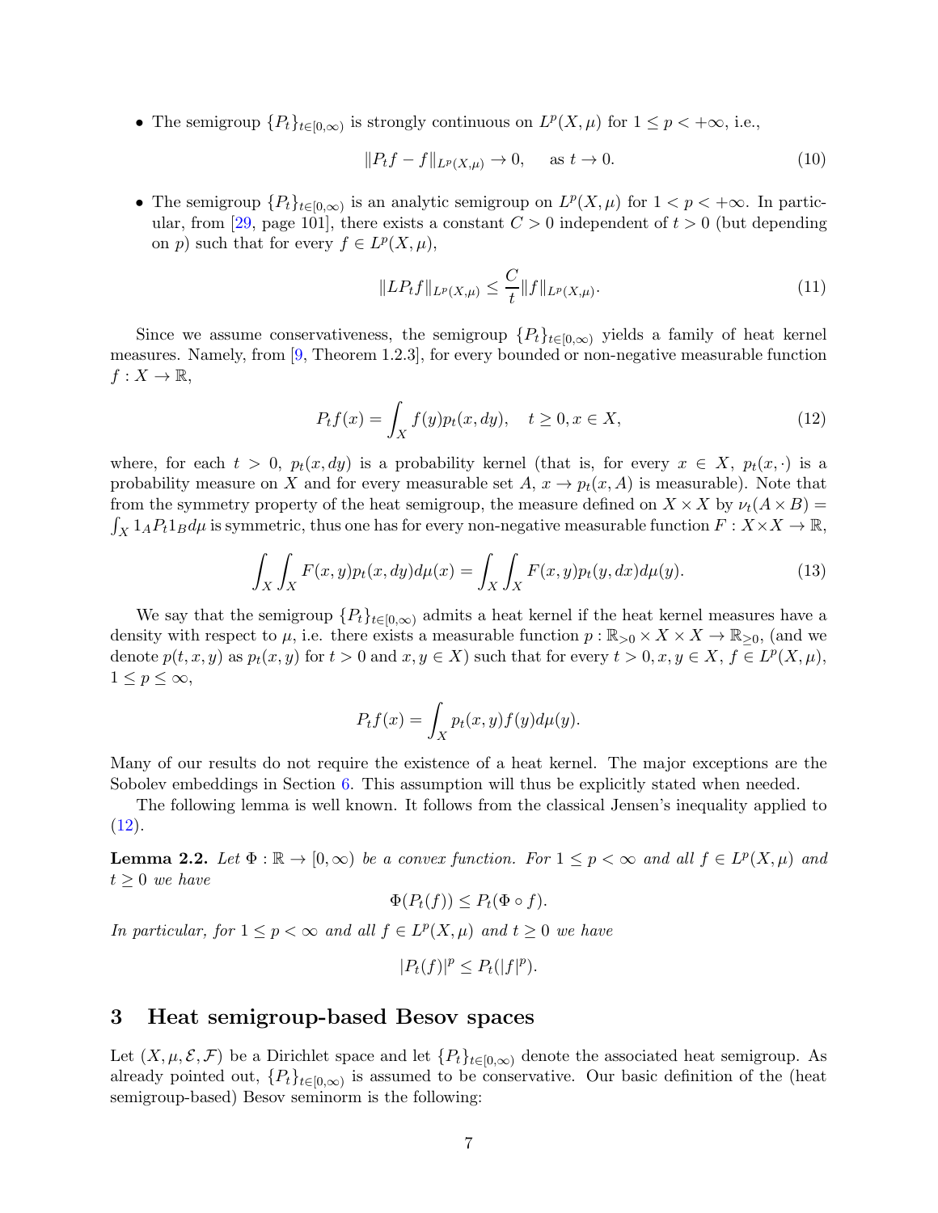- The semigroup $\{P_t\}_{t\in[0,\infty)}$ is strongly continuous on $L^p(X,\mu)$ for $1 \le p < +\infty$, i.e.,

$$\|P_t f - f\|_{L^p(X,\mu)} \to 0, \quad \text{ as } t \to 0. \tag{10}$$

- The semigroup $\{P_t\}_{t\in[0,\infty)}$ is an analytic semigroup on $L^p(X,\mu)$ for $1 < p < +\infty$. In particular, from [29, page 101], there exists a constant $C > 0$ independent of $t > 0$ (but depending on $p$) such that for every $f \in L^p(X,\mu)$,

$$\|LP_t f\|_{L^p(X,\mu)} \le \frac{C}{t}\|f\|_{L^p(X,\mu)}. \tag{11}$$

Since we assume conservativeness, the semigroup $\{P_t\}_{t\in[0,\infty)}$ yields a family of heat kernel measures. Namely, from [9, Theorem 1.2.3], for every bounded or non-negative measurable function $f : X \to \mathbb{R}$,

$$P_t f(x) = \int_X f(y) p_t(x, dy), \quad t \ge 0, x \in X, \tag{12}$$

where, for each $t > 0$, $p_t(x, dy)$ is a probability kernel (that is, for every $x \in X$, $p_t(x,\cdot)$ is a probability measure on $X$ and for every measurable set $A$, $x \to p_t(x, A)$ is measurable). Note that from the symmetry property of the heat semigroup, the measure defined on $X \times X$ by $\nu_t(A \times B) = \int_X 1_A P_t 1_B d\mu$ is symmetric, thus one has for every non-negative measurable function $F : X \times X \to \mathbb{R}$,

$$\int_X \int_X F(x,y) p_t(x,dy) d\mu(x) = \int_X \int_X F(x,y) p_t(y,dx) d\mu(y). \tag{13}$$

We say that the semigroup $\{P_t\}_{t\in[0,\infty)}$ admits a heat kernel if the heat kernel measures have a density with respect to $\mu$, i.e. there exists a measurable function $p : \mathbb{R}_{>0} \times X \times X \to \mathbb{R}_{\ge 0}$, (and we denote $p(t,x,y)$ as $p_t(x,y)$ for $t > 0$ and $x, y \in X$) such that for every $t > 0, x, y \in X$, $f \in L^p(X,\mu)$, $1 \le p \le \infty$,

$$P_t f(x) = \int_X p_t(x,y) f(y) d\mu(y).$$

Many of our results do not require the existence of a heat kernel. The major exceptions are the Sobolev embeddings in Section 6. This assumption will thus be explicitly stated when needed.

The following lemma is well known. It follows from the classical Jensen's inequality applied to (12).

**Lemma 2.2.** *Let $\Phi : \mathbb{R} \to [0,\infty)$ be a convex function. For $1 \le p < \infty$ and all $f \in L^p(X,\mu)$ and $t \ge 0$ we have*

$$\Phi(P_t(f)) \le P_t(\Phi \circ f).$$

*In particular, for $1 \le p < \infty$ and all $f \in L^p(X,\mu)$ and $t \ge 0$ we have*

$$|P_t(f)|^p \le P_t(|f|^p).$$

## 3 Heat semigroup-based Besov spaces

Let $(X, \mu, \mathcal{E}, \mathcal{F})$ be a Dirichlet space and let $\{P_t\}_{t\in[0,\infty)}$ denote the associated heat semigroup. As already pointed out, $\{P_t\}_{t\in[0,\infty)}$ is assumed to be conservative. Our basic definition of the (heat semigroup-based) Besov seminorm is the following: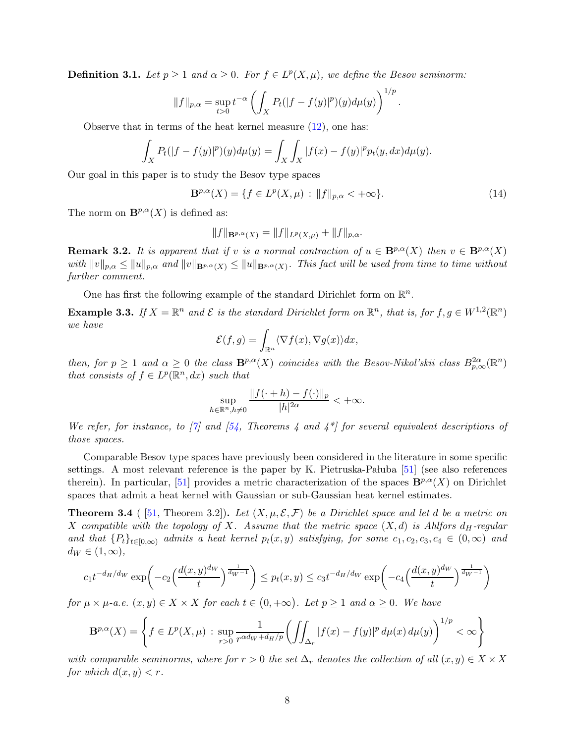**Definition 3.1.** *Let $p \ge 1$ and $\alpha \ge 0$. For $f \in L^p(X,\mu)$, we define the Besov seminorm:*

$$\|f\|_{p,\alpha} = \sup_{t>0} t^{-\alpha} \left( \int_X P_t(|f - f(y)|^p)(y) d\mu(y) \right)^{1/p}.$$

Observe that in terms of the heat kernel measure (12), one has:

$$\int_X P_t(|f - f(y)|^p)(y) d\mu(y) = \int_X \int_X |f(x) - f(y)|^p p_t(y, dx) d\mu(y).$$

Our goal in this paper is to study the Besov type spaces

$$\mathbf{B}^{p,\alpha}(X) = \{ f \in L^p(X,\mu) \, : \, \|f\|_{p,\alpha} < +\infty \}. \tag{14}$$

The norm on $\mathbf{B}^{p,\alpha}(X)$ is defined as:

$$\|f\|_{\mathbf{B}^{p,\alpha}(X)} = \|f\|_{L^p(X,\mu)} + \|f\|_{p,\alpha}.$$

**Remark 3.2.** *It is apparent that if $v$ is a normal contraction of $u \in \mathbf{B}^{p,\alpha}(X)$ then $v \in \mathbf{B}^{p,\alpha}(X)$ with $\|v\|_{p,\alpha} \le \|u\|_{p,\alpha}$ and $\|v\|_{\mathbf{B}^{p,\alpha}(X)} \le \|u\|_{\mathbf{B}^{p,\alpha}(X)}$. This fact will be used from time to time without further comment.*

One has first the following example of the standard Dirichlet form on $\mathbb{R}^n$.

**Example 3.3.** *If $X = \mathbb{R}^n$ and $\mathcal{E}$ is the standard Dirichlet form on $\mathbb{R}^n$, that is, for $f, g \in W^{1,2}(\mathbb{R}^n)$ we have*

$$\mathcal{E}(f,g) = \int_{\mathbb{R}^n} \langle \nabla f(x), \nabla g(x) \rangle dx,$$

*then, for $p \ge 1$ and $\alpha \ge 0$ the class $\mathbf{B}^{p,\alpha}(X)$ coincides with the Besov-Nikol'skii class $B^{2\alpha}_{p,\infty}(\mathbb{R}^n)$ that consists of $f \in L^p(\mathbb{R}^n, dx)$ such that*

$$\sup_{h \in \mathbb{R}^n, h \neq 0} \frac{\|f(\cdot + h) - f(\cdot)\|_p}{|h|^{2\alpha}} < +\infty.$$

*We refer, for instance, to [7] and [54, Theorems 4 and 4\*] for several equivalent descriptions of those spaces.*

Comparable Besov type spaces have previously been considered in the literature in some specific settings. A most relevant reference is the paper by K. Pietruska-Pałuba [51] (see also references therein). In particular, [51] provides a metric characterization of the spaces $\mathbf{B}^{p,\alpha}(X)$ on Dirichlet spaces that admit a heat kernel with Gaussian or sub-Gaussian heat kernel estimates.

**Theorem 3.4** ( [51, Theorem 3.2])**.** *Let $(X, \mu, \mathcal{E}, \mathcal{F})$ be a Dirichlet space and let $d$ be a metric on $X$ compatible with the topology of $X$. Assume that the metric space $(X, d)$ is Ahlfors $d_H$-regular and that $\{P_t\}_{t \in [0,\infty)}$ admits a heat kernel $p_t(x,y)$ satisfying, for some $c_1, c_2, c_3, c_4 \in (0,\infty)$ and $d_W \in (1,\infty)$,*

$$c_1 t^{-d_H/d_W} \exp\left( -c_2 \left( \frac{d(x,y)^{d_W}}{t} \right)^{\frac{1}{d_W - 1}} \right) \le p_t(x,y) \le c_3 t^{-d_H/d_W} \exp\left( -c_4 \left( \frac{d(x,y)^{d_W}}{t} \right)^{\frac{1}{d_W - 1}} \right)$$

*for $\mu \times \mu$-a.e. $(x,y) \in X \times X$ for each $t \in (0, +\infty)$. Let $p \ge 1$ and $\alpha \ge 0$. We have*

$$\mathbf{B}^{p,\alpha}(X) = \left\{ f \in L^p(X,\mu) \, : \, \sup_{r>0} \frac{1}{r^{\alpha d_W + d_H/p}} \left( \iint_{\Delta_r} |f(x) - f(y)|^p \, d\mu(x) \, d\mu(y) \right)^{1/p} < \infty \right\}$$

*with comparable seminorms, where for $r > 0$ the set $\Delta_r$ denotes the collection of all $(x,y) \in X \times X$ for which $d(x,y) < r$.*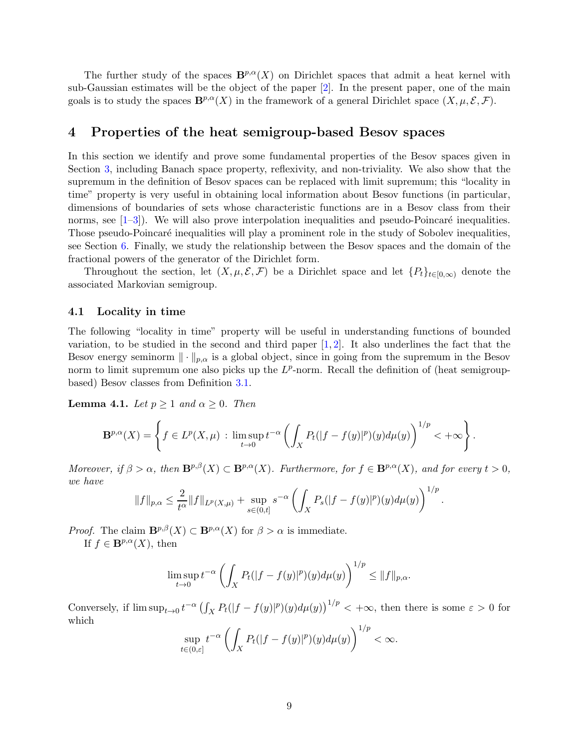The further study of the spaces $\mathbf{B}^{p,\alpha}(X)$ on Dirichlet spaces that admit a heat kernel with sub-Gaussian estimates will be the object of the paper [2]. In the present paper, one of the main goals is to study the spaces $\mathbf{B}^{p,\alpha}(X)$ in the framework of a general Dirichlet space $(X, \mu, \mathcal{E}, \mathcal{F})$.

## 4 Properties of the heat semigroup-based Besov spaces

In this section we identify and prove some fundamental properties of the Besov spaces given in Section 3, including Banach space property, reflexivity, and non-triviality. We also show that the supremum in the definition of Besov spaces can be replaced with limit supremum; this "locality in time" property is very useful in obtaining local information about Besov functions (in particular, dimensions of boundaries of sets whose characteristic functions are in a Besov class from their norms, see [1–3]). We will also prove interpolation inequalities and pseudo-Poincaré inequalities. Those pseudo-Poincaré inequalities will play a prominent role in the study of Sobolev inequalities, see Section 6. Finally, we study the relationship between the Besov spaces and the domain of the fractional powers of the generator of the Dirichlet form.

Throughout the section, let $(X, \mu, \mathcal{E}, \mathcal{F})$ be a Dirichlet space and let $\{P_t\}_{t\in[0,\infty)}$ denote the associated Markovian semigroup.

### 4.1 Locality in time

The following "locality in time" property will be useful in understanding functions of bounded variation, to be studied in the second and third paper [1, 2]. It also underlines the fact that the Besov energy seminorm $\|\cdot\|_{p,\alpha}$ is a global object, since in going from the supremum in the Besov norm to limit supremum one also picks up the $L^p$-norm. Recall the definition of (heat semigroup-based) Besov classes from Definition 3.1.

**Lemma 4.1.** *Let $p \geq 1$ and $\alpha \geq 0$. Then*

$$\mathbf{B}^{p,\alpha}(X) = \left\{ f \in L^p(X, \mu) \, : \, \limsup_{t\to 0} t^{-\alpha} \left( \int_X P_t(|f - f(y)|^p)(y) d\mu(y) \right)^{1/p} < +\infty \right\}.$$

*Moreover, if $\beta > \alpha$, then $\mathbf{B}^{p,\beta}(X) \subset \mathbf{B}^{p,\alpha}(X)$. Furthermore, for $f \in \mathbf{B}^{p,\alpha}(X)$, and for every $t > 0$, we have*

$$\|f\|_{p,\alpha} \leq \frac{2}{t^\alpha} \|f\|_{L^p(X,\mu)} + \sup_{s\in(0,t]} s^{-\alpha} \left( \int_X P_s(|f - f(y)|^p)(y) d\mu(y) \right)^{1/p}.$$

*Proof.* The claim $\mathbf{B}^{p,\beta}(X) \subset \mathbf{B}^{p,\alpha}(X)$ for $\beta > \alpha$ is immediate.

If $f \in \mathbf{B}^{p,\alpha}(X)$, then

$$\limsup_{t\to 0} t^{-\alpha} \left( \int_X P_t(|f - f(y)|^p)(y) d\mu(y) \right)^{1/p} \leq \|f\|_{p,\alpha}.$$

Conversely, if $\limsup_{t\to 0} t^{-\alpha} \left( \int_X P_t(|f - f(y)|^p)(y) d\mu(y) \right)^{1/p} < +\infty$, then there is some $\varepsilon > 0$ for which

$$\sup_{t\in(0,\varepsilon]} t^{-\alpha} \left( \int_X P_t(|f - f(y)|^p)(y) d\mu(y) \right)^{1/p} < \infty.$$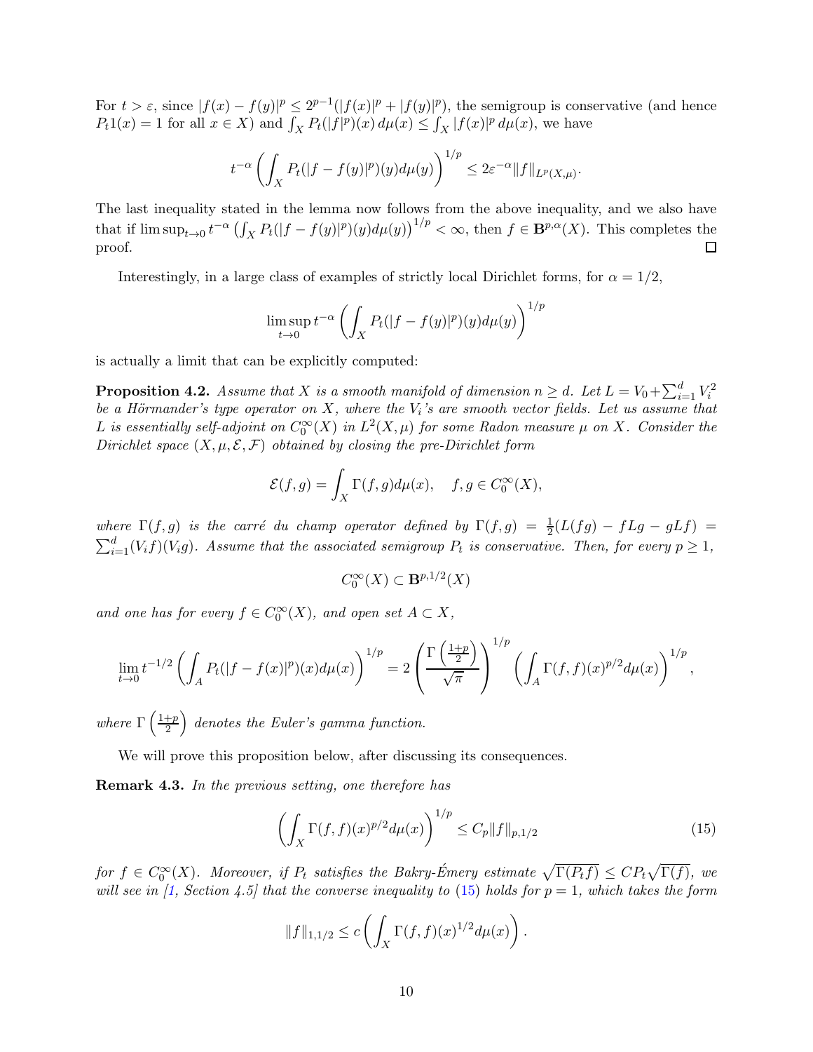For $t > \varepsilon$, since $|f(x) - f(y)|^p \le 2^{p-1}(|f(x)|^p + |f(y)|^p)$, the semigroup is conservative (and hence $P_t 1(x) = 1$ for all $x \in X$) and $\int_X P_t(|f|^p)(x)\, d\mu(x) \le \int_X |f(x)|^p\, d\mu(x)$, we have

$$t^{-\alpha} \left( \int_X P_t(|f - f(y)|^p)(y) d\mu(y) \right)^{1/p} \le 2\varepsilon^{-\alpha} \|f\|_{L^p(X,\mu)}.$$

The last inequality stated in the lemma now follows from the above inequality, and we also have that if $\limsup_{t\to 0} t^{-\alpha} \left( \int_X P_t(|f - f(y)|^p)(y) d\mu(y) \right)^{1/p} < \infty$, then $f \in \mathbf{B}^{p,\alpha}(X)$. This completes the proof. $\square$

Interestingly, in a large class of examples of strictly local Dirichlet forms, for $\alpha = 1/2$,

$$\limsup_{t\to 0} t^{-\alpha} \left( \int_X P_t(|f - f(y)|^p)(y) d\mu(y) \right)^{1/p}$$

is actually a limit that can be explicitly computed:

**Proposition 4.2.** *Assume that $X$ is a smooth manifold of dimension $n \ge d$. Let $L = V_0 + \sum_{i=1}^d V_i^2$ be a Hörmander's type operator on $X$, where the $V_i$'s are smooth vector fields. Let us assume that $L$ is essentially self-adjoint on $C_0^\infty(X)$ in $L^2(X,\mu)$ for some Radon measure $\mu$ on $X$. Consider the Dirichlet space $(X, \mu, \mathcal{E}, \mathcal{F})$ obtained by closing the pre-Dirichlet form*

$$\mathcal{E}(f,g) = \int_X \Gamma(f,g) d\mu(x), \quad f, g \in C_0^\infty(X),$$

*where $\Gamma(f,g)$ is the carré du champ operator defined by $\Gamma(f,g) = \frac{1}{2}(L(fg) - fLg - gLf) = \sum_{i=1}^d (V_i f)(V_i g)$. Assume that the associated semigroup $P_t$ is conservative. Then, for every $p \ge 1$,*

$$C_0^\infty(X) \subset \mathbf{B}^{p,1/2}(X)$$

*and one has for every $f \in C_0^\infty(X)$, and open set $A \subset X$,*

$$\lim_{t\to 0} t^{-1/2} \left( \int_A P_t(|f - f(x)|^p)(x) d\mu(x) \right)^{1/p} = 2 \left( \frac{\Gamma\left(\frac{1+p}{2}\right)}{\sqrt{\pi}} \right)^{1/p} \left( \int_A \Gamma(f,f)(x)^{p/2} d\mu(x) \right)^{1/p},$$

*where $\Gamma\left(\frac{1+p}{2}\right)$ denotes the Euler's gamma function.*

We will prove this proposition below, after discussing its consequences.

**Remark 4.3.** *In the previous setting, one therefore has*

$$\left( \int_X \Gamma(f,f)(x)^{p/2} d\mu(x) \right)^{1/p} \le C_p \|f\|_{p,1/2} \tag{15}$$

*for $f \in C_0^\infty(X)$. Moreover, if $P_t$ satisfies the Bakry-Émery estimate $\sqrt{\Gamma(P_t f)} \le C P_t \sqrt{\Gamma(f)}$, we will see in [1, Section 4.5] that the converse inequality to (15) holds for $p = 1$, which takes the form*

$$\|f\|_{1,1/2} \le c \left( \int_X \Gamma(f,f)(x)^{1/2} d\mu(x) \right).$$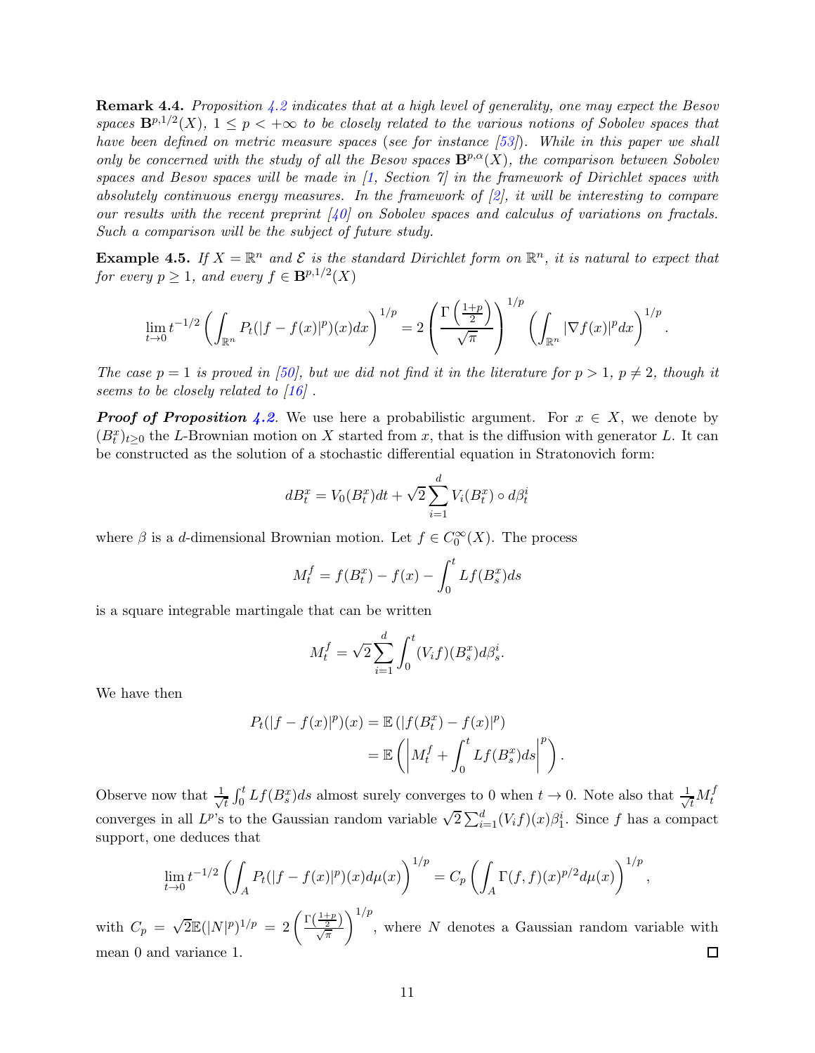**Remark 4.4.** *Proposition 4.2 indicates that at a high level of generality, one may expect the Besov spaces $\mathbf{B}^{p,1/2}(X)$, $1 \le p < +\infty$ to be closely related to the various notions of Sobolev spaces that have been defined on metric measure spaces (see for instance [53]). While in this paper we shall only be concerned with the study of all the Besov spaces $\mathbf{B}^{p,\alpha}(X)$, the comparison between Sobolev spaces and Besov spaces will be made in [1, Section 7] in the framework of Dirichlet spaces with absolutely continuous energy measures. In the framework of [2], it will be interesting to compare our results with the recent preprint [40] on Sobolev spaces and calculus of variations on fractals. Such a comparison will be the subject of future study.*

**Example 4.5.** *If $X = \mathbb{R}^n$ and $\mathcal{E}$ is the standard Dirichlet form on $\mathbb{R}^n$, it is natural to expect that for every $p \ge 1$, and every $f \in \mathbf{B}^{p,1/2}(X)$*

$$\lim_{t \to 0} t^{-1/2} \left( \int_{\mathbb{R}^n} P_t(|f - f(x)|^p)(x) dx \right)^{1/p} = 2 \left( \frac{\Gamma\left(\frac{1+p}{2}\right)}{\sqrt{\pi}} \right)^{1/p} \left( \int_{\mathbb{R}^n} |\nabla f(x)|^p dx \right)^{1/p}.$$

*The case $p = 1$ is proved in [50], but we did not find it in the literature for $p > 1$, $p \neq 2$, though it seems to be closely related to [16] .*

***Proof of Proposition 4.2.*** We use here a probabilistic argument. For $x \in X$, we denote by $(B_t^x)_{t \ge 0}$ the $L$-Brownian motion on $X$ started from $x$, that is the diffusion with generator $L$. It can be constructed as the solution of a stochastic differential equation in Stratonovich form:

$$dB_t^x = V_0(B_t^x)dt + \sqrt{2} \sum_{i=1}^{d} V_i(B_t^x) \circ d\beta_t^i$$

where $\beta$ is a $d$-dimensional Brownian motion. Let $f \in C_0^\infty(X)$. The process

$$M_t^f = f(B_t^x) - f(x) - \int_0^t Lf(B_s^x) ds$$

is a square integrable martingale that can be written

$$M_t^f = \sqrt{2} \sum_{i=1}^{d} \int_0^t (V_i f)(B_s^x) d\beta_s^i.$$

We have then

$$\begin{aligned} P_t(|f - f(x)|^p)(x) &= \mathbb{E}\left(|f(B_t^x) - f(x)|^p\right) \\ &= \mathbb{E}\left( \left| M_t^f + \int_0^t Lf(B_s^x) ds \right|^p \right). \end{aligned}$$

Observe now that $\frac{1}{\sqrt{t}} \int_0^t Lf(B_s^x) ds$ almost surely converges to 0 when $t \to 0$. Note also that $\frac{1}{\sqrt{t}} M_t^f$ converges in all $L^p$'s to the Gaussian random variable $\sqrt{2} \sum_{i=1}^{d} (V_i f)(x) \beta_1^i$. Since $f$ has a compact support, one deduces that

$$\lim_{t \to 0} t^{-1/2} \left( \int_A P_t(|f - f(x)|^p)(x) d\mu(x) \right)^{1/p} = C_p \left( \int_A \Gamma(f,f)(x)^{p/2} d\mu(x) \right)^{1/p},$$

with $C_p = \sqrt{2} \mathbb{E}(|N|^p)^{1/p} = 2 \left( \frac{\Gamma\left(\frac{1+p}{2}\right)}{\sqrt{\pi}} \right)^{1/p}$, where $N$ denotes a Gaussian random variable with mean 0 and variance 1. □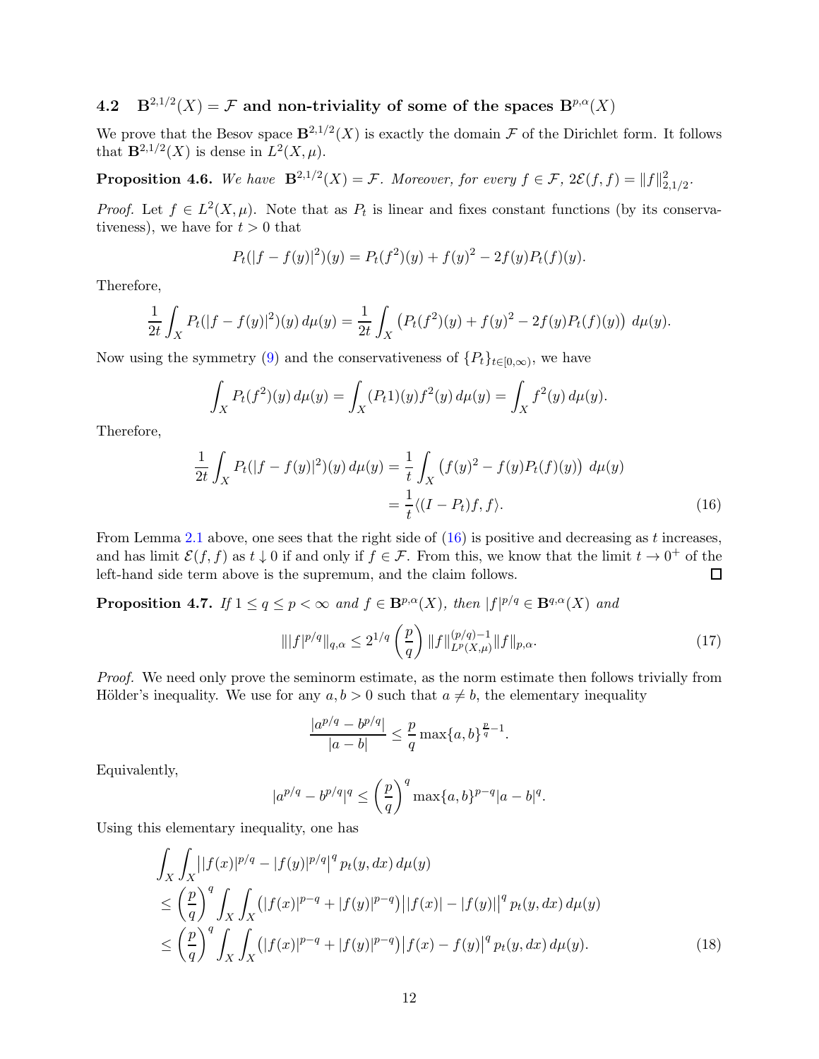## 4.2 $\mathbf{B}^{2,1/2}(X) = \mathcal{F}$ and non-triviality of some of the spaces $\mathbf{B}^{p,\alpha}(X)$

We prove that the Besov space $\mathbf{B}^{2,1/2}(X)$ is exactly the domain $\mathcal{F}$ of the Dirichlet form. It follows that $\mathbf{B}^{2,1/2}(X)$ is dense in $L^2(X,\mu)$.

**Proposition 4.6.** *We have* $\mathbf{B}^{2,1/2}(X) = \mathcal{F}$*. Moreover, for every* $f \in \mathcal{F}$*,* $2\mathcal{E}(f,f) = \|f\|_{2,1/2}^2$*.*

*Proof.* Let $f \in L^2(X,\mu)$. Note that as $P_t$ is linear and fixes constant functions (by its conservativeness), we have for $t > 0$ that

$$P_t(|f - f(y)|^2)(y) = P_t(f^2)(y) + f(y)^2 - 2f(y)P_t(f)(y).$$

Therefore,

$$\frac{1}{2t}\int_X P_t(|f - f(y)|^2)(y)\, d\mu(y) = \frac{1}{2t}\int_X \left(P_t(f^2)(y) + f(y)^2 - 2f(y)P_t(f)(y)\right)\, d\mu(y).$$

Now using the symmetry (9) and the conservativeness of $\{P_t\}_{t\in[0,\infty)}$, we have

$$\int_X P_t(f^2)(y)\, d\mu(y) = \int_X (P_t 1)(y) f^2(y)\, d\mu(y) = \int_X f^2(y)\, d\mu(y).$$

Therefore,

$$\begin{aligned}\frac{1}{2t}\int_X P_t(|f - f(y)|^2)(y)\, d\mu(y) &= \frac{1}{t}\int_X \left(f(y)^2 - f(y)P_t(f)(y)\right)\, d\mu(y) \\ &= \frac{1}{t}\langle (I - P_t)f, f\rangle. \end{aligned} \tag{16}$$

From Lemma 2.1 above, one sees that the right side of (16) is positive and decreasing as $t$ increases, and has limit $\mathcal{E}(f,f)$ as $t \downarrow 0$ if and only if $f \in \mathcal{F}$. From this, we know that the limit $t \to 0^+$ of the left-hand side term above is the supremum, and the claim follows. $\square$

**Proposition 4.7.** *If* $1 \le q \le p < \infty$ *and* $f \in \mathbf{B}^{p,\alpha}(X)$*, then* $|f|^{p/q} \in \mathbf{B}^{q,\alpha}(X)$ *and*

$$\| |f|^{p/q} \|_{q,\alpha} \le 2^{1/q}\left(\frac{p}{q}\right) \|f\|_{L^p(X,\mu)}^{(p/q)-1} \|f\|_{p,\alpha}. \tag{17}$$

*Proof.* We need only prove the seminorm estimate, as the norm estimate then follows trivially from Hölder's inequality. We use for any $a, b > 0$ such that $a \ne b$, the elementary inequality

$$\frac{|a^{p/q} - b^{p/q}|}{|a - b|} \le \frac{p}{q}\max\{a,b\}^{\frac{p}{q}-1}.$$

Equivalently,

$$|a^{p/q} - b^{p/q}|^q \le \left(\frac{p}{q}\right)^q \max\{a,b\}^{p-q}|a - b|^q.$$

Using this elementary inequality, one has

$$\begin{aligned} &\int_X\int_X \left||f(x)|^{p/q} - |f(y)|^{p/q}\right|^q p_t(y,dx)\, d\mu(y) \\ &\le \left(\frac{p}{q}\right)^q \int_X\int_X \left(|f(x)|^{p-q} + |f(y)|^{p-q}\right)\left||f(x)| - |f(y)|\right|^q p_t(y,dx)\, d\mu(y) \\ &\le \left(\frac{p}{q}\right)^q \int_X\int_X \left(|f(x)|^{p-q} + |f(y)|^{p-q}\right)\left|f(x) - f(y)\right|^q p_t(y,dx)\, d\mu(y). \end{aligned} \tag{18}$$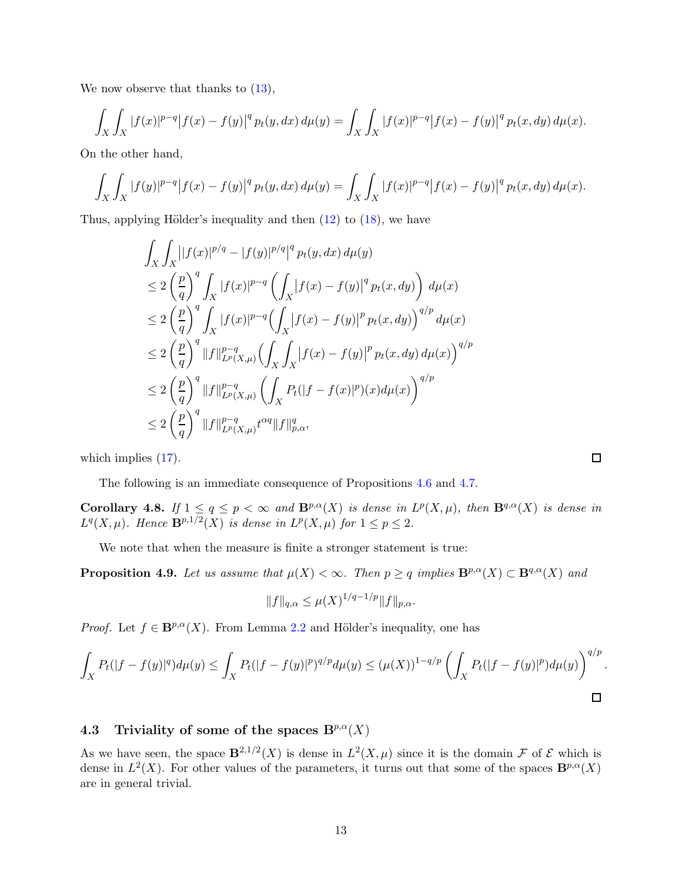We now observe that thanks to (13),

$$\int_X \int_X |f(x)|^{p-q} \big|f(x)-f(y)\big|^q \, p_t(y,dx)\, d\mu(y) = \int_X \int_X |f(x)|^{p-q} \big|f(x)-f(y)\big|^q \, p_t(x,dy)\, d\mu(x).$$

On the other hand,

$$\int_X \int_X |f(y)|^{p-q} \big|f(x)-f(y)\big|^q \, p_t(y,dx)\, d\mu(y) = \int_X \int_X |f(x)|^{p-q} \big|f(x)-f(y)\big|^q \, p_t(x,dy)\, d\mu(x).$$

Thus, applying Hölder's inequality and then (12) to (18), we have

$$\begin{aligned}
&\int_X \int_X \big||f(x)|^{p/q} - |f(y)|^{p/q}\big|^q \, p_t(y,dx)\, d\mu(y) \\
&\le 2\left(\frac{p}{q}\right)^q \int_X |f(x)|^{p-q} \left( \int_X \big|f(x)-f(y)\big|^q \, p_t(x,dy) \right) d\mu(x) \\
&\le 2\left(\frac{p}{q}\right)^q \int_X |f(x)|^{p-q} \Big( \int_X \big|f(x)-f(y)\big|^p \, p_t(x,dy) \Big)^{q/p} d\mu(x) \\
&\le 2\left(\frac{p}{q}\right)^q \|f\|^{p-q}_{L^p(X,\mu)} \Big( \int_X \int_X \big|f(x)-f(y)\big|^p \, p_t(x,dy)\, d\mu(x) \Big)^{q/p} \\
&\le 2\left(\frac{p}{q}\right)^q \|f\|^{p-q}_{L^p(X,\mu)} \left( \int_X P_t(|f-f(x)|^p)(x) d\mu(x) \right)^{q/p} \\
&\le 2\left(\frac{p}{q}\right)^q \|f\|^{p-q}_{L^p(X,\mu)} t^{\alpha q} \|f\|^q_{p,\alpha},
\end{aligned}$$

which implies (17). □

The following is an immediate consequence of Propositions 4.6 and 4.7.

**Corollary 4.8.** *If $1 \le q \le p < \infty$ and $\mathbf{B}^{p,\alpha}(X)$ is dense in $L^p(X,\mu)$, then $\mathbf{B}^{q,\alpha}(X)$ is dense in $L^q(X,\mu)$. Hence $\mathbf{B}^{p,1/2}(X)$ is dense in $L^p(X,\mu)$ for $1 \le p \le 2$.*

We note that when the measure is finite a stronger statement is true:

**Proposition 4.9.** *Let us assume that $\mu(X) < \infty$. Then $p \ge q$ implies $\mathbf{B}^{p,\alpha}(X) \subset \mathbf{B}^{q,\alpha}(X)$ and*

$$\|f\|_{q,\alpha} \le \mu(X)^{1/q-1/p} \|f\|_{p,\alpha}.$$

*Proof.* Let $f \in \mathbf{B}^{p,\alpha}(X)$. From Lemma 2.2 and Hölder's inequality, one has

$$\int_X P_t(|f-f(y)|^q) d\mu(y) \le \int_X P_t(|f-f(y)|^p)^{q/p} d\mu(y) \le (\mu(X))^{1-q/p} \left( \int_X P_t(|f-f(y)|^p) d\mu(y) \right)^{q/p}.$$

□

### 4.3 Triviality of some of the spaces $\mathbf{B}^{p,\alpha}(X)$

As we have seen, the space $\mathbf{B}^{2,1/2}(X)$ is dense in $L^2(X,\mu)$ since it is the domain $\mathcal{F}$ of $\mathcal{E}$ which is dense in $L^2(X)$. For other values of the parameters, it turns out that some of the spaces $\mathbf{B}^{p,\alpha}(X)$ are in general trivial.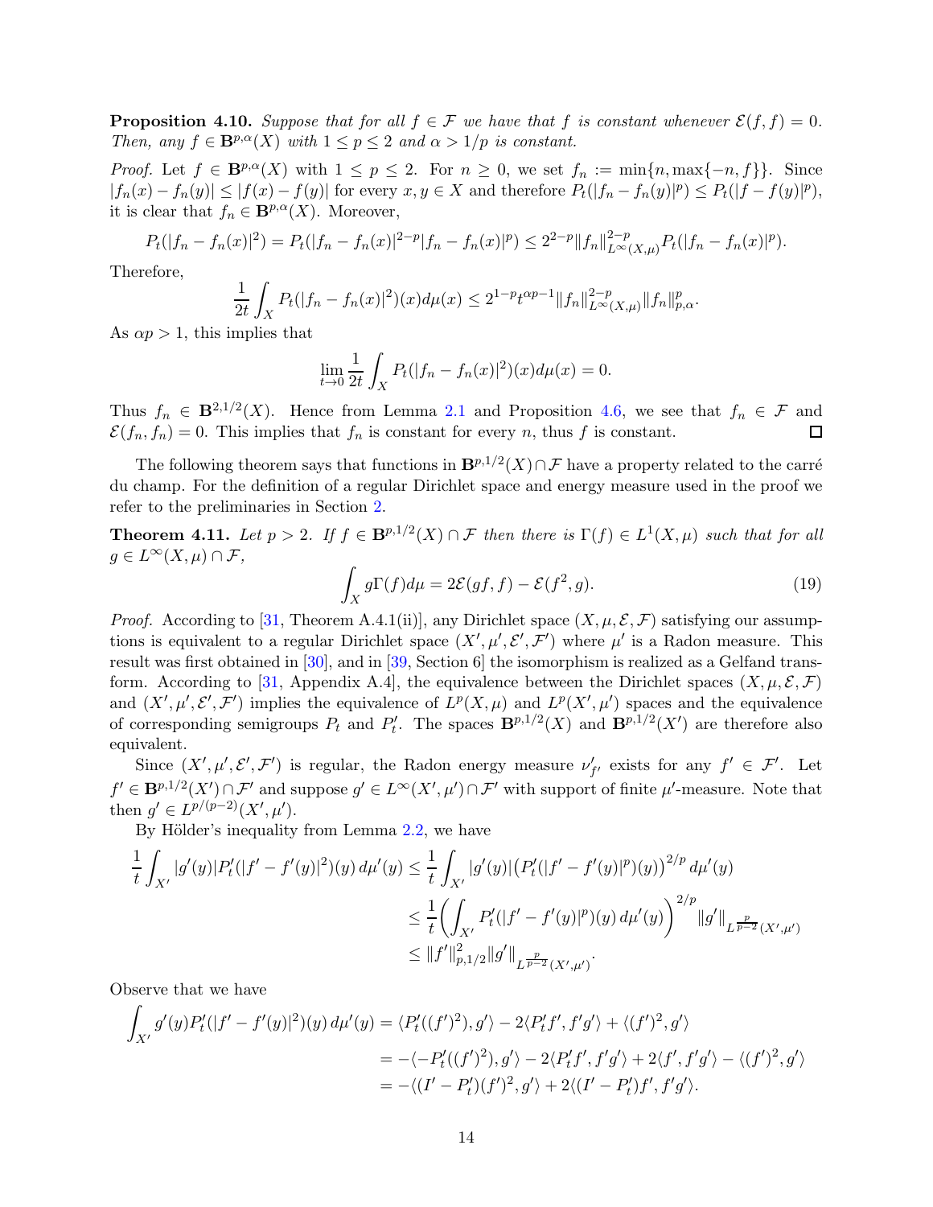**Proposition 4.10.** *Suppose that for all $f \in \mathcal{F}$ we have that $f$ is constant whenever $\mathcal{E}(f,f) = 0$. Then, any $f \in \mathbf{B}^{p,\alpha}(X)$ with $1 \le p \le 2$ and $\alpha > 1/p$ is constant.*

*Proof.* Let $f \in \mathbf{B}^{p,\alpha}(X)$ with $1 \le p \le 2$. For $n \ge 0$, we set $f_n := \min\{n, \max\{-n, f\}\}$. Since $|f_n(x) - f_n(y)| \le |f(x) - f(y)|$ for every $x, y \in X$ and therefore $P_t(|f_n - f_n(y)|^p) \le P_t(|f - f(y)|^p)$, it is clear that $f_n \in \mathbf{B}^{p,\alpha}(X)$. Moreover,

$$P_t(|f_n - f_n(x)|^2) = P_t(|f_n - f_n(x)|^{2-p}|f_n - f_n(x)|^p) \le 2^{2-p}\|f_n\|^{2-p}_{L^\infty(X,\mu)} P_t(|f_n - f_n(x)|^p).$$

Therefore,

$$\frac{1}{2t}\int_X P_t(|f_n - f_n(x)|^2)(x)d\mu(x) \le 2^{1-p}t^{\alpha p - 1}\|f_n\|^{2-p}_{L^\infty(X,\mu)}\|f_n\|^p_{p,\alpha}.$$

As $\alpha p > 1$, this implies that

$$\lim_{t\to 0}\frac{1}{2t}\int_X P_t(|f_n - f_n(x)|^2)(x)d\mu(x) = 0.$$

Thus $f_n \in \mathbf{B}^{2,1/2}(X)$. Hence from Lemma 2.1 and Proposition 4.6, we see that $f_n \in \mathcal{F}$ and $\mathcal{E}(f_n, f_n) = 0$. This implies that $f_n$ is constant for every $n$, thus $f$ is constant. $\square$

The following theorem says that functions in $\mathbf{B}^{p,1/2}(X) \cap \mathcal{F}$ have a property related to the carré du champ. For the definition of a regular Dirichlet space and energy measure used in the proof we refer to the preliminaries in Section 2.

**Theorem 4.11.** *Let $p > 2$. If $f \in \mathbf{B}^{p,1/2}(X) \cap \mathcal{F}$ then there is $\Gamma(f) \in L^1(X,\mu)$ such that for all $g \in L^\infty(X,\mu) \cap \mathcal{F}$,*

$$\int_X g\Gamma(f)d\mu = 2\mathcal{E}(gf, f) - \mathcal{E}(f^2, g). \tag{19}$$

*Proof.* According to [31, Theorem A.4.1(ii)], any Dirichlet space $(X, \mu, \mathcal{E}, \mathcal{F})$ satisfying our assumptions is equivalent to a regular Dirichlet space $(X', \mu', \mathcal{E}', \mathcal{F}')$ where $\mu'$ is a Radon measure. This result was first obtained in [30], and in [39, Section 6] the isomorphism is realized as a Gelfand transform. According to [31, Appendix A.4], the equivalence between the Dirichlet spaces $(X, \mu, \mathcal{E}, \mathcal{F})$ and $(X', \mu', \mathcal{E}', \mathcal{F}')$ implies the equivalence of $L^p(X,\mu)$ and $L^p(X',\mu')$ spaces and the equivalence of corresponding semigroups $P_t$ and $P'_t$. The spaces $\mathbf{B}^{p,1/2}(X)$ and $\mathbf{B}^{p,1/2}(X')$ are therefore also equivalent.

Since $(X', \mu', \mathcal{E}', \mathcal{F}')$ is regular, the Radon energy measure $\nu'_{f'}$ exists for any $f' \in \mathcal{F}'$. Let $f' \in \mathbf{B}^{p,1/2}(X') \cap \mathcal{F}'$ and suppose $g' \in L^\infty(X',\mu') \cap \mathcal{F}'$ with support of finite $\mu'$-measure. Note that then $g' \in L^{p/(p-2)}(X',\mu')$.

By Hölder's inequality from Lemma 2.2, we have

$$\begin{aligned}
\frac{1}{t}\int_{X'} |g'(y)|P'_t(|f' - f'(y)|^2)(y)\,d\mu'(y) &\le \frac{1}{t}\int_{X'} |g'(y)|\big(P'_t(|f' - f'(y)|^p)(y)\big)^{2/p}\,d\mu'(y) \\
&\le \frac{1}{t}\left(\int_{X'} P'_t(|f' - f'(y)|^p)(y)\,d\mu'(y)\right)^{2/p}\|g'\|_{L^{\frac{p}{p-2}}(X',\mu')} \\
&\le \|f'\|^2_{p,1/2}\|g'\|_{L^{\frac{p}{p-2}}(X',\mu')}.
\end{aligned}$$

Observe that we have

$$\begin{aligned}
\int_{X'} g'(y)P'_t(|f' - f'(y)|^2)(y)\,d\mu'(y) &= \langle P'_t((f')^2), g'\rangle - 2\langle P'_t f', f'g'\rangle + \langle (f')^2, g'\rangle \\
&= -\langle -P'_t((f')^2), g'\rangle - 2\langle P'_t f', f'g'\rangle + 2\langle f', f'g'\rangle - \langle (f')^2, g'\rangle \\
&= -\langle (I' - P'_t)(f')^2, g'\rangle + 2\langle (I' - P'_t)f', f'g'\rangle.
\end{aligned}$$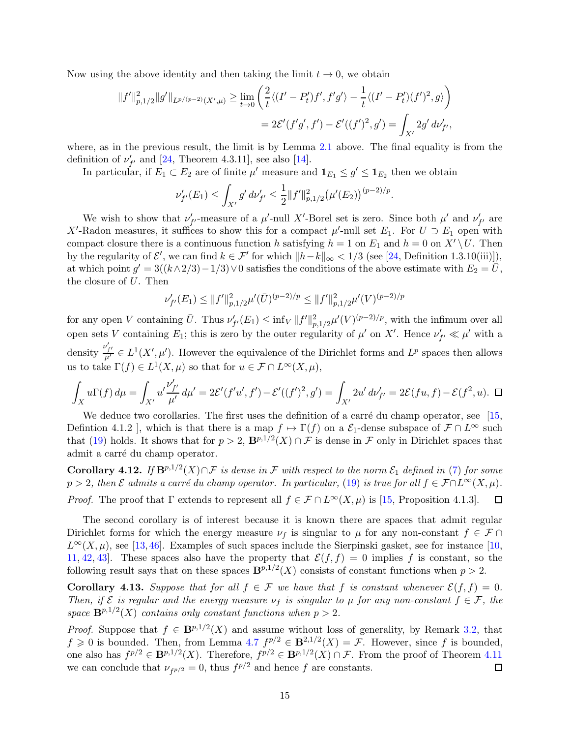Now using the above identity and then taking the limit $t \to 0$, we obtain

$$\|f'\|_{p,1/2}^2 \|g'\|_{L^{p/(p-2)}(X',\mu)} \geq \lim_{t\to 0} \left( \frac{2}{t} \langle (I' - P_t')f', f'g' \rangle - \frac{1}{t} \langle (I' - P_t')(f')^2, g \rangle \right)$$
$$= 2\mathcal{E}'(f'g', f') - \mathcal{E}'((f')^2, g') = \int_{X'} 2g' \, d\nu'_{f'},$$

where, as in the previous result, the limit is by Lemma 2.1 above. The final equality is from the definition of $\nu'_{f'}$ and [24, Theorem 4.3.11], see also [14].

In particular, if $E_1 \subset E_2$ are of finite $\mu'$ measure and $\mathbf{1}_{E_1} \leq g' \leq \mathbf{1}_{E_2}$ then we obtain

$$\nu'_{f'}(E_1) \leq \int_{X'} g' \, d\nu'_{f'} \leq \frac{1}{2} \|f'\|_{p,1/2}^2 \big(\mu'(E_2)\big)^{(p-2)/p}.$$

We wish to show that $\nu'_{f'}$-measure of a $\mu'$-null $X'$-Borel set is zero. Since both $\mu'$ and $\nu'_{f'}$ are $X'$-Radon measures, it suffices to show this for a compact $\mu'$-null set $E_1$. For $U \supset E_1$ open with compact closure there is a continuous function $h$ satisfying $h = 1$ on $E_1$ and $h = 0$ on $X' \setminus U$. Then by the regularity of $\mathcal{E}'$, we can find $k \in \mathcal{F}'$ for which $\|h - k\|_\infty < 1/3$ (see [24, Definition 1.3.10(iii)]), at which point $g' = 3((k \wedge 2/3) - 1/3) \vee 0$ satisfies the conditions of the above estimate with $E_2 = \bar{U}$, the closure of $U$. Then

$$\nu'_{f'}(E_1) \leq \|f'\|_{p,1/2}^2 \mu'(\bar{U})^{(p-2)/p} \leq \|f'\|_{p,1/2}^2 \mu'(V)^{(p-2)/p}$$

for any open $V$ containing $\bar{U}$. Thus $\nu'_{f'}(E_1) \leq \inf_V \|f'\|_{p,1/2}^2 \mu'(V)^{(p-2)/p}$, with the infimum over all open sets $V$ containing $E_1$; this is zero by the outer regularity of $\mu'$ on $X'$. Hence $\nu'_{f'} \ll \mu'$ with a density $\frac{\nu'_{f'}}{\mu'} \in L^1(X', \mu')$. However the equivalence of the Dirichlet forms and $L^p$ spaces then allows us to take $\Gamma(f) \in L^1(X, \mu)$ so that for $u \in \mathcal{F} \cap L^\infty(X, \mu)$,

$$\int_X u\Gamma(f) \, d\mu = \int_{X'} u' \frac{\nu'_{f'}}{\mu'} \, d\mu' = 2\mathcal{E}'(f'u', f') - \mathcal{E}'((f')^2, g') = \int_{X'} 2u' \, d\nu'_{f'} = 2\mathcal{E}(fu, f) - \mathcal{E}(f^2, u). \quad \square$$

We deduce two corollaries. The first uses the definition of a carré du champ operator, see [15, Defintion 4.1.2 ], which is that there is a map $f \mapsto \Gamma(f)$ on a $\mathcal{E}_1$-dense subspace of $\mathcal{F} \cap L^\infty$ such that (19) holds. It shows that for $p > 2$, $\mathbf{B}^{p,1/2}(X) \cap \mathcal{F}$ is dense in $\mathcal{F}$ only in Dirichlet spaces that admit a carré du champ operator.

**Corollary 4.12.** *If $\mathbf{B}^{p,1/2}(X) \cap \mathcal{F}$ is dense in $\mathcal{F}$ with respect to the norm $\mathcal{E}_1$ defined in (7) for some $p > 2$, then $\mathcal{E}$ admits a carré du champ operator. In particular, (19) is true for all $f \in \mathcal{F} \cap L^\infty(X, \mu)$.*

*Proof.* The proof that $\Gamma$ extends to represent all $f \in \mathcal{F} \cap L^\infty(X, \mu)$ is [15, Proposition 4.1.3]. $\square$

The second corollary is of interest because it is known there are spaces that admit regular Dirichlet forms for which the energy measure $\nu_f$ is singular to $\mu$ for any non-constant $f \in \mathcal{F} \cap L^\infty(X, \mu)$, see [13, 46]. Examples of such spaces include the Sierpinski gasket, see for instance [10, 11, 42, 43]. These spaces also have the property that $\mathcal{E}(f, f) = 0$ implies $f$ is constant, so the following result says that on these spaces $\mathbf{B}^{p,1/2}(X)$ consists of constant functions when $p > 2$.

**Corollary 4.13.** *Suppose that for all $f \in \mathcal{F}$ we have that $f$ is constant whenever $\mathcal{E}(f, f) = 0$. Then, if $\mathcal{E}$ is regular and the energy measure $\nu_f$ is singular to $\mu$ for any non-constant $f \in \mathcal{F}$, the space $\mathbf{B}^{p,1/2}(X)$ contains only constant functions when $p > 2$.*

*Proof.* Suppose that $f \in \mathbf{B}^{p,1/2}(X)$ and assume without loss of generality, by Remark 3.2, that $f \geqslant 0$ is bounded. Then, from Lemma 4.7 $f^{p/2} \in \mathbf{B}^{2,1/2}(X) = \mathcal{F}$. However, since $f$ is bounded, one also has $f^{p/2} \in \mathbf{B}^{p,1/2}(X)$. Therefore, $f^{p/2} \in \mathbf{B}^{p,1/2}(X) \cap \mathcal{F}$. From the proof of Theorem 4.11 we can conclude that $\nu_{f^{p/2}} = 0$, thus $f^{p/2}$ and hence $f$ are constants. $\square$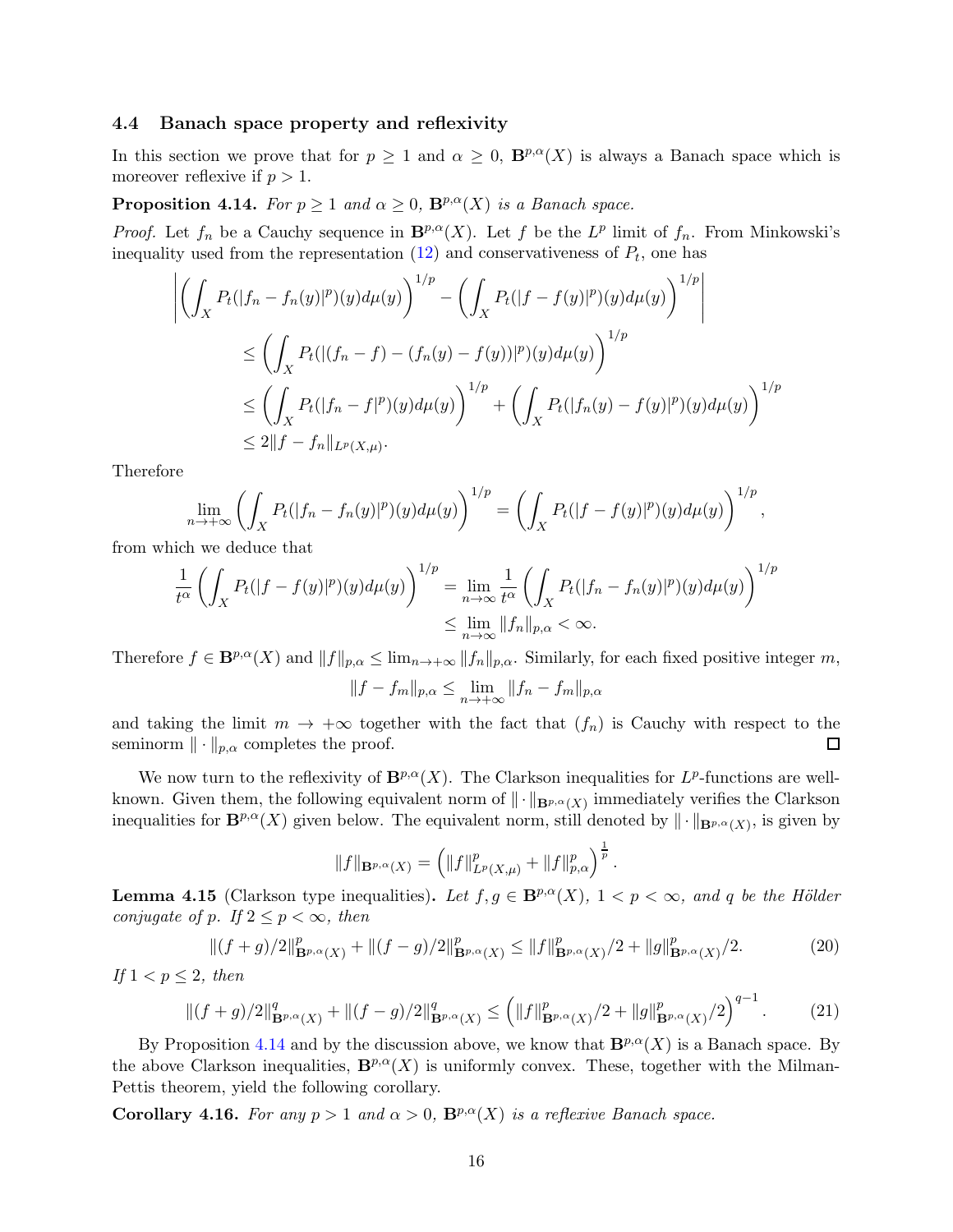### 4.4 Banach space property and reflexivity

In this section we prove that for $p \geq 1$ and $\alpha \geq 0$, $\mathbf{B}^{p,\alpha}(X)$ is always a Banach space which is moreover reflexive if $p > 1$.

**Proposition 4.14.** *For $p \geq 1$ and $\alpha \geq 0$, $\mathbf{B}^{p,\alpha}(X)$ is a Banach space.*

*Proof.* Let $f_n$ be a Cauchy sequence in $\mathbf{B}^{p,\alpha}(X)$. Let $f$ be the $L^p$ limit of $f_n$. From Minkowski's inequality used from the representation (12) and conservativeness of $P_t$, one has

$$
\begin{aligned}
&\left| \left( \int_X P_t(|f_n - f_n(y)|^p)(y) d\mu(y) \right)^{1/p} - \left( \int_X P_t(|f - f(y)|^p)(y) d\mu(y) \right)^{1/p} \right| \\
&\leq \left( \int_X P_t(|(f_n - f) - (f_n(y) - f(y))|^p)(y) d\mu(y) \right)^{1/p} \\
&\leq \left( \int_X P_t(|f_n - f|^p)(y) d\mu(y) \right)^{1/p} + \left( \int_X P_t(|f_n(y) - f(y)|^p)(y) d\mu(y) \right)^{1/p} \\
&\leq 2\|f - f_n\|_{L^p(X,\mu)}.
\end{aligned}
$$

Therefore

$$
\lim_{n \to +\infty} \left( \int_X P_t(|f_n - f_n(y)|^p)(y) d\mu(y) \right)^{1/p} = \left( \int_X P_t(|f - f(y)|^p)(y) d\mu(y) \right)^{1/p},
$$

from which we deduce that

$$
\begin{aligned}
\frac{1}{t^\alpha} \left( \int_X P_t(|f - f(y)|^p)(y) d\mu(y) \right)^{1/p} &= \lim_{n \to \infty} \frac{1}{t^\alpha} \left( \int_X P_t(|f_n - f_n(y)|^p)(y) d\mu(y) \right)^{1/p} \\
&\leq \lim_{n \to \infty} \|f_n\|_{p,\alpha} < \infty.
\end{aligned}
$$

Therefore $f \in \mathbf{B}^{p,\alpha}(X)$ and $\|f\|_{p,\alpha} \leq \lim_{n \to +\infty} \|f_n\|_{p,\alpha}$. Similarly, for each fixed positive integer $m$,

$$
\|f - f_m\|_{p,\alpha} \leq \lim_{n \to +\infty} \|f_n - f_m\|_{p,\alpha}
$$

and taking the limit $m \to +\infty$ together with the fact that $(f_n)$ is Cauchy with respect to the seminorm $\| \cdot \|_{p,\alpha}$ completes the proof. $\square$

We now turn to the reflexivity of $\mathbf{B}^{p,\alpha}(X)$. The Clarkson inequalities for $L^p$-functions are well-known. Given them, the following equivalent norm of $\| \cdot \|_{\mathbf{B}^{p,\alpha}(X)}$ immediately verifies the Clarkson inequalities for $\mathbf{B}^{p,\alpha}(X)$ given below. The equivalent norm, still denoted by $\| \cdot \|_{\mathbf{B}^{p,\alpha}(X)}$, is given by

$$
\|f\|_{\mathbf{B}^{p,\alpha}(X)} = \left( \|f\|_{L^p(X,\mu)}^p + \|f\|_{p,\alpha}^p \right)^{\frac{1}{p}}.
$$

**Lemma 4.15** (Clarkson type inequalities)**.** *Let $f, g \in \mathbf{B}^{p,\alpha}(X)$, $1 < p < \infty$, and $q$ be the Hölder conjugate of $p$. If $2 \leq p < \infty$, then*

$$
\|(f+g)/2\|_{\mathbf{B}^{p,\alpha}(X)}^p + \|(f-g)/2\|_{\mathbf{B}^{p,\alpha}(X)}^p \leq \|f\|_{\mathbf{B}^{p,\alpha}(X)}^p/2 + \|g\|_{\mathbf{B}^{p,\alpha}(X)}^p/2. \tag{20}
$$

*If $1 < p \leq 2$, then*

$$
\|(f+g)/2\|_{\mathbf{B}^{p,\alpha}(X)}^q + \|(f-g)/2\|_{\mathbf{B}^{p,\alpha}(X)}^q \leq \left( \|f\|_{\mathbf{B}^{p,\alpha}(X)}^p/2 + \|g\|_{\mathbf{B}^{p,\alpha}(X)}^p/2 \right)^{q-1}. \tag{21}
$$

By Proposition 4.14 and by the discussion above, we know that $\mathbf{B}^{p,\alpha}(X)$ is a Banach space. By the above Clarkson inequalities, $\mathbf{B}^{p,\alpha}(X)$ is uniformly convex. These, together with the Milman-Pettis theorem, yield the following corollary.

**Corollary 4.16.** *For any $p > 1$ and $\alpha > 0$, $\mathbf{B}^{p,\alpha}(X)$ is a reflexive Banach space.*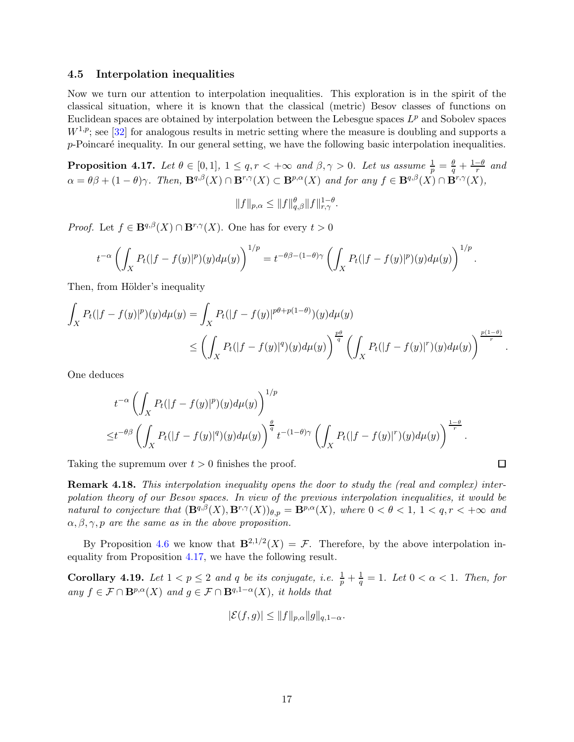### 4.5 Interpolation inequalities

Now we turn our attention to interpolation inequalities. This exploration is in the spirit of the classical situation, where it is known that the classical (metric) Besov classes of functions on Euclidean spaces are obtained by interpolation between the Lebesgue spaces $L^p$ and Sobolev spaces $W^{1,p}$; see [32] for analogous results in metric setting where the measure is doubling and supports a $p$-Poincaré inequality. In our general setting, we have the following basic interpolation inequalities.

**Proposition 4.17.** *Let $\theta \in [0,1]$, $1 \le q, r < +\infty$ and $\beta, \gamma > 0$. Let us assume $\frac{1}{p} = \frac{\theta}{q} + \frac{1-\theta}{r}$ and $\alpha = \theta\beta + (1-\theta)\gamma$. Then, $\mathbf{B}^{q,\beta}(X) \cap \mathbf{B}^{r,\gamma}(X) \subset \mathbf{B}^{p,\alpha}(X)$ and for any $f \in \mathbf{B}^{q,\beta}(X) \cap \mathbf{B}^{r,\gamma}(X)$,*

$$\|f\|_{p,\alpha} \le \|f\|_{q,\beta}^{\theta} \|f\|_{r,\gamma}^{1-\theta}.$$

*Proof.* Let $f \in \mathbf{B}^{q,\beta}(X) \cap \mathbf{B}^{r,\gamma}(X)$. One has for every $t > 0$

$$t^{-\alpha} \left( \int_X P_t(|f - f(y)|^p)(y) d\mu(y) \right)^{1/p} = t^{-\theta\beta - (1-\theta)\gamma} \left( \int_X P_t(|f - f(y)|^p)(y) d\mu(y) \right)^{1/p}.$$

Then, from Hölder's inequality

$$\begin{aligned}
\int_X P_t(|f - f(y)|^p)(y) d\mu(y) &= \int_X P_t(|f - f(y)|^{p\theta + p(1-\theta)})(y) d\mu(y) \\
&\le \left( \int_X P_t(|f - f(y)|^q)(y) d\mu(y) \right)^{\frac{p\theta}{q}} \left( \int_X P_t(|f - f(y)|^r)(y) d\mu(y) \right)^{\frac{p(1-\theta)}{r}}.
\end{aligned}$$

One deduces

$$\begin{aligned}
& t^{-\alpha} \left( \int_X P_t(|f - f(y)|^p)(y) d\mu(y) \right)^{1/p} \\
\le & t^{-\theta\beta} \left( \int_X P_t(|f - f(y)|^q)(y) d\mu(y) \right)^{\frac{\theta}{q}} t^{-(1-\theta)\gamma} \left( \int_X P_t(|f - f(y)|^r)(y) d\mu(y) \right)^{\frac{1-\theta}{r}}.
\end{aligned}$$

Taking the supremum over $t > 0$ finishes the proof. $\square$

**Remark 4.18.** *This interpolation inequality opens the door to study the (real and complex) interpolation theory of our Besov spaces. In view of the previous interpolation inequalities, it would be natural to conjecture that $(\mathbf{B}^{q,\beta}(X), \mathbf{B}^{r,\gamma}(X))_{\theta,p} = \mathbf{B}^{p,\alpha}(X)$, where $0 < \theta < 1$, $1 < q, r < +\infty$ and $\alpha, \beta, \gamma, p$ are the same as in the above proposition.*

By Proposition 4.6 we know that $\mathbf{B}^{2,1/2}(X) = \mathcal{F}$. Therefore, by the above interpolation inequality from Proposition 4.17, we have the following result.

**Corollary 4.19.** *Let $1 < p \le 2$ and $q$ be its conjugate, i.e. $\frac{1}{p} + \frac{1}{q} = 1$. Let $0 < \alpha < 1$. Then, for any $f \in \mathcal{F} \cap \mathbf{B}^{p,\alpha}(X)$ and $g \in \mathcal{F} \cap \mathbf{B}^{q,1-\alpha}(X)$, it holds that*

$$|\mathcal{E}(f,g)| \le \|f\|_{p,\alpha} \|g\|_{q,1-\alpha}.$$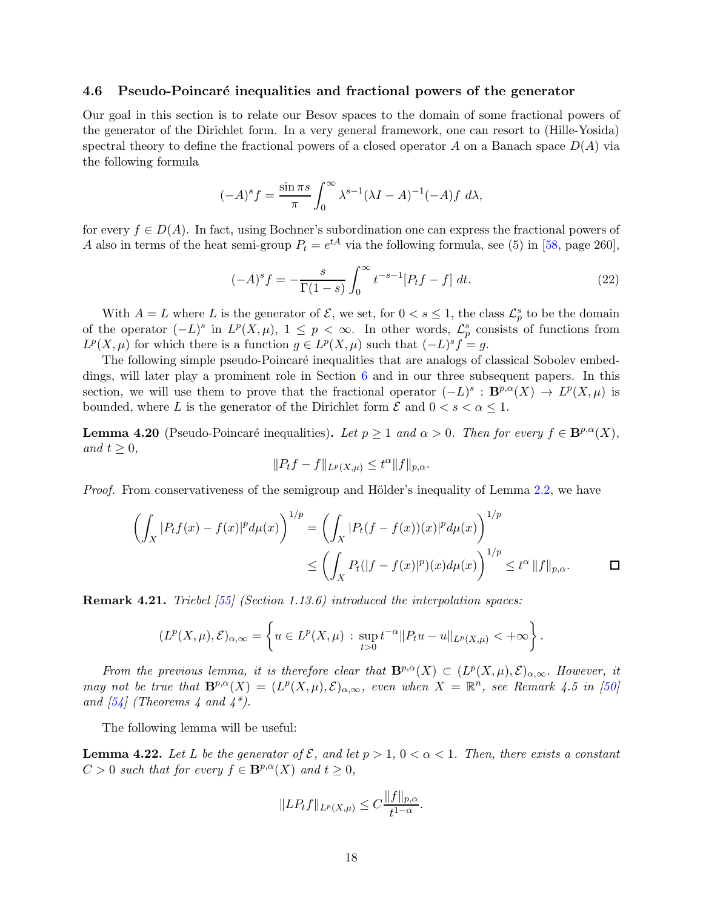### 4.6 Pseudo-Poincaré inequalities and fractional powers of the generator

Our goal in this section is to relate our Besov spaces to the domain of some fractional powers of the generator of the Dirichlet form. In a very general framework, one can resort to (Hille-Yosida) spectral theory to define the fractional powers of a closed operator $A$ on a Banach space $D(A)$ via the following formula

$$(-A)^s f = \frac{\sin \pi s}{\pi} \int_0^\infty \lambda^{s-1} (\lambda I - A)^{-1} (-A) f \, d\lambda,$$

for every $f \in D(A)$. In fact, using Bochner's subordination one can express the fractional powers of $A$ also in terms of the heat semi-group $P_t = e^{tA}$ via the following formula, see (5) in [58, page 260],

$$(-A)^s f = -\frac{s}{\Gamma(1-s)} \int_0^\infty t^{-s-1} [P_t f - f] \, dt. \tag{22}$$

With $A = L$ where $L$ is the generator of $\mathcal{E}$, we set, for $0 < s \leq 1$, the class $\mathcal{L}_p^s$ to be the domain of the operator $(-L)^s$ in $L^p(X, \mu)$, $1 \leq p < \infty$. In other words, $\mathcal{L}_p^s$ consists of functions from $L^p(X, \mu)$ for which there is a function $g \in L^p(X, \mu)$ such that $(-L)^s f = g$.

The following simple pseudo-Poincaré inequalities that are analogs of classical Sobolev embeddings, will later play a prominent role in Section 6 and in our three subsequent papers. In this section, we will use them to prove that the fractional operator $(-L)^s : \mathbf{B}^{p,\alpha}(X) \to L^p(X, \mu)$ is bounded, where $L$ is the generator of the Dirichlet form $\mathcal{E}$ and $0 < s < \alpha \leq 1$.

**Lemma 4.20** (Pseudo-Poincaré inequalities)**.** *Let $p \geq 1$ and $\alpha > 0$. Then for every $f \in \mathbf{B}^{p,\alpha}(X)$, and $t \geq 0$,*

$$\|P_t f - f\|_{L^p(X,\mu)} \leq t^\alpha \|f\|_{p,\alpha}.$$

*Proof.* From conservativeness of the semigroup and Hölder's inequality of Lemma 2.2, we have

$$\begin{aligned}
\left( \int_X |P_t f(x) - f(x)|^p d\mu(x) \right)^{1/p} &= \left( \int_X |P_t(f - f(x))(x)|^p d\mu(x) \right)^{1/p} \\
&\leq \left( \int_X P_t(|f - f(x)|^p)(x) d\mu(x) \right)^{1/p} \leq t^\alpha \|f\|_{p,\alpha}.
\end{aligned}$$

□

**Remark 4.21.** *Triebel [55] (Section 1.13.6) introduced the interpolation spaces:*

$$(L^p(X,\mu), \mathcal{E})_{\alpha,\infty} = \left\{ u \in L^p(X,\mu) \, : \, \sup_{t>0} t^{-\alpha} \|P_t u - u\|_{L^p(X,\mu)} < +\infty \right\}.$$

*From the previous lemma, it is therefore clear that $\mathbf{B}^{p,\alpha}(X) \subset (L^p(X,\mu), \mathcal{E})_{\alpha,\infty}$. However, it may not be true that $\mathbf{B}^{p,\alpha}(X) = (L^p(X,\mu), \mathcal{E})_{\alpha,\infty}$, even when $X = \mathbb{R}^n$, see Remark 4.5 in [50] and [54] (Theorems 4 and 4\*).*

The following lemma will be useful:

**Lemma 4.22.** *Let $L$ be the generator of $\mathcal{E}$, and let $p > 1$, $0 < \alpha < 1$. Then, there exists a constant $C > 0$ such that for every $f \in \mathbf{B}^{p,\alpha}(X)$ and $t \geq 0$,*

$$\|L P_t f\|_{L^p(X,\mu)} \leq C \frac{\|f\|_{p,\alpha}}{t^{1-\alpha}}.$$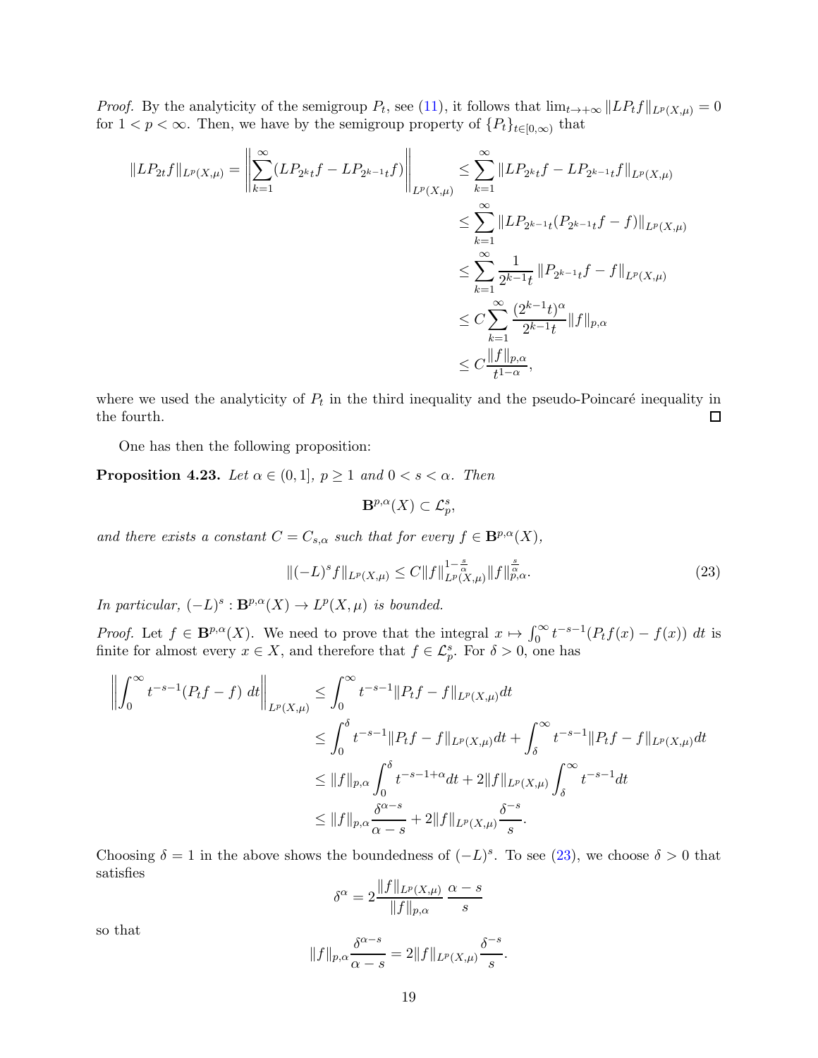*Proof.* By the analyticity of the semigroup $P_t$, see (11), it follows that $\lim_{t\to+\infty} \|LP_t f\|_{L^p(X,\mu)} = 0$ for $1 < p < \infty$. Then, we have by the semigroup property of $\{P_t\}_{t\in[0,\infty)}$ that

$$
\begin{aligned}
\|LP_{2t}f\|_{L^p(X,\mu)} = \left\| \sum_{k=1}^{\infty} (LP_{2^k t}f - LP_{2^{k-1}t}f) \right\|_{L^p(X,\mu)} &\le \sum_{k=1}^{\infty} \|LP_{2^k t}f - LP_{2^{k-1}t}f\|_{L^p(X,\mu)} \\
&\le \sum_{k=1}^{\infty} \|LP_{2^{k-1}t}(P_{2^{k-1}t}f - f)\|_{L^p(X,\mu)} \\
&\le \sum_{k=1}^{\infty} \frac{1}{2^{k-1}t} \|P_{2^{k-1}t}f - f\|_{L^p(X,\mu)} \\
&\le C \sum_{k=1}^{\infty} \frac{(2^{k-1}t)^{\alpha}}{2^{k-1}t} \|f\|_{p,\alpha} \\
&\le C \frac{\|f\|_{p,\alpha}}{t^{1-\alpha}},
\end{aligned}
$$

where we used the analyticity of $P_t$ in the third inequality and the pseudo-Poincaré inequality in the fourth. □

One has then the following proposition:

**Proposition 4.23.** *Let $\alpha \in (0,1]$, $p \ge 1$ and $0 < s < \alpha$. Then*

$$
\mathbf{B}^{p,\alpha}(X) \subset \mathcal{L}_p^s,
$$

*and there exists a constant $C = C_{s,\alpha}$ such that for every $f \in \mathbf{B}^{p,\alpha}(X)$,*

$$
\|(-L)^s f\|_{L^p(X,\mu)} \le C \|f\|_{L^p(X,\mu)}^{1-\frac{s}{\alpha}} \|f\|_{p,\alpha}^{\frac{s}{\alpha}}. \tag{23}
$$

*In particular, $(-L)^s : \mathbf{B}^{p,\alpha}(X) \to L^p(X,\mu)$ is bounded.*

*Proof.* Let $f \in \mathbf{B}^{p,\alpha}(X)$. We need to prove that the integral $x \mapsto \int_0^\infty t^{-s-1}(P_t f(x) - f(x))\, dt$ is finite for almost every $x \in X$, and therefore that $f \in \mathcal{L}_p^s$. For $\delta > 0$, one has

$$
\begin{aligned}
\left\| \int_0^\infty t^{-s-1}(P_t f - f)\, dt \right\|_{L^p(X,\mu)} &\le \int_0^\infty t^{-s-1} \|P_t f - f\|_{L^p(X,\mu)} dt \\
&\le \int_0^\delta t^{-s-1} \|P_t f - f\|_{L^p(X,\mu)} dt + \int_\delta^\infty t^{-s-1} \|P_t f - f\|_{L^p(X,\mu)} dt \\
&\le \|f\|_{p,\alpha} \int_0^\delta t^{-s-1+\alpha} dt + 2\|f\|_{L^p(X,\mu)} \int_\delta^\infty t^{-s-1} dt \\
&\le \|f\|_{p,\alpha} \frac{\delta^{\alpha-s}}{\alpha - s} + 2\|f\|_{L^p(X,\mu)} \frac{\delta^{-s}}{s}.
\end{aligned}
$$

Choosing $\delta = 1$ in the above shows the boundedness of $(-L)^s$. To see (23), we choose $\delta > 0$ that satisfies

$$
\delta^\alpha = 2 \frac{\|f\|_{L^p(X,\mu)}}{\|f\|_{p,\alpha}} \frac{\alpha - s}{s}
$$

so that

$$
\|f\|_{p,\alpha} \frac{\delta^{\alpha-s}}{\alpha - s} = 2\|f\|_{L^p(X,\mu)} \frac{\delta^{-s}}{s}.
$$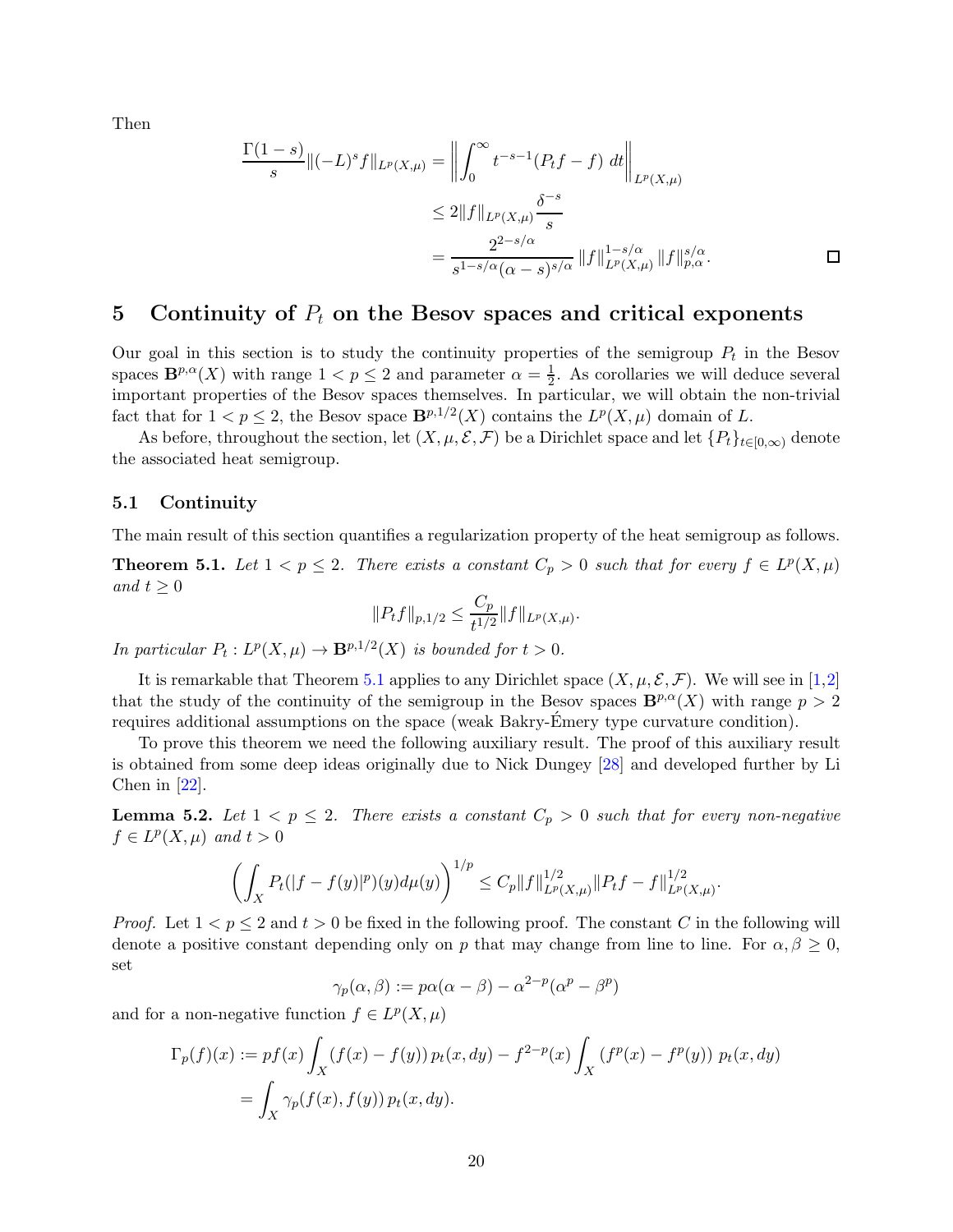Then

$$
\begin{aligned}
\frac{\Gamma(1-s)}{s}\|(-L)^s f\|_{L^p(X,\mu)} &= \left\| \int_0^\infty t^{-s-1}(P_t f - f)\, dt \right\|_{L^p(X,\mu)} \\
&\le 2\|f\|_{L^p(X,\mu)} \frac{\delta^{-s}}{s} \\
&= \frac{2^{2-s/\alpha}}{s^{1-s/\alpha}(\alpha-s)^{s/\alpha}} \|f\|_{L^p(X,\mu)}^{1-s/\alpha} \|f\|_{p,\alpha}^{s/\alpha}.
\end{aligned}
$$

□

## 5 Continuity of $P_t$ on the Besov spaces and critical exponents

Our goal in this section is to study the continuity properties of the semigroup $P_t$ in the Besov spaces $\mathbf{B}^{p,\alpha}(X)$ with range $1 < p \le 2$ and parameter $\alpha = \frac{1}{2}$. As corollaries we will deduce several important properties of the Besov spaces themselves. In particular, we will obtain the non-trivial fact that for $1 < p \le 2$, the Besov space $\mathbf{B}^{p,1/2}(X)$ contains the $L^p(X,\mu)$ domain of $L$.

As before, throughout the section, let $(X, \mu, \mathcal{E}, \mathcal{F})$ be a Dirichlet space and let $\{P_t\}_{t\in[0,\infty)}$ denote the associated heat semigroup.

### 5.1 Continuity

The main result of this section quantifies a regularization property of the heat semigroup as follows.

**Theorem 5.1.** *Let $1 < p \le 2$. There exists a constant $C_p > 0$ such that for every $f \in L^p(X,\mu)$ and $t \ge 0$*

$$
\|P_t f\|_{p,1/2} \le \frac{C_p}{t^{1/2}} \|f\|_{L^p(X,\mu)}.
$$

*In particular $P_t : L^p(X,\mu) \to \mathbf{B}^{p,1/2}(X)$ is bounded for $t > 0$.*

It is remarkable that Theorem 5.1 applies to any Dirichlet space $(X, \mu, \mathcal{E}, \mathcal{F})$. We will see in [1,2] that the study of the continuity of the semigroup in the Besov spaces $\mathbf{B}^{p,\alpha}(X)$ with range $p > 2$ requires additional assumptions on the space (weak Bakry-Émery type curvature condition).

To prove this theorem we need the following auxiliary result. The proof of this auxiliary result is obtained from some deep ideas originally due to Nick Dungey [28] and developed further by Li Chen in [22].

**Lemma 5.2.** *Let $1 < p \le 2$. There exists a constant $C_p > 0$ such that for every non-negative $f \in L^p(X,\mu)$ and $t > 0$*

$$
\left( \int_X P_t(|f - f(y)|^p)(y) d\mu(y) \right)^{1/p} \le C_p \|f\|_{L^p(X,\mu)}^{1/2} \|P_t f - f\|_{L^p(X,\mu)}^{1/2}.
$$

*Proof.* Let $1 < p \le 2$ and $t > 0$ be fixed in the following proof. The constant $C$ in the following will denote a positive constant depending only on $p$ that may change from line to line. For $\alpha, \beta \ge 0$, set

$$
\gamma_p(\alpha, \beta) := p\alpha(\alpha - \beta) - \alpha^{2-p}(\alpha^p - \beta^p)
$$

and for a non-negative function $f \in L^p(X,\mu)$

$$
\begin{aligned}
\Gamma_p(f)(x) &:= pf(x) \int_X (f(x) - f(y))\, p_t(x, dy) - f^{2-p}(x) \int_X (f^p(x) - f^p(y))\, p_t(x, dy) \\
&= \int_X \gamma_p(f(x), f(y))\, p_t(x, dy).
\end{aligned}
$$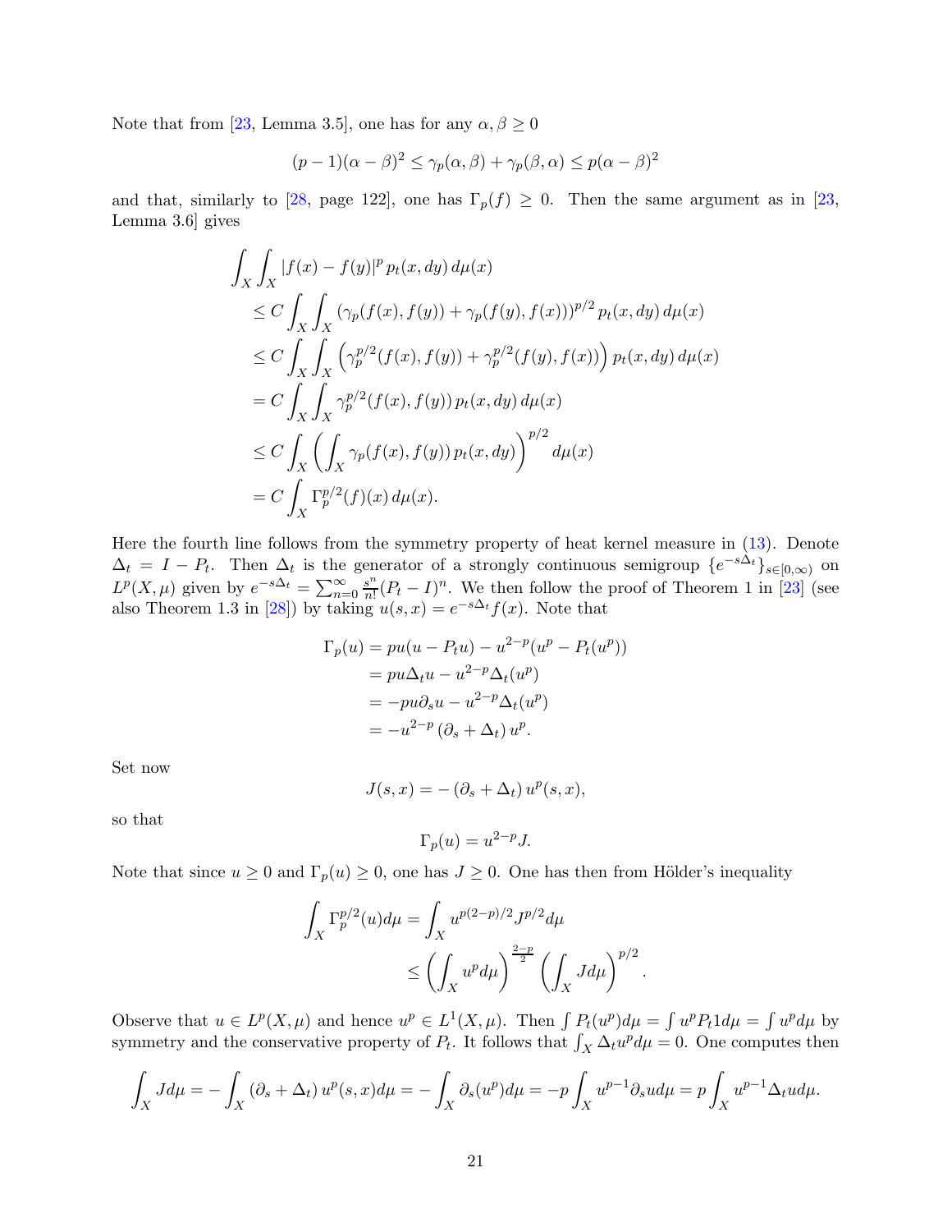Note that from [23, Lemma 3.5], one has for any $\alpha, \beta \geq 0$

$$(p-1)(\alpha-\beta)^2 \leq \gamma_p(\alpha,\beta) + \gamma_p(\beta,\alpha) \leq p(\alpha-\beta)^2$$

and that, similarly to [28, page 122], one has $\Gamma_p(f) \geq 0$. Then the same argument as in [23, Lemma 3.6] gives

$$\begin{aligned}
&\int_X \int_X |f(x)-f(y)|^p \, p_t(x,dy)\, d\mu(x) \\
&\leq C \int_X \int_X \left(\gamma_p(f(x),f(y)) + \gamma_p(f(y),f(x))\right)^{p/2} p_t(x,dy)\, d\mu(x) \\
&\leq C \int_X \int_X \left(\gamma_p^{p/2}(f(x),f(y)) + \gamma_p^{p/2}(f(y),f(x))\right) p_t(x,dy)\, d\mu(x) \\
&= C \int_X \int_X \gamma_p^{p/2}(f(x),f(y))\, p_t(x,dy)\, d\mu(x) \\
&\leq C \int_X \left(\int_X \gamma_p(f(x),f(y))\, p_t(x,dy)\right)^{p/2} d\mu(x) \\
&= C \int_X \Gamma_p^{p/2}(f)(x)\, d\mu(x).
\end{aligned}$$

Here the fourth line follows from the symmetry property of heat kernel measure in (13). Denote $\Delta_t = I - P_t$. Then $\Delta_t$ is the generator of a strongly continuous semigroup $\{e^{-s\Delta_t}\}_{s\in[0,\infty)}$ on $L^p(X,\mu)$ given by $e^{-s\Delta_t} = \sum_{n=0}^{\infty} \frac{s^n}{n!}(P_t - I)^n$. We then follow the proof of Theorem 1 in [23] (see also Theorem 1.3 in [28]) by taking $u(s,x) = e^{-s\Delta_t} f(x)$. Note that

$$\begin{aligned}
\Gamma_p(u) &= pu(u - P_t u) - u^{2-p}(u^p - P_t(u^p)) \\
&= pu\Delta_t u - u^{2-p}\Delta_t(u^p) \\
&= -pu\partial_s u - u^{2-p}\Delta_t(u^p) \\
&= -u^{2-p}\left(\partial_s + \Delta_t\right) u^p.
\end{aligned}$$

Set now

$$J(s,x) = -\left(\partial_s + \Delta_t\right) u^p(s,x),$$

so that

$$\Gamma_p(u) = u^{2-p} J.$$

Note that since $u \geq 0$ and $\Gamma_p(u) \geq 0$, one has $J \geq 0$. One has then from Hölder's inequality

$$\begin{aligned}
\int_X \Gamma_p^{p/2}(u) d\mu &= \int_X u^{p(2-p)/2} J^{p/2} d\mu \\
&\leq \left(\int_X u^p d\mu\right)^{\frac{2-p}{2}} \left(\int_X J d\mu\right)^{p/2}.
\end{aligned}$$

Observe that $u \in L^p(X,\mu)$ and hence $u^p \in L^1(X,\mu)$. Then $\int P_t(u^p) d\mu = \int u^p P_t 1 d\mu = \int u^p d\mu$ by symmetry and the conservative property of $P_t$. It follows that $\int_X \Delta_t u^p d\mu = 0$. One computes then

$$\int_X J d\mu = -\int_X \left(\partial_s + \Delta_t\right) u^p(s,x) d\mu = -\int_X \partial_s(u^p) d\mu = -p\int_X u^{p-1}\partial_s u d\mu = p\int_X u^{p-1}\Delta_t u d\mu.$$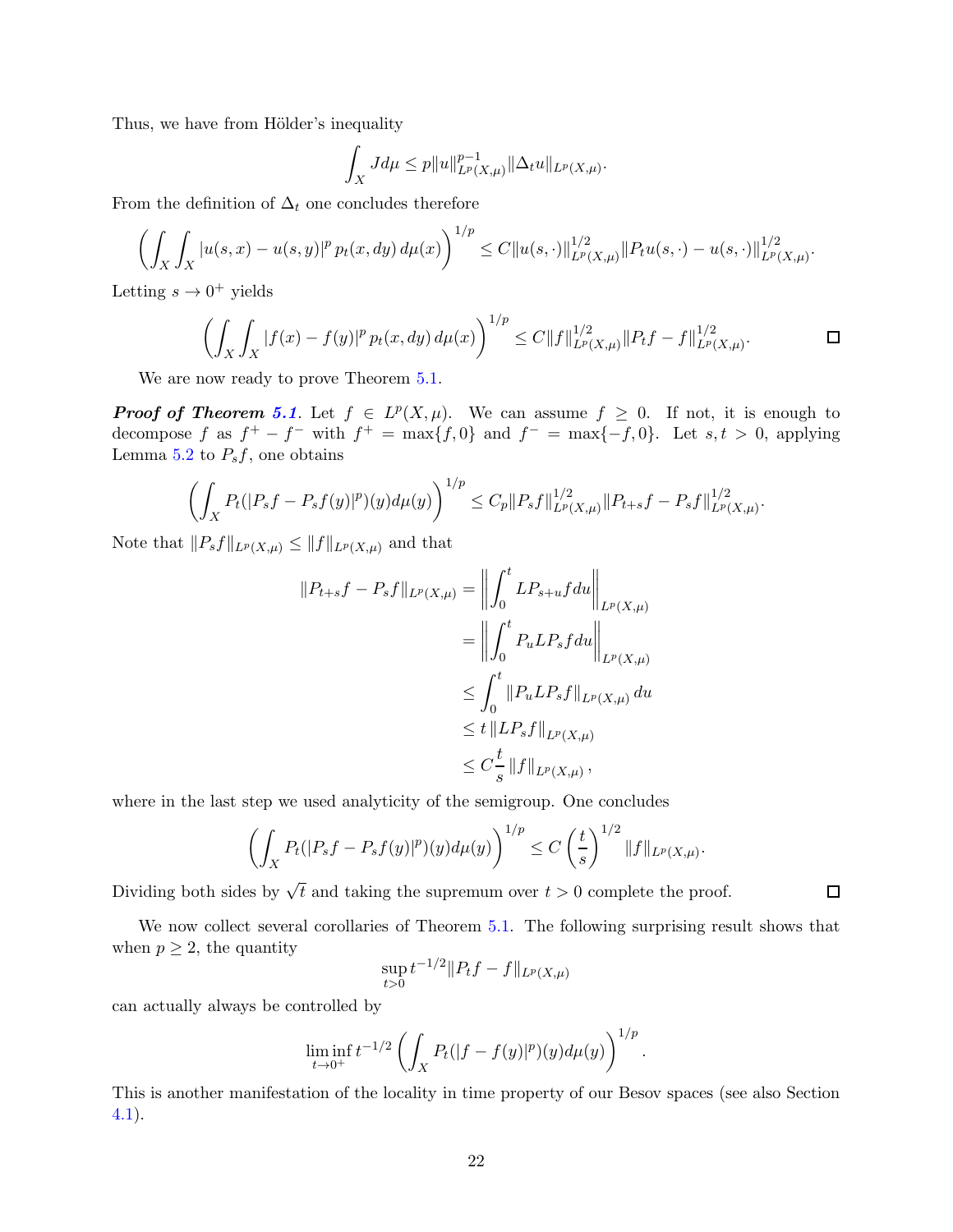Thus, we have from Hölder's inequality

$$\int_X J d\mu \leq p \|u\|_{L^p(X,\mu)}^{p-1} \|\Delta_t u\|_{L^p(X,\mu)}.$$

From the definition of $\Delta_t$ one concludes therefore

$$\left( \int_X \int_X |u(s,x) - u(s,y)|^p \, p_t(x,dy) \, d\mu(x) \right)^{1/p} \leq C \|u(s,\cdot)\|_{L^p(X,\mu)}^{1/2} \|P_t u(s,\cdot) - u(s,\cdot)\|_{L^p(X,\mu)}^{1/2}.$$

Letting $s \to 0^+$ yields

$$\left( \int_X \int_X |f(x) - f(y)|^p \, p_t(x,dy) \, d\mu(x) \right)^{1/p} \leq C \|f\|_{L^p(X,\mu)}^{1/2} \|P_t f - f\|_{L^p(X,\mu)}^{1/2}. \qquad \square$$

We are now ready to prove Theorem 5.1.

***Proof of Theorem 5.1***. Let $f \in L^p(X,\mu)$. We can assume $f \geq 0$. If not, it is enough to decompose $f$ as $f^+ - f^-$ with $f^+ = \max\{f, 0\}$ and $f^- = \max\{-f, 0\}$. Let $s, t > 0$, applying Lemma 5.2 to $P_s f$, one obtains

$$\left( \int_X P_t(|P_s f - P_s f(y)|^p)(y) d\mu(y) \right)^{1/p} \leq C_p \|P_s f\|_{L^p(X,\mu)}^{1/2} \|P_{t+s} f - P_s f\|_{L^p(X,\mu)}^{1/2}.$$

Note that $\|P_s f\|_{L^p(X,\mu)} \leq \|f\|_{L^p(X,\mu)}$ and that

$$\begin{aligned}
\|P_{t+s} f - P_s f\|_{L^p(X,\mu)} &= \left\| \int_0^t L P_{s+u} f du \right\|_{L^p(X,\mu)} \\
&= \left\| \int_0^t P_u L P_s f du \right\|_{L^p(X,\mu)} \\
&\leq \int_0^t \|P_u L P_s f\|_{L^p(X,\mu)} du \\
&\leq t \|L P_s f\|_{L^p(X,\mu)} \\
&\leq C \frac{t}{s} \|f\|_{L^p(X,\mu)},
\end{aligned}$$

where in the last step we used analyticity of the semigroup. One concludes

$$\left( \int_X P_t(|P_s f - P_s f(y)|^p)(y) d\mu(y) \right)^{1/p} \leq C \left( \frac{t}{s} \right)^{1/2} \|f\|_{L^p(X,\mu)}.$$

Dividing both sides by $\sqrt{t}$ and taking the supremum over $t > 0$ complete the proof. $\square$

We now collect several corollaries of Theorem 5.1. The following surprising result shows that when $p \geq 2$, the quantity

$$\sup_{t>0} t^{-1/2} \|P_t f - f\|_{L^p(X,\mu)}$$

can actually always be controlled by

$$\liminf_{t \to 0^+} t^{-1/2} \left( \int_X P_t(|f - f(y)|^p)(y) d\mu(y) \right)^{1/p}.$$

This is another manifestation of the locality in time property of our Besov spaces (see also Section 4.1).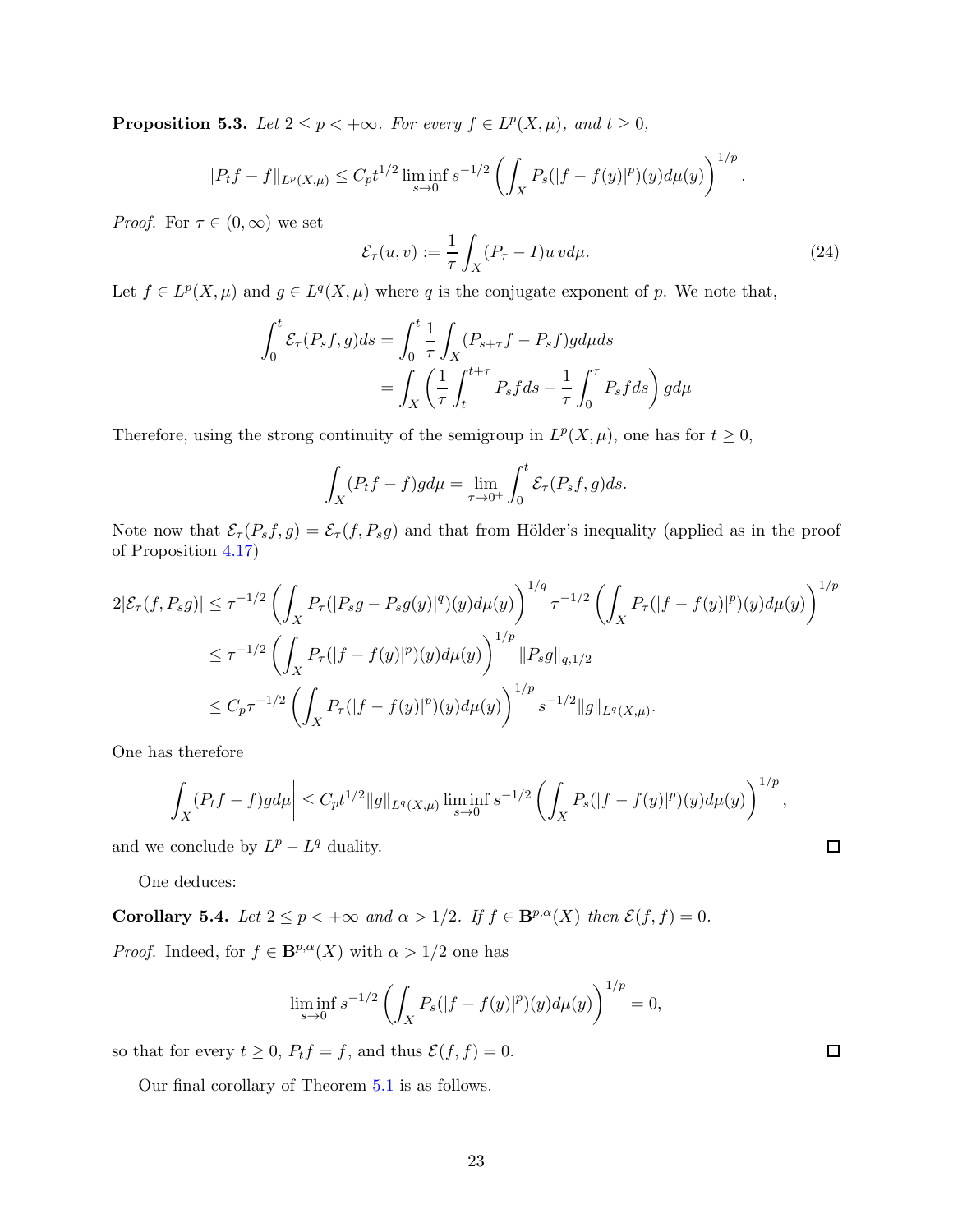**Proposition 5.3.** *Let $2 \le p < +\infty$. For every $f \in L^p(X,\mu)$, and $t \ge 0$,*

$$\|P_t f - f\|_{L^p(X,\mu)} \le C_p t^{1/2} \liminf_{s \to 0} s^{-1/2} \left( \int_X P_s(|f - f(y)|^p)(y) d\mu(y) \right)^{1/p}.$$

*Proof.* For $\tau \in (0,\infty)$ we set

$$\mathcal{E}_\tau(u,v) := \frac{1}{\tau} \int_X (P_\tau - I) u \, v d\mu. \tag{24}$$

Let $f \in L^p(X,\mu)$ and $g \in L^q(X,\mu)$ where $q$ is the conjugate exponent of $p$. We note that,

$$\begin{aligned}
\int_0^t \mathcal{E}_\tau(P_s f, g) ds &= \int_0^t \frac{1}{\tau} \int_X (P_{s+\tau} f - P_s f) g d\mu ds \\
&= \int_X \left( \frac{1}{\tau} \int_t^{t+\tau} P_s f ds - \frac{1}{\tau} \int_0^\tau P_s f ds \right) g d\mu
\end{aligned}$$

Therefore, using the strong continuity of the semigroup in $L^p(X,\mu)$, one has for $t \ge 0$,

$$\int_X (P_t f - f) g d\mu = \lim_{\tau \to 0^+} \int_0^t \mathcal{E}_\tau(P_s f, g) ds.$$

Note now that $\mathcal{E}_\tau(P_s f, g) = \mathcal{E}_\tau(f, P_s g)$ and that from Hölder's inequality (applied as in the proof of Proposition 4.17)

$$\begin{aligned}
2|\mathcal{E}_\tau(f, P_s g)| &\le \tau^{-1/2} \left( \int_X P_\tau(|P_s g - P_s g(y)|^q)(y) d\mu(y) \right)^{1/q} \tau^{-1/2} \left( \int_X P_\tau(|f - f(y)|^p)(y) d\mu(y) \right)^{1/p} \\
&\le \tau^{-1/2} \left( \int_X P_\tau(|f - f(y)|^p)(y) d\mu(y) \right)^{1/p} \|P_s g\|_{q,1/2} \\
&\le C_p \tau^{-1/2} \left( \int_X P_\tau(|f - f(y)|^p)(y) d\mu(y) \right)^{1/p} s^{-1/2} \|g\|_{L^q(X,\mu)}.
\end{aligned}$$

One has therefore

$$\left| \int_X (P_t f - f) g d\mu \right| \le C_p t^{1/2} \|g\|_{L^q(X,\mu)} \liminf_{s \to 0} s^{-1/2} \left( \int_X P_s(|f - f(y)|^p)(y) d\mu(y) \right)^{1/p},$$

and we conclude by $L^p - L^q$ duality. □

One deduces:

**Corollary 5.4.** *Let $2 \le p < +\infty$ and $\alpha > 1/2$. If $f \in \mathbf{B}^{p,\alpha}(X)$ then $\mathcal{E}(f,f) = 0$.*

*Proof.* Indeed, for $f \in \mathbf{B}^{p,\alpha}(X)$ with $\alpha > 1/2$ one has

$$\liminf_{s \to 0} s^{-1/2} \left( \int_X P_s(|f - f(y)|^p)(y) d\mu(y) \right)^{1/p} = 0,$$

so that for every $t \ge 0$, $P_t f = f$, and thus $\mathcal{E}(f,f) = 0$. □

Our final corollary of Theorem 5.1 is as follows.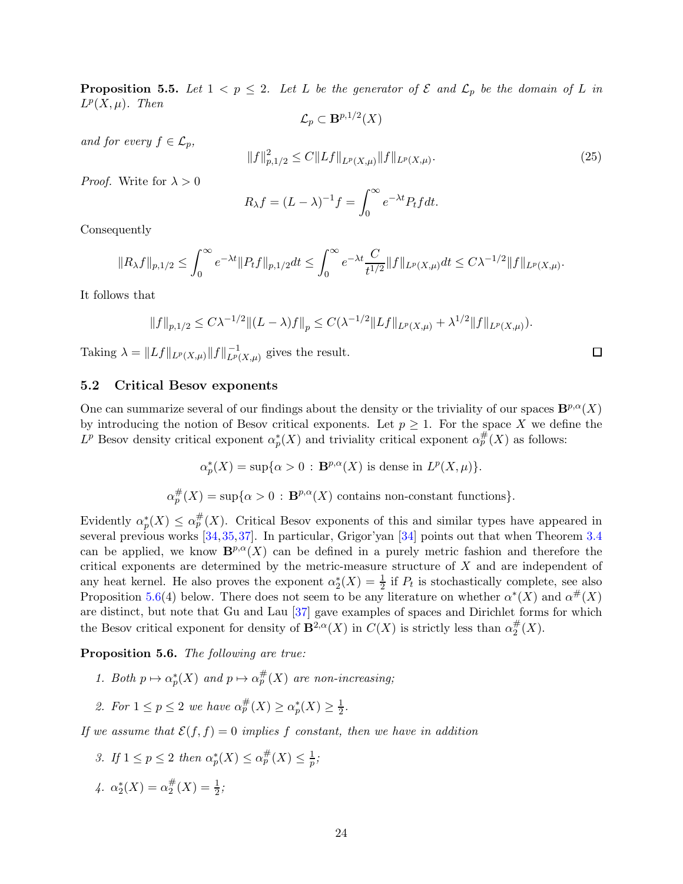**Proposition 5.5.** *Let $1 < p \le 2$. Let $L$ be the generator of $\mathcal{E}$ and $\mathcal{L}_p$ be the domain of $L$ in $L^p(X,\mu)$. Then*

$$\mathcal{L}_p \subset \mathbf{B}^{p,1/2}(X)$$

*and for every $f \in \mathcal{L}_p$,*

$$\|f\|_{p,1/2}^2 \le C\|Lf\|_{L^p(X,\mu)}\|f\|_{L^p(X,\mu)}. \tag{25}$$

*Proof.* Write for $\lambda > 0$

$$R_\lambda f = (L-\lambda)^{-1} f = \int_0^\infty e^{-\lambda t} P_t f dt.$$

Consequently

$$\|R_\lambda f\|_{p,1/2} \le \int_0^\infty e^{-\lambda t}\|P_t f\|_{p,1/2} dt \le \int_0^\infty e^{-\lambda t}\frac{C}{t^{1/2}}\|f\|_{L^p(X,\mu)} dt \le C\lambda^{-1/2}\|f\|_{L^p(X,\mu)}.$$

It follows that

$$\|f\|_{p,1/2} \le C\lambda^{-1/2}\|(L-\lambda)f\|_p \le C(\lambda^{-1/2}\|Lf\|_{L^p(X,\mu)} + \lambda^{1/2}\|f\|_{L^p(X,\mu)}).$$

Taking $\lambda = \|Lf\|_{L^p(X,\mu)}\|f\|_{L^p(X,\mu)}^{-1}$ gives the result. □

## 5.2 Critical Besov exponents

One can summarize several of our findings about the density or the triviality of our spaces $\mathbf{B}^{p,\alpha}(X)$ by introducing the notion of Besov critical exponents. Let $p \ge 1$. For the space $X$ we define the $L^p$ Besov density critical exponent $\alpha_p^*(X)$ and triviality critical exponent $\alpha_p^\#(X)$ as follows:

$$\alpha_p^*(X) = \sup\{\alpha > 0 : \mathbf{B}^{p,\alpha}(X) \text{ is dense in } L^p(X,\mu)\}.$$

$$\alpha_p^\#(X) = \sup\{\alpha > 0 : \mathbf{B}^{p,\alpha}(X) \text{ contains non-constant functions}\}.$$

Evidently $\alpha_p^*(X) \le \alpha_p^\#(X)$. Critical Besov exponents of this and similar types have appeared in several previous works [34,35,37]. In particular, Grigor'yan [34] points out that when Theorem 3.4 can be applied, we know $\mathbf{B}^{p,\alpha}(X)$ can be defined in a purely metric fashion and therefore the critical exponents are determined by the metric-measure structure of $X$ and are independent of any heat kernel. He also proves the exponent $\alpha_2^*(X) = \frac{1}{2}$ if $P_t$ is stochastically complete, see also Proposition 5.6(4) below. There does not seem to be any literature on whether $\alpha^*(X)$ and $\alpha^\#(X)$ are distinct, but note that Gu and Lau [37] gave examples of spaces and Dirichlet forms for which the Besov critical exponent for density of $\mathbf{B}^{2,\alpha}(X)$ in $C(X)$ is strictly less than $\alpha_2^\#(X)$.

**Proposition 5.6.** *The following are true:*

1. *Both $p \mapsto \alpha_p^*(X)$ and $p \mapsto \alpha_p^\#(X)$ are non-increasing;*
2. *For $1 \le p \le 2$ we have $\alpha_p^\#(X) \ge \alpha_p^*(X) \ge \frac{1}{2}$.*

*If we assume that $\mathcal{E}(f,f) = 0$ implies $f$ constant, then we have in addition*

3. *If $1 \le p \le 2$ then $\alpha_p^*(X) \le \alpha_p^\#(X) \le \frac{1}{p}$;*
4. *$\alpha_2^*(X) = \alpha_2^\#(X) = \frac{1}{2}$;*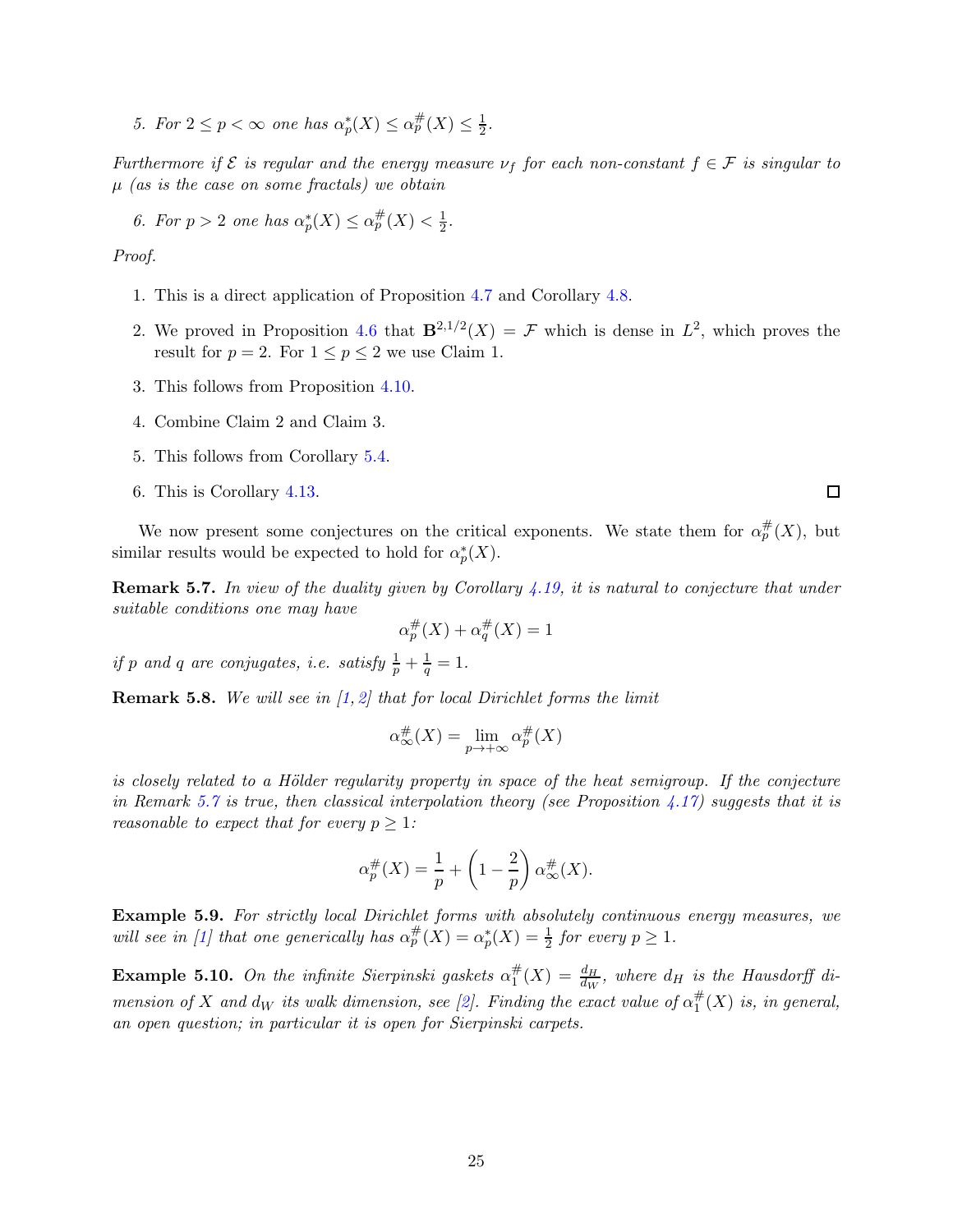5. *For $2 \le p < \infty$ one has $\alpha^*_p(X) \le \alpha^\#_p(X) \le \frac{1}{2}$.*

*Furthermore if $\mathcal{E}$ is regular and the energy measure $\nu_f$ for each non-constant $f \in \mathcal{F}$ is singular to $\mu$ (as is the case on some fractals) we obtain*

6. *For $p > 2$ one has $\alpha^*_p(X) \le \alpha^\#_p(X) < \frac{1}{2}$.*

*Proof.*

1. This is a direct application of Proposition 4.7 and Corollary 4.8.
2. We proved in Proposition 4.6 that $\mathbf{B}^{2,1/2}(X) = \mathcal{F}$ which is dense in $L^2$, which proves the result for $p = 2$. For $1 \le p \le 2$ we use Claim 1.
3. This follows from Proposition 4.10.
4. Combine Claim 2 and Claim 3.
5. This follows from Corollary 5.4.
6. This is Corollary 4.13. □

We now present some conjectures on the critical exponents. We state them for $\alpha^\#_p(X)$, but similar results would be expected to hold for $\alpha^*_p(X)$.

**Remark 5.7.** *In view of the duality given by Corollary 4.19, it is natural to conjecture that under suitable conditions one may have*

$$\alpha^\#_p(X) + \alpha^\#_q(X) = 1$$

*if $p$ and $q$ are conjugates, i.e. satisfy $\frac{1}{p} + \frac{1}{q} = 1$.*

**Remark 5.8.** *We will see in [1, 2] that for local Dirichlet forms the limit*

$$\alpha^\#_\infty(X) = \lim_{p \to +\infty} \alpha^\#_p(X)$$

*is closely related to a Hölder regularity property in space of the heat semigroup. If the conjecture in Remark 5.7 is true, then classical interpolation theory (see Proposition 4.17) suggests that it is reasonable to expect that for every $p \ge 1$:*

$$\alpha^\#_p(X) = \frac{1}{p} + \left(1 - \frac{2}{p}\right) \alpha^\#_\infty(X).$$

**Example 5.9.** *For strictly local Dirichlet forms with absolutely continuous energy measures, we will see in [1] that one generically has $\alpha^\#_p(X) = \alpha^*_p(X) = \frac{1}{2}$ for every $p \ge 1$.*

**Example 5.10.** *On the infinite Sierpinski gaskets $\alpha^\#_1(X) = \frac{d_H}{d_W}$, where $d_H$ is the Hausdorff dimension of $X$ and $d_W$ its walk dimension, see [2]. Finding the exact value of $\alpha^\#_1(X)$ is, in general, an open question; in particular it is open for Sierpinski carpets.*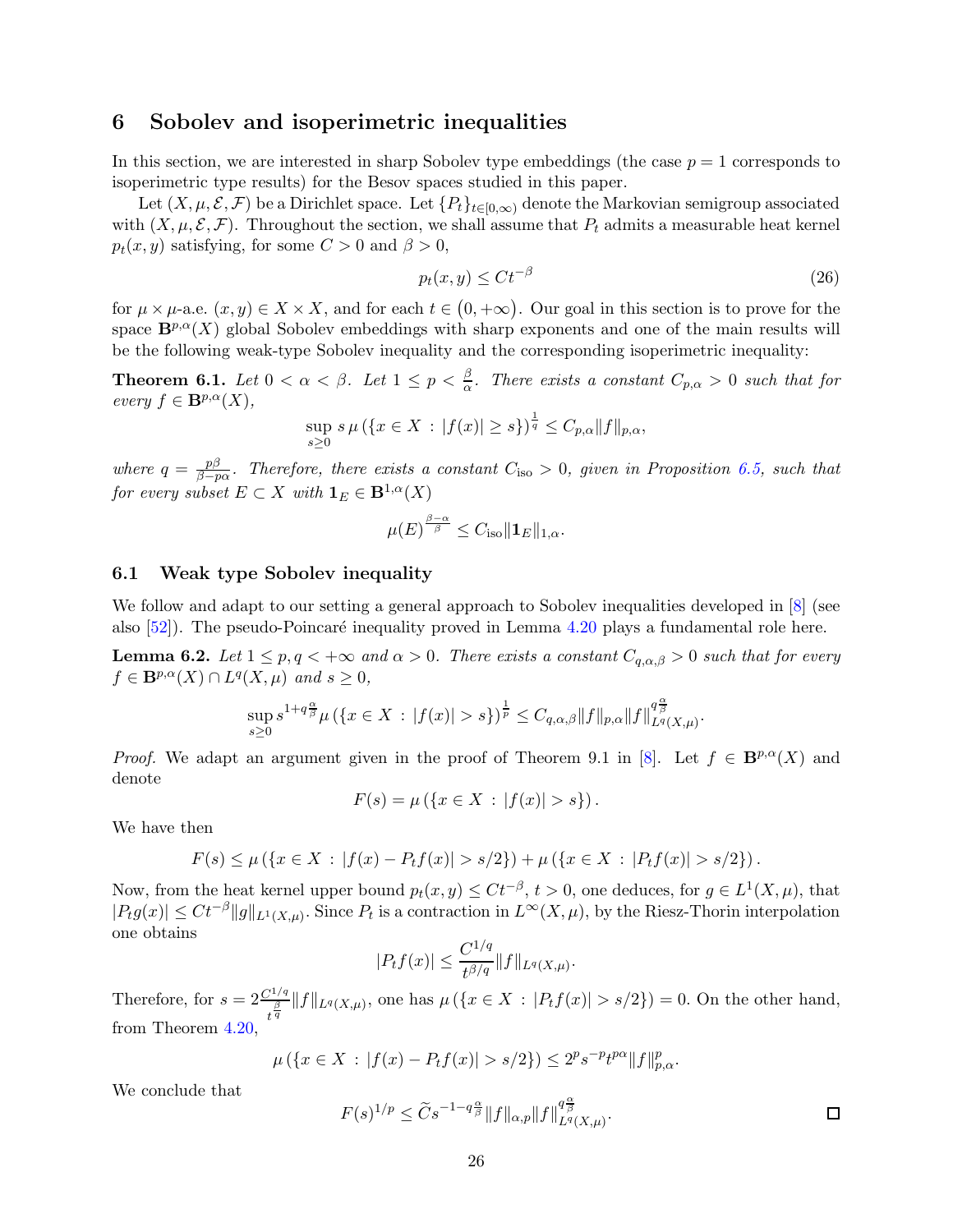# 6 Sobolev and isoperimetric inequalities

In this section, we are interested in sharp Sobolev type embeddings (the case $p = 1$ corresponds to isoperimetric type results) for the Besov spaces studied in this paper.

Let $(X, \mu, \mathcal{E}, \mathcal{F})$ be a Dirichlet space. Let $\{P_t\}_{t\in[0,\infty)}$ denote the Markovian semigroup associated with $(X, \mu, \mathcal{E}, \mathcal{F})$. Throughout the section, we shall assume that $P_t$ admits a measurable heat kernel $p_t(x, y)$ satisfying, for some $C > 0$ and $\beta > 0$,

$$p_t(x, y) \le Ct^{-\beta} \tag{26}$$

for $\mu \times \mu$-a.e. $(x, y) \in X \times X$, and for each $t \in (0, +\infty)$. Our goal in this section is to prove for the space $\mathbf{B}^{p,\alpha}(X)$ global Sobolev embeddings with sharp exponents and one of the main results will be the following weak-type Sobolev inequality and the corresponding isoperimetric inequality:

**Theorem 6.1.** *Let $0 < \alpha < \beta$. Let $1 \le p < \frac{\beta}{\alpha}$. There exists a constant $C_{p,\alpha} > 0$ such that for every $f \in \mathbf{B}^{p,\alpha}(X)$,*

$$\sup_{s\ge 0} s\, \mu\left(\{x \in X : |f(x)| \ge s\}\right)^{\frac{1}{q}} \le C_{p,\alpha}\|f\|_{p,\alpha},$$

*where $q = \frac{p\beta}{\beta - p\alpha}$. Therefore, there exists a constant $C_{\rm iso} > 0$, given in Proposition 6.5, such that for every subset $E \subset X$ with $\mathbf{1}_E \in \mathbf{B}^{1,\alpha}(X)$*

$$\mu(E)^{\frac{\beta-\alpha}{\beta}} \le C_{\rm iso}\|\mathbf{1}_E\|_{1,\alpha}.$$

## 6.1 Weak type Sobolev inequality

We follow and adapt to our setting a general approach to Sobolev inequalities developed in [8] (see also [52]). The pseudo-Poincaré inequality proved in Lemma 4.20 plays a fundamental role here.

**Lemma 6.2.** *Let $1 \le p, q < +\infty$ and $\alpha > 0$. There exists a constant $C_{q,\alpha,\beta} > 0$ such that for every $f \in \mathbf{B}^{p,\alpha}(X) \cap L^q(X, \mu)$ and $s \ge 0$,*

$$\sup_{s\ge 0} s^{1+q\frac{\alpha}{\beta}} \mu\left(\{x \in X : |f(x)| > s\}\right)^{\frac{1}{p}} \le C_{q,\alpha,\beta}\|f\|_{p,\alpha}\|f\|^{q\frac{\alpha}{\beta}}_{L^q(X,\mu)}.$$

*Proof.* We adapt an argument given in the proof of Theorem 9.1 in [8]. Let $f \in \mathbf{B}^{p,\alpha}(X)$ and denote

$$F(s) = \mu\left(\{x \in X : |f(x)| > s\}\right).$$

We have then

$$F(s) \le \mu\left(\{x \in X : |f(x) - P_t f(x)| > s/2\}\right) + \mu\left(\{x \in X : |P_t f(x)| > s/2\}\right).$$

Now, from the heat kernel upper bound $p_t(x, y) \le Ct^{-\beta}$, $t > 0$, one deduces, for $g \in L^1(X, \mu)$, that $|P_t g(x)| \le Ct^{-\beta}\|g\|_{L^1(X,\mu)}$. Since $P_t$ is a contraction in $L^\infty(X, \mu)$, by the Riesz-Thorin interpolation one obtains

$$|P_t f(x)| \le \frac{C^{1/q}}{t^{\beta/q}}\|f\|_{L^q(X,\mu)}.$$

Therefore, for $s = 2\frac{C^{1/q}}{t^{\frac{\beta}{q}}}\|f\|_{L^q(X,\mu)}$, one has $\mu\left(\{x \in X : |P_t f(x)| > s/2\}\right) = 0$. On the other hand, from Theorem 4.20,

$$\mu\left(\{x \in X : |f(x) - P_t f(x)| > s/2\}\right) \le 2^p s^{-p} t^{p\alpha}\|f\|^p_{p,\alpha}.$$

We conclude that

$$F(s)^{1/p} \le \widetilde{C} s^{-1-q\frac{\alpha}{\beta}}\|f\|_{\alpha,p}\|f\|^{q\frac{\alpha}{\beta}}_{L^q(X,\mu)}.$$

$\square$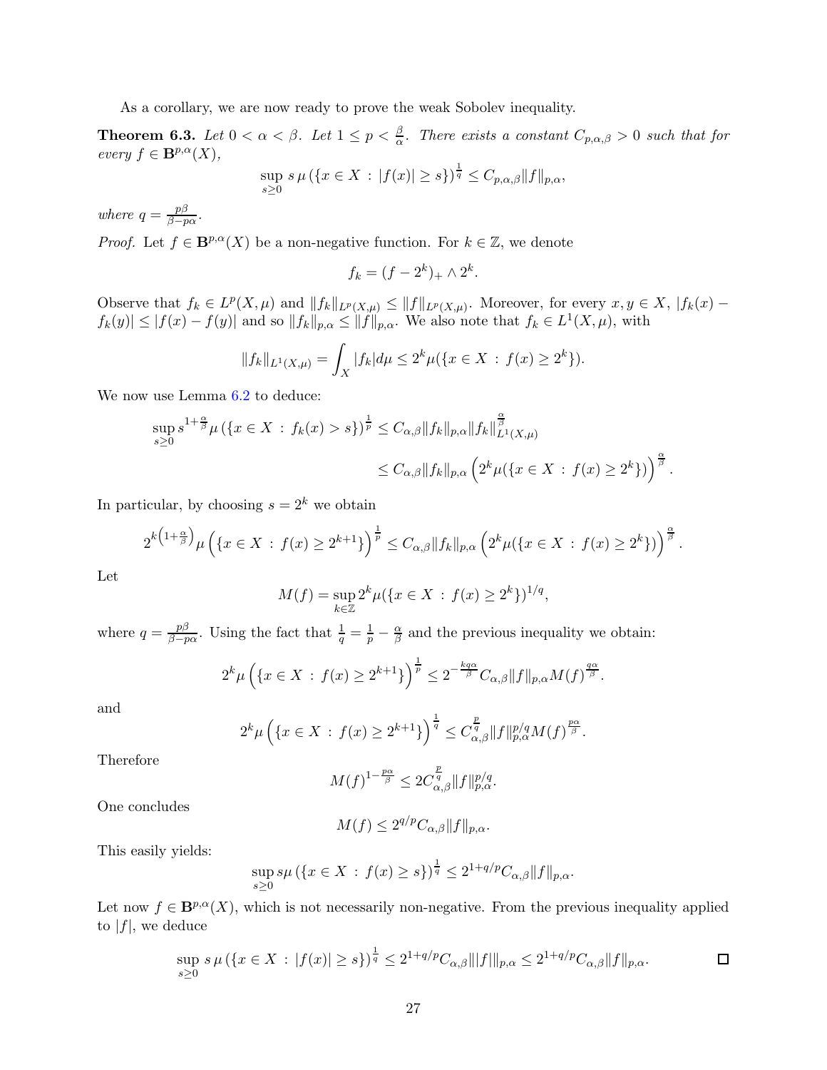As a corollary, we are now ready to prove the weak Sobolev inequality.

**Theorem 6.3.** *Let $0 < \alpha < \beta$. Let $1 \le p < \frac{\beta}{\alpha}$. There exists a constant $C_{p,\alpha,\beta} > 0$ such that for every $f \in \mathbf{B}^{p,\alpha}(X)$,*

$$\sup_{s \ge 0} s\, \mu\left(\{x \in X \,:\, |f(x)| \ge s\}\right)^{\frac{1}{q}} \le C_{p,\alpha,\beta} \|f\|_{p,\alpha},$$

*where $q = \frac{p\beta}{\beta - p\alpha}$.*

*Proof.* Let $f \in \mathbf{B}^{p,\alpha}(X)$ be a non-negative function. For $k \in \mathbb{Z}$, we denote

$$f_k = (f - 2^k)_+ \wedge 2^k.$$

Observe that $f_k \in L^p(X,\mu)$ and $\|f_k\|_{L^p(X,\mu)} \le \|f\|_{L^p(X,\mu)}$. Moreover, for every $x, y \in X$, $|f_k(x) - f_k(y)| \le |f(x) - f(y)|$ and so $\|f_k\|_{p,\alpha} \le \|f\|_{p,\alpha}$. We also note that $f_k \in L^1(X,\mu)$, with

$$\|f_k\|_{L^1(X,\mu)} = \int_X |f_k| d\mu \le 2^k \mu(\{x \in X \,:\, f(x) \ge 2^k\}).$$

We now use Lemma 6.2 to deduce:

$$\begin{aligned}
\sup_{s \ge 0} s^{1+\frac{\alpha}{\beta}} \mu\left(\{x \in X \,:\, f_k(x) > s\}\right)^{\frac{1}{p}} &\le C_{\alpha,\beta} \|f_k\|_{p,\alpha} \|f_k\|_{L^1(X,\mu)}^{\frac{\alpha}{\beta}} \\
&\le C_{\alpha,\beta} \|f_k\|_{p,\alpha} \left(2^k \mu(\{x \in X \,:\, f(x) \ge 2^k\})\right)^{\frac{\alpha}{\beta}}.
\end{aligned}$$

In particular, by choosing $s = 2^k$ we obtain

$$2^{k\left(1+\frac{\alpha}{\beta}\right)} \mu\left(\{x \in X \,:\, f(x) \ge 2^{k+1}\}\right)^{\frac{1}{p}} \le C_{\alpha,\beta} \|f_k\|_{p,\alpha} \left(2^k \mu(\{x \in X \,:\, f(x) \ge 2^k\})\right)^{\frac{\alpha}{\beta}}.$$

Let

$$M(f) = \sup_{k \in \mathbb{Z}} 2^k \mu(\{x \in X \,:\, f(x) \ge 2^k\})^{1/q},$$

where $q = \frac{p\beta}{\beta - p\alpha}$. Using the fact that $\frac{1}{q} = \frac{1}{p} - \frac{\alpha}{\beta}$ and the previous inequality we obtain:

$$2^k \mu\left(\{x \in X \,:\, f(x) \ge 2^{k+1}\}\right)^{\frac{1}{p}} \le 2^{-\frac{kq\alpha}{\beta}} C_{\alpha,\beta} \|f\|_{p,\alpha} M(f)^{\frac{q\alpha}{\beta}}.$$

and

$$2^k \mu\left(\{x \in X \,:\, f(x) \ge 2^{k+1}\}\right)^{\frac{1}{q}} \le C_{\alpha,\beta}^{\frac{p}{q}} \|f\|_{p,\alpha}^{p/q} M(f)^{\frac{p\alpha}{\beta}}.$$

Therefore

$$M(f)^{1-\frac{p\alpha}{\beta}} \le 2 C_{\alpha,\beta}^{\frac{p}{q}} \|f\|_{p,\alpha}^{p/q}.$$

One concludes

$$M(f) \le 2^{q/p} C_{\alpha,\beta} \|f\|_{p,\alpha}.$$

This easily yields:

$$\sup_{s \ge 0} s \mu\left(\{x \in X \,:\, f(x) \ge s\}\right)^{\frac{1}{q}} \le 2^{1+q/p} C_{\alpha,\beta} \|f\|_{p,\alpha}.$$

Let now $f \in \mathbf{B}^{p,\alpha}(X)$, which is not necessarily non-negative. From the previous inequality applied to $|f|$, we deduce

$$\sup_{s \ge 0} s\, \mu\left(\{x \in X \,:\, |f(x)| \ge s\}\right)^{\frac{1}{q}} \le 2^{1+q/p} C_{\alpha,\beta} \||f|\|_{p,\alpha} \le 2^{1+q/p} C_{\alpha,\beta} \|f\|_{p,\alpha}.$$

□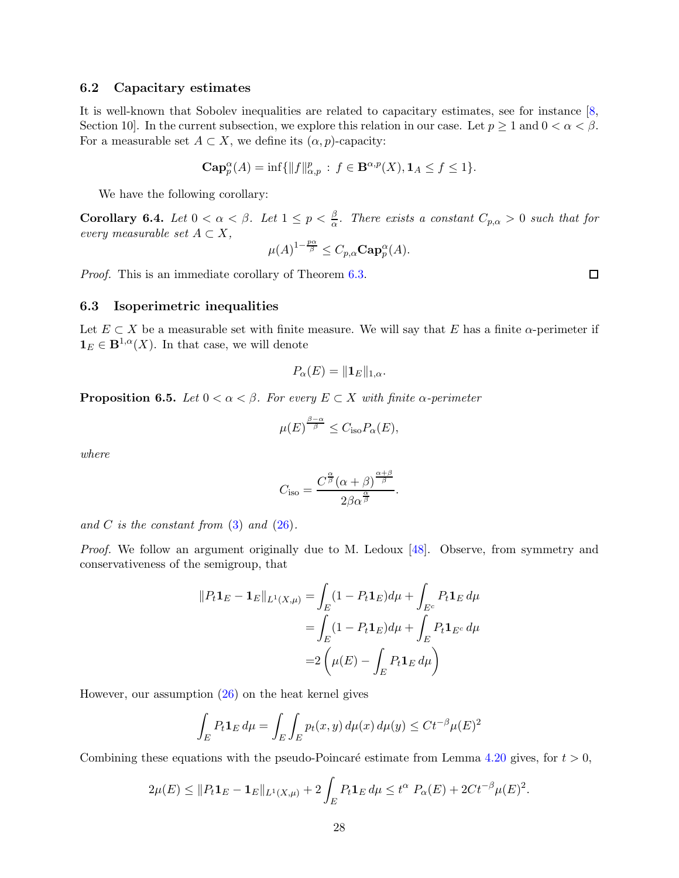### 6.2 Capacitary estimates

It is well-known that Sobolev inequalities are related to capacitary estimates, see for instance [8, Section 10]. In the current subsection, we explore this relation in our case. Let $p \geq 1$ and $0 < \alpha < \beta$. For a measurable set $A \subset X$, we define its $(\alpha, p)$-capacity:

$$\mathbf{Cap}_p^\alpha(A) = \inf\{\|f\|_{\alpha,p}^p \,:\, f \in \mathbf{B}^{\alpha,p}(X), \mathbf{1}_A \leq f \leq 1\}.$$

We have the following corollary:

**Corollary 6.4.** *Let $0 < \alpha < \beta$. Let $1 \leq p < \frac{\beta}{\alpha}$. There exists a constant $C_{p,\alpha} > 0$ such that for every measurable set $A \subset X$,*

$$\mu(A)^{1-\frac{p\alpha}{\beta}} \leq C_{p,\alpha} \mathbf{Cap}_p^\alpha(A).$$

*Proof.* This is an immediate corollary of Theorem 6.3. □

### 6.3 Isoperimetric inequalities

Let $E \subset X$ be a measurable set with finite measure. We will say that $E$ has a finite $\alpha$-perimeter if $\mathbf{1}_E \in \mathbf{B}^{1,\alpha}(X)$. In that case, we will denote

$$P_\alpha(E) = \|\mathbf{1}_E\|_{1,\alpha}.$$

**Proposition 6.5.** *Let $0 < \alpha < \beta$. For every $E \subset X$ with finite $\alpha$-perimeter*

$$\mu(E)^{\frac{\beta-\alpha}{\beta}} \leq C_{\text{iso}} P_\alpha(E),$$

*where*

$$C_{\text{iso}} = \frac{C^{\frac{\alpha}{\beta}}(\alpha+\beta)^{\frac{\alpha+\beta}{\beta}}}{2\beta\alpha^{\frac{\alpha}{\beta}}}.$$

*and $C$ is the constant from (3) and (26).*

*Proof.* We follow an argument originally due to M. Ledoux [48]. Observe, from symmetry and conservativeness of the semigroup, that

$$\begin{aligned}
\|P_t\mathbf{1}_E - \mathbf{1}_E\|_{L^1(X,\mu)} &= \int_E (1 - P_t\mathbf{1}_E) d\mu + \int_{E^c} P_t\mathbf{1}_E \, d\mu \\
&= \int_E (1 - P_t\mathbf{1}_E) d\mu + \int_E P_t\mathbf{1}_{E^c} \, d\mu \\
&= 2\left(\mu(E) - \int_E P_t\mathbf{1}_E \, d\mu\right)
\end{aligned}$$

However, our assumption (26) on the heat kernel gives

$$\int_E P_t\mathbf{1}_E \, d\mu = \int_E \int_E p_t(x,y) \, d\mu(x) \, d\mu(y) \leq Ct^{-\beta}\mu(E)^2$$

Combining these equations with the pseudo-Poincaré estimate from Lemma 4.20 gives, for $t > 0$,

$$2\mu(E) \leq \|P_t\mathbf{1}_E - \mathbf{1}_E\|_{L^1(X,\mu)} + 2\int_E P_t\mathbf{1}_E \, d\mu \leq t^\alpha \, P_\alpha(E) + 2Ct^{-\beta}\mu(E)^2.$$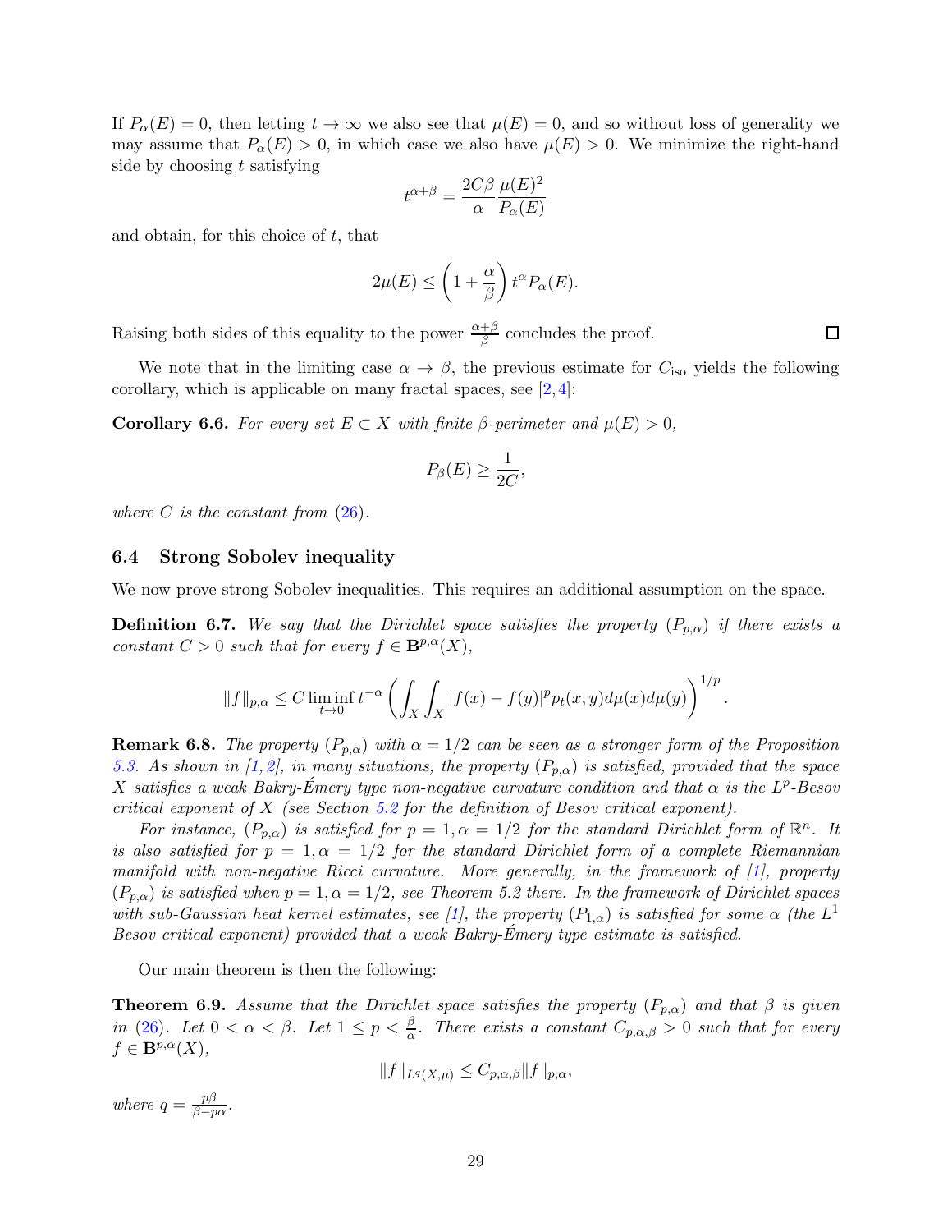If $P_\alpha(E) = 0$, then letting $t \to \infty$ we also see that $\mu(E) = 0$, and so without loss of generality we may assume that $P_\alpha(E) > 0$, in which case we also have $\mu(E) > 0$. We minimize the right-hand side by choosing $t$ satisfying

$$t^{\alpha+\beta} = \frac{2C\beta}{\alpha} \frac{\mu(E)^2}{P_\alpha(E)}$$

and obtain, for this choice of $t$, that

$$2\mu(E) \le \left(1 + \frac{\alpha}{\beta}\right) t^\alpha P_\alpha(E).$$

Raising both sides of this equality to the power $\frac{\alpha+\beta}{\beta}$ concludes the proof. $\square$

We note that in the limiting case $\alpha \to \beta$, the previous estimate for $C_{\text{iso}}$ yields the following corollary, which is applicable on many fractal spaces, see [2,4]:

**Corollary 6.6.** *For every set $E \subset X$ with finite $\beta$-perimeter and $\mu(E) > 0$,*

$$P_\beta(E) \ge \frac{1}{2C},$$

*where $C$ is the constant from (26).*

### 6.4 Strong Sobolev inequality

We now prove strong Sobolev inequalities. This requires an additional assumption on the space.

**Definition 6.7.** *We say that the Dirichlet space satisfies the property $(P_{p,\alpha})$ if there exists a constant $C > 0$ such that for every $f \in \mathbf{B}^{p,\alpha}(X)$,*

$$\|f\|_{p,\alpha} \le C \liminf_{t \to 0} t^{-\alpha} \left( \int_X \int_X |f(x) - f(y)|^p p_t(x,y) d\mu(x) d\mu(y) \right)^{1/p}.$$

**Remark 6.8.** *The property $(P_{p,\alpha})$ with $\alpha = 1/2$ can be seen as a stronger form of the Proposition 5.3. As shown in [1,2], in many situations, the property $(P_{p,\alpha})$ is satisfied, provided that the space $X$ satisfies a weak Bakry-Émery type non-negative curvature condition and that $\alpha$ is the $L^p$-Besov critical exponent of $X$ (see Section 5.2 for the definition of Besov critical exponent).*

*For instance, $(P_{p,\alpha})$ is satisfied for $p = 1, \alpha = 1/2$ for the standard Dirichlet form of $\mathbb{R}^n$. It is also satisfied for $p = 1, \alpha = 1/2$ for the standard Dirichlet form of a complete Riemannian manifold with non-negative Ricci curvature. More generally, in the framework of [1], property $(P_{p,\alpha})$ is satisfied when $p = 1, \alpha = 1/2$, see Theorem 5.2 there. In the framework of Dirichlet spaces with sub-Gaussian heat kernel estimates, see [1], the property $(P_{1,\alpha})$ is satisfied for some $\alpha$ (the $L^1$ Besov critical exponent) provided that a weak Bakry-Émery type estimate is satisfied.*

Our main theorem is then the following:

**Theorem 6.9.** *Assume that the Dirichlet space satisfies the property $(P_{p,\alpha})$ and that $\beta$ is given in (26). Let $0 < \alpha < \beta$. Let $1 \le p < \frac{\beta}{\alpha}$. There exists a constant $C_{p,\alpha,\beta} > 0$ such that for every $f \in \mathbf{B}^{p,\alpha}(X)$,*

$$\|f\|_{L^q(X,\mu)} \le C_{p,\alpha,\beta} \|f\|_{p,\alpha},$$

*where $q = \frac{p\beta}{\beta - p\alpha}$.*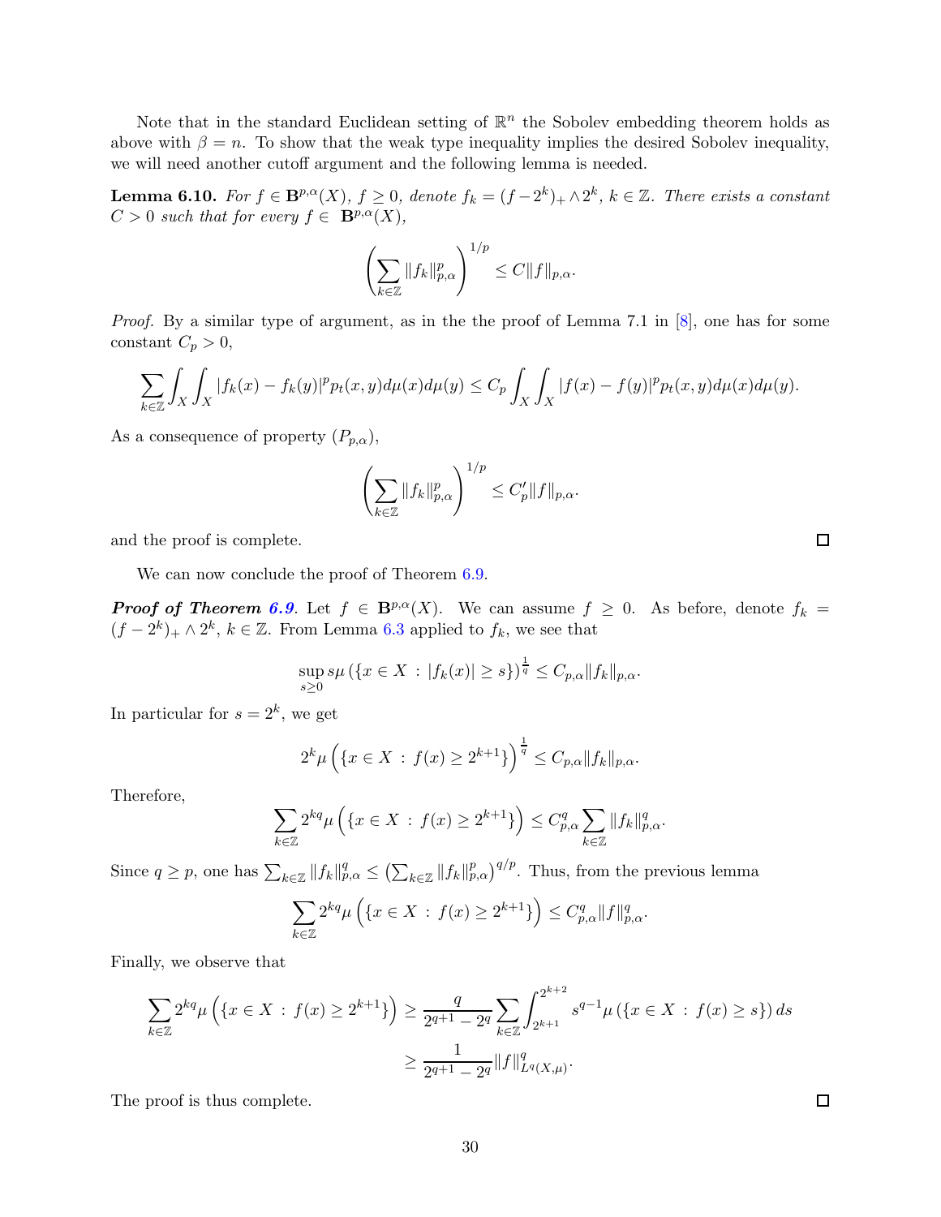Note that in the standard Euclidean setting of $\mathbb{R}^n$ the Sobolev embedding theorem holds as above with $\beta = n$. To show that the weak type inequality implies the desired Sobolev inequality, we will need another cutoff argument and the following lemma is needed.

**Lemma 6.10.** *For $f \in \mathbf{B}^{p,\alpha}(X)$, $f \geq 0$, denote $f_k = (f - 2^k)_+ \wedge 2^k$, $k \in \mathbb{Z}$. There exists a constant $C > 0$ such that for every $f \in \mathbf{B}^{p,\alpha}(X)$,*

$$\left( \sum_{k \in \mathbb{Z}} \|f_k\|_{p,\alpha}^p \right)^{1/p} \leq C \|f\|_{p,\alpha}.$$

*Proof.* By a similar type of argument, as in the the proof of Lemma 7.1 in [8], one has for some constant $C_p > 0$,

$$\sum_{k \in \mathbb{Z}} \int_X \int_X |f_k(x) - f_k(y)|^p p_t(x,y) d\mu(x) d\mu(y) \leq C_p \int_X \int_X |f(x) - f(y)|^p p_t(x,y) d\mu(x) d\mu(y).$$

As a consequence of property $(P_{p,\alpha})$,

$$\left( \sum_{k \in \mathbb{Z}} \|f_k\|_{p,\alpha}^p \right)^{1/p} \leq C_p' \|f\|_{p,\alpha}.$$

and the proof is complete. $\square$

We can now conclude the proof of Theorem 6.9.

***Proof of Theorem 6.9.*** Let $f \in \mathbf{B}^{p,\alpha}(X)$. We can assume $f \geq 0$. As before, denote $f_k = (f - 2^k)_+ \wedge 2^k$, $k \in \mathbb{Z}$. From Lemma 6.3 applied to $f_k$, we see that

$$\sup_{s \geq 0} s \mu \left( \{ x \in X \, : \, |f_k(x)| \geq s \} \right)^{\frac{1}{q}} \leq C_{p,\alpha} \|f_k\|_{p,\alpha}.$$

In particular for $s = 2^k$, we get

$$2^k \mu \left( \{ x \in X \, : \, f(x) \geq 2^{k+1} \} \right)^{\frac{1}{q}} \leq C_{p,\alpha} \|f_k\|_{p,\alpha}.$$

Therefore,

$$\sum_{k \in \mathbb{Z}} 2^{kq} \mu \left( \{ x \in X \, : \, f(x) \geq 2^{k+1} \} \right) \leq C_{p,\alpha}^q \sum_{k \in \mathbb{Z}} \|f_k\|_{p,\alpha}^q.$$

Since $q \geq p$, one has $\sum_{k \in \mathbb{Z}} \|f_k\|_{p,\alpha}^q \leq \left( \sum_{k \in \mathbb{Z}} \|f_k\|_{p,\alpha}^p \right)^{q/p}$. Thus, from the previous lemma

$$\sum_{k \in \mathbb{Z}} 2^{kq} \mu \left( \{ x \in X \, : \, f(x) \geq 2^{k+1} \} \right) \leq C_{p,\alpha}^q \|f\|_{p,\alpha}^q.$$

Finally, we observe that

$$\begin{aligned}
\sum_{k \in \mathbb{Z}} 2^{kq} \mu \left( \{ x \in X \, : \, f(x) \geq 2^{k+1} \} \right) &\geq \frac{q}{2^{q+1} - 2^q} \sum_{k \in \mathbb{Z}} \int_{2^{k+1}}^{2^{k+2}} s^{q-1} \mu \left( \{ x \in X \, : \, f(x) \geq s \} \right) ds \\
&\geq \frac{1}{2^{q+1} - 2^q} \|f\|_{L^q(X,\mu)}^q.
\end{aligned}$$

The proof is thus complete. $\square$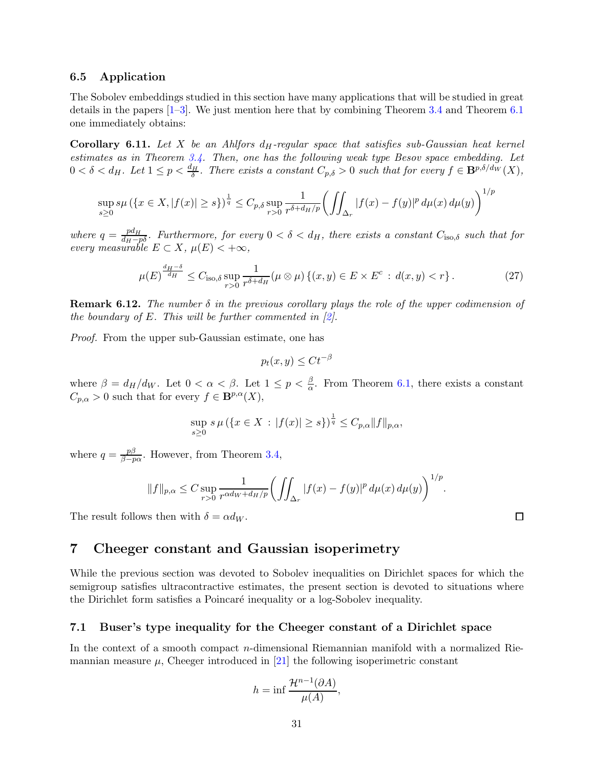### 6.5 Application

The Sobolev embeddings studied in this section have many applications that will be studied in great details in the papers [1–3]. We just mention here that by combining Theorem 3.4 and Theorem 6.1 one immediately obtains:

**Corollary 6.11.** *Let $X$ be an Ahlfors $d_H$-regular space that satisfies sub-Gaussian heat kernel estimates as in Theorem 3.4. Then, one has the following weak type Besov space embedding. Let $0<\delta<d_H$. Let $1 \le p < \frac{d_H}{\delta}$. There exists a constant $C_{p,\delta}>0$ such that for every $f \in \mathbf{B}^{p,\delta/d_W}(X)$,*

$$\sup_{s \ge 0} s\mu\left(\{x \in X, |f(x)| \ge s\}\right)^{\frac{1}{q}} \le C_{p,\delta} \sup_{r>0} \frac{1}{r^{\delta+d_H/p}} \left( \iint_{\Delta_r} |f(x)-f(y)|^p \, d\mu(x)\, d\mu(y) \right)^{1/p}$$

*where $q=\frac{pd_H}{d_H-p\delta}$. Furthermore, for every $0<\delta<d_H$, there exists a constant $C_{\mathrm{iso},\delta}$ such that for every measurable $E \subset X$, $\mu(E)<+\infty$,*

$$\mu(E)^{\frac{d_H-\delta}{d_H}} \le C_{\mathrm{iso},\delta} \sup_{r>0} \frac{1}{r^{\delta+d_H}} (\mu \otimes \mu)\left\{(x,y) \in E \times E^c \,:\, d(x,y)<r\right\}. \tag{27}$$

**Remark 6.12.** *The number $\delta$ in the previous corollary plays the role of the upper codimension of the boundary of $E$. This will be further commented in [2].*

*Proof.* From the upper sub-Gaussian estimate, one has

$$p_t(x,y) \le Ct^{-\beta}$$

where $\beta = d_H/d_W$. Let $0<\alpha<\beta$. Let $1 \le p < \frac{\beta}{\alpha}$. From Theorem 6.1, there exists a constant $C_{p,\alpha}>0$ such that for every $f \in \mathbf{B}^{p,\alpha}(X)$,

$$\sup_{s \ge 0} s\,\mu\left(\{x \in X \,:\, |f(x)| \ge s\}\right)^{\frac{1}{q}} \le C_{p,\alpha} \|f\|_{p,\alpha},$$

where $q=\frac{p\beta}{\beta-p\alpha}$. However, from Theorem 3.4,

$$\|f\|_{p,\alpha} \le C \sup_{r>0} \frac{1}{r^{\alpha d_W + d_H/p}} \left( \iint_{\Delta_r} |f(x)-f(y)|^p \, d\mu(x)\, d\mu(y) \right)^{1/p}.$$

The result follows then with $\delta = \alpha d_W$. □

## 7 Cheeger constant and Gaussian isoperimetry

While the previous section was devoted to Sobolev inequalities on Dirichlet spaces for which the semigroup satisfies ultracontractive estimates, the present section is devoted to situations where the Dirichlet form satisfies a Poincaré inequality or a log-Sobolev inequality.

### 7.1 Buser's type inequality for the Cheeger constant of a Dirichlet space

In the context of a smooth compact $n$-dimensional Riemannian manifold with a normalized Riemannian measure $\mu$, Cheeger introduced in [21] the following isoperimetric constant

$$h = \inf \frac{\mathcal{H}^{n-1}(\partial A)}{\mu(A)},$$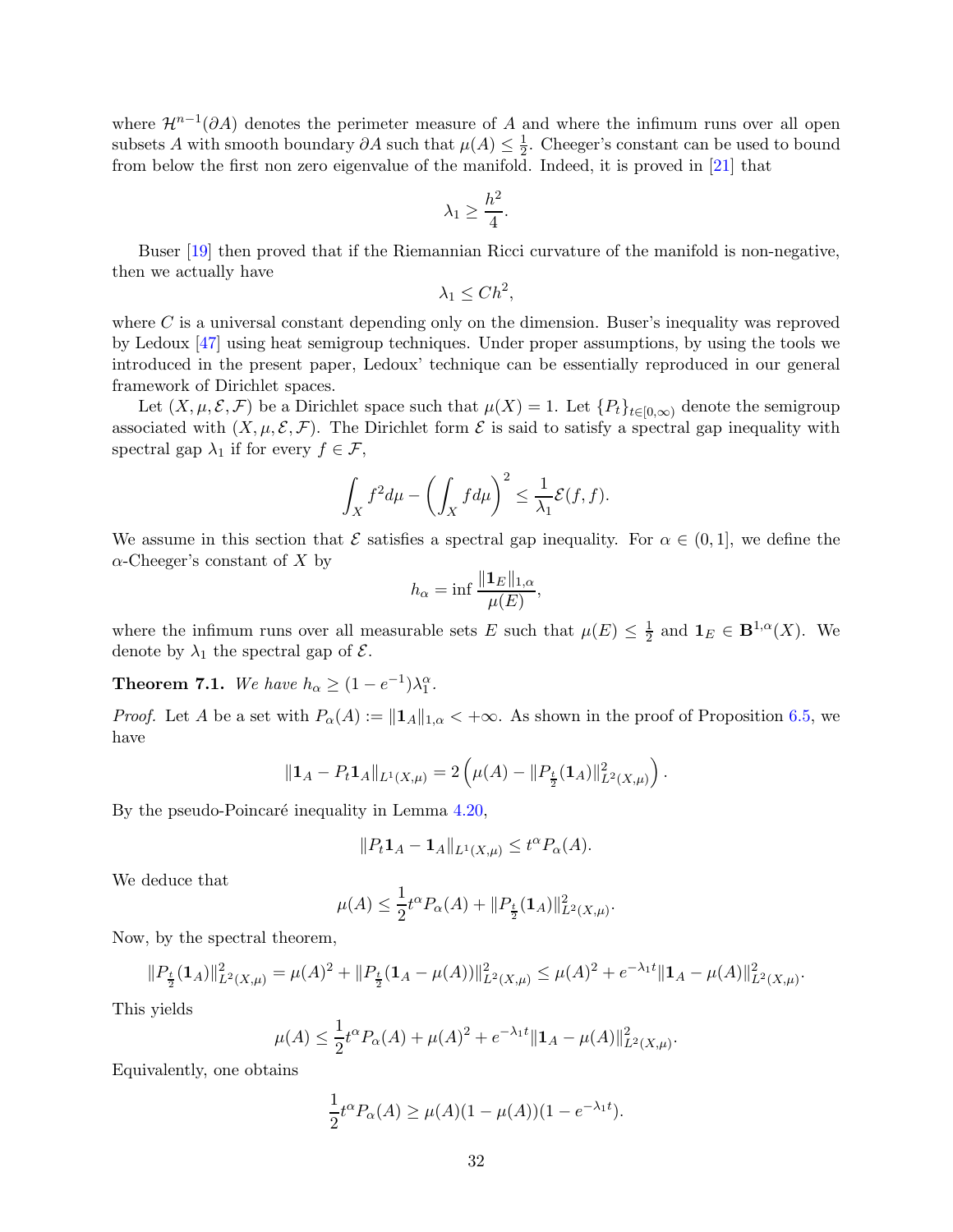where $\mathcal{H}^{n-1}(\partial A)$ denotes the perimeter measure of $A$ and where the infimum runs over all open subsets $A$ with smooth boundary $\partial A$ such that $\mu(A) \le \frac{1}{2}$. Cheeger's constant can be used to bound from below the first non zero eigenvalue of the manifold. Indeed, it is proved in [21] that

$$\lambda_1 \ge \frac{h^2}{4}.$$

Buser [19] then proved that if the Riemannian Ricci curvature of the manifold is non-negative, then we actually have

$$\lambda_1 \le Ch^2,$$

where $C$ is a universal constant depending only on the dimension. Buser's inequality was reproved by Ledoux [47] using heat semigroup techniques. Under proper assumptions, by using the tools we introduced in the present paper, Ledoux' technique can be essentially reproduced in our general framework of Dirichlet spaces.

Let $(X, \mu, \mathcal{E}, \mathcal{F})$ be a Dirichlet space such that $\mu(X) = 1$. Let $\{P_t\}_{t\in[0,\infty)}$ denote the semigroup associated with $(X, \mu, \mathcal{E}, \mathcal{F})$. The Dirichlet form $\mathcal{E}$ is said to satisfy a spectral gap inequality with spectral gap $\lambda_1$ if for every $f \in \mathcal{F}$,

$$\int_X f^2 d\mu - \left(\int_X f d\mu\right)^2 \le \frac{1}{\lambda_1}\mathcal{E}(f,f).$$

We assume in this section that $\mathcal{E}$ satisfies a spectral gap inequality. For $\alpha \in (0,1]$, we define the $\alpha$-Cheeger's constant of $X$ by

$$h_\alpha = \inf \frac{\|\mathbf{1}_E\|_{1,\alpha}}{\mu(E)},$$

where the infimum runs over all measurable sets $E$ such that $\mu(E) \le \frac{1}{2}$ and $\mathbf{1}_E \in \mathbf{B}^{1,\alpha}(X)$. We denote by $\lambda_1$ the spectral gap of $\mathcal{E}$.

**Theorem 7.1.** *We have $h_\alpha \ge (1 - e^{-1})\lambda_1^\alpha$.*

*Proof.* Let $A$ be a set with $P_\alpha(A) := \|\mathbf{1}_A\|_{1,\alpha} < +\infty$. As shown in the proof of Proposition 6.5, we have

$$\|\mathbf{1}_A - P_t\mathbf{1}_A\|_{L^1(X,\mu)} = 2\left(\mu(A) - \|P_{\frac{t}{2}}(\mathbf{1}_A)\|^2_{L^2(X,\mu)}\right).$$

By the pseudo-Poincaré inequality in Lemma 4.20,

$$\|P_t\mathbf{1}_A - \mathbf{1}_A\|_{L^1(X,\mu)} \le t^\alpha P_\alpha(A).$$

We deduce that

$$\mu(A) \le \frac{1}{2}t^\alpha P_\alpha(A) + \|P_{\frac{t}{2}}(\mathbf{1}_A)\|^2_{L^2(X,\mu)}.$$

Now, by the spectral theorem,

$$\|P_{\frac{t}{2}}(\mathbf{1}_A)\|^2_{L^2(X,\mu)} = \mu(A)^2 + \|P_{\frac{t}{2}}(\mathbf{1}_A - \mu(A))\|^2_{L^2(X,\mu)} \le \mu(A)^2 + e^{-\lambda_1 t}\|\mathbf{1}_A - \mu(A)\|^2_{L^2(X,\mu)}.$$

This yields

$$\mu(A) \le \frac{1}{2}t^\alpha P_\alpha(A) + \mu(A)^2 + e^{-\lambda_1 t}\|\mathbf{1}_A - \mu(A)\|^2_{L^2(X,\mu)}.$$

Equivalently, one obtains

$$\frac{1}{2}t^\alpha P_\alpha(A) \ge \mu(A)(1-\mu(A))(1 - e^{-\lambda_1 t}).$$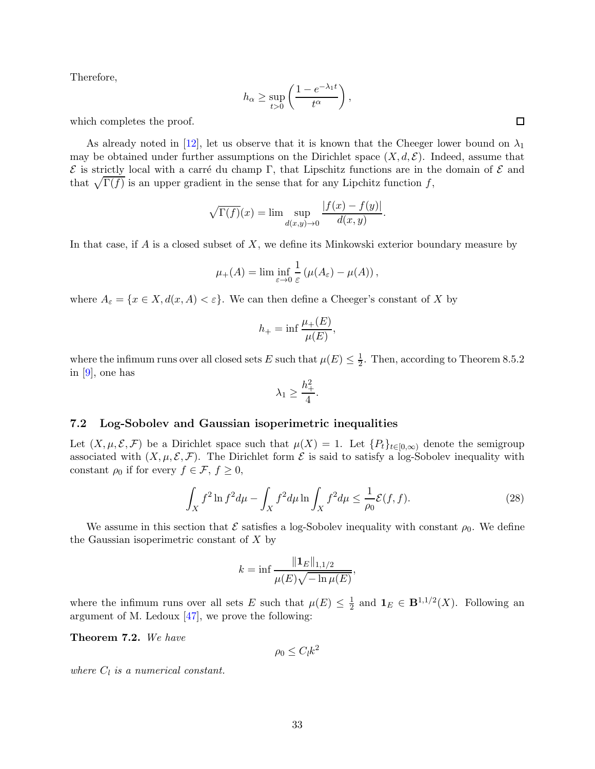Therefore,

$$h_\alpha \geq \sup_{t>0} \left( \frac{1 - e^{-\lambda_1 t}}{t^\alpha} \right),$$

which completes the proof. □

As already noted in [12], let us observe that it is known that the Cheeger lower bound on $\lambda_1$ may be obtained under further assumptions on the Dirichlet space $(X, d, \mathcal{E})$. Indeed, assume that $\mathcal{E}$ is strictly local with a carré du champ $\Gamma$, that Lipschitz functions are in the domain of $\mathcal{E}$ and that $\sqrt{\Gamma(f)}$ is an upper gradient in the sense that for any Lipchitz function $f$,

$$\sqrt{\Gamma(f)}(x) = \lim \sup_{d(x,y) \to 0} \frac{|f(x) - f(y)|}{d(x,y)}.$$

In that case, if $A$ is a closed subset of $X$, we define its Minkowski exterior boundary measure by

$$\mu_+(A) = \lim \inf_{\varepsilon \to 0} \frac{1}{\varepsilon} \left( \mu(A_\varepsilon) - \mu(A) \right),$$

where $A_\varepsilon = \{x \in X, d(x, A) < \varepsilon\}$. We can then define a Cheeger's constant of $X$ by

$$h_+ = \inf \frac{\mu_+(E)}{\mu(E)},$$

where the infimum runs over all closed sets $E$ such that $\mu(E) \leq \frac{1}{2}$. Then, according to Theorem 8.5.2 in [9], one has

$$\lambda_1 \geq \frac{h_+^2}{4}.$$

## 7.2 Log-Sobolev and Gaussian isoperimetric inequalities

Let $(X, \mu, \mathcal{E}, \mathcal{F})$ be a Dirichlet space such that $\mu(X) = 1$. Let $\{P_t\}_{t \in [0,\infty)}$ denote the semigroup associated with $(X, \mu, \mathcal{E}, \mathcal{F})$. The Dirichlet form $\mathcal{E}$ is said to satisfy a log-Sobolev inequality with constant $\rho_0$ if for every $f \in \mathcal{F}$, $f \geq 0$,

$$\int_X f^2 \ln f^2 d\mu - \int_X f^2 d\mu \ln \int_X f^2 d\mu \leq \frac{1}{\rho_0} \mathcal{E}(f, f). \tag{28}$$

We assume in this section that $\mathcal{E}$ satisfies a log-Sobolev inequality with constant $\rho_0$. We define the Gaussian isoperimetric constant of $X$ by

$$k = \inf \frac{\|\mathbf{1}_E\|_{1,1/2}}{\mu(E)\sqrt{-\ln \mu(E)}},$$

where the infimum runs over all sets $E$ such that $\mu(E) \leq \frac{1}{2}$ and $\mathbf{1}_E \in \mathbf{B}^{1,1/2}(X)$. Following an argument of M. Ledoux [47], we prove the following:

**Theorem 7.2.** *We have*

$$\rho_0 \leq C_l k^2$$

*where $C_l$ is a numerical constant.*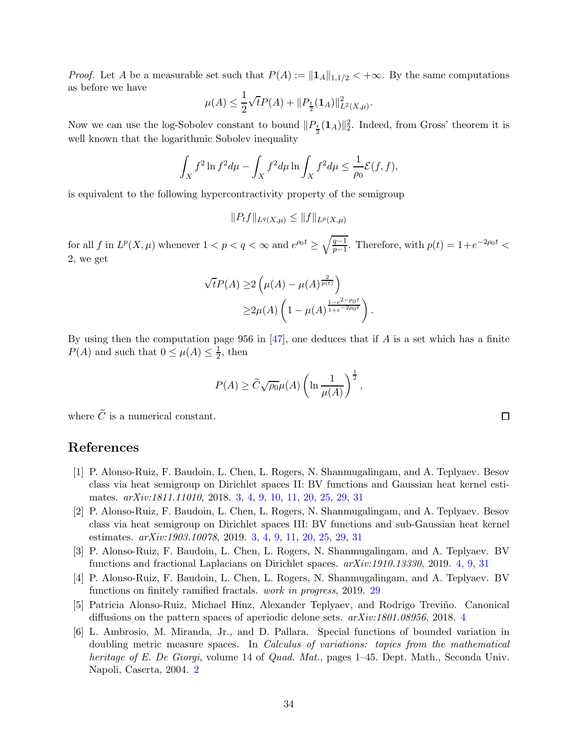*Proof.* Let $A$ be a measurable set such that $P(A) := \|\mathbf{1}_A\|_{1,1/2} < +\infty$. By the same computations as before we have

$$\mu(A) \leq \frac{1}{2}\sqrt{t}P(A) + \|P_{\frac{t}{2}}(\mathbf{1}_A)\|^2_{L^2(X,\mu)}.$$

Now we can use the log-Sobolev constant to bound $\|P_{\frac{t}{2}}(\mathbf{1}_A)\|_2^2$. Indeed, from Gross' theorem it is well known that the logarithmic Sobolev inequality

$$\int_X f^2 \ln f^2 d\mu - \int_X f^2 d\mu \ln \int_X f^2 d\mu \leq \frac{1}{\rho_0}\mathcal{E}(f,f),$$

is equivalent to the following hypercontractivity property of the semigroup

$$\|P_t f\|_{L^q(X,\mu)} \leq \|f\|_{L^p(X,\mu)}$$

for all $f$ in $L^p(X,\mu)$ whenever $1 < p < q < \infty$ and $e^{\rho_0 t} \geq \sqrt{\frac{q-1}{p-1}}$. Therefore, with $p(t) = 1 + e^{-2\rho_0 t} < 2$, we get

$$\begin{aligned}
\sqrt{t}P(A) \geq & 2\left(\mu(A) - \mu(A)^{\frac{2}{p(t)}}\right) \\
\geq & 2\mu(A)\left(1 - \mu(A)^{\frac{1-e^{2-\rho_0 t}}{1+e^{-2\rho_0 t}}}\right).
\end{aligned}$$

By using then the computation page 956 in [47], one deduces that if $A$ is a set which has a finite $P(A)$ and such that $0 \leq \mu(A) \leq \frac{1}{2}$, then

$$P(A) \geq \widetilde{C}\sqrt{\rho_0}\mu(A)\left(\ln\frac{1}{\mu(A)}\right)^{\frac{1}{2}},$$

where $\widetilde{C}$ is a numerical constant. □

# References

[1] P. Alonso-Ruiz, F. Baudoin, L. Chen, L. Rogers, N. Shanmugalingam, and A. Teplyaev. Besov class via heat semigroup on Dirichlet spaces II: BV functions and Gaussian heat kernel estimates. *arXiv:1811.11010*, 2018. 3, 4, 9, 10, 11, 20, 25, 29, 31

[2] P. Alonso-Ruiz, F. Baudoin, L. Chen, L. Rogers, N. Shanmugalingam, and A. Teplyaev. Besov class via heat semigroup on Dirichlet spaces III: BV functions and sub-Gaussian heat kernel estimates. *arXiv:1903.10078*, 2019. 3, 4, 9, 11, 20, 25, 29, 31

[3] P. Alonso-Ruiz, F. Baudoin, L. Chen, L. Rogers, N. Shanmugalingam, and A. Teplyaev. BV functions and fractional Laplacians on Dirichlet spaces. *arXiv:1910.13330*, 2019. 4, 9, 31

[4] P. Alonso-Ruiz, F. Baudoin, L. Chen, L. Rogers, N. Shanmugalingam, and A. Teplyaev. BV functions on finitely ramified fractals. *work in progress*, 2019. 29

[5] Patricia Alonso-Ruiz, Michael Hinz, Alexander Teplyaev, and Rodrigo Treviño. Canonical diffusions on the pattern spaces of aperiodic delone sets. *arXiv:1801.08956*, 2018. 4

[6] L. Ambrosio, M. Miranda, Jr., and D. Pallara. Special functions of bounded variation in doubling metric measure spaces. In *Calculus of variations: topics from the mathematical heritage of E. De Giorgi*, volume 14 of *Quad. Mat.*, pages 1–45. Dept. Math., Seconda Univ. Napoli, Caserta, 2004. 2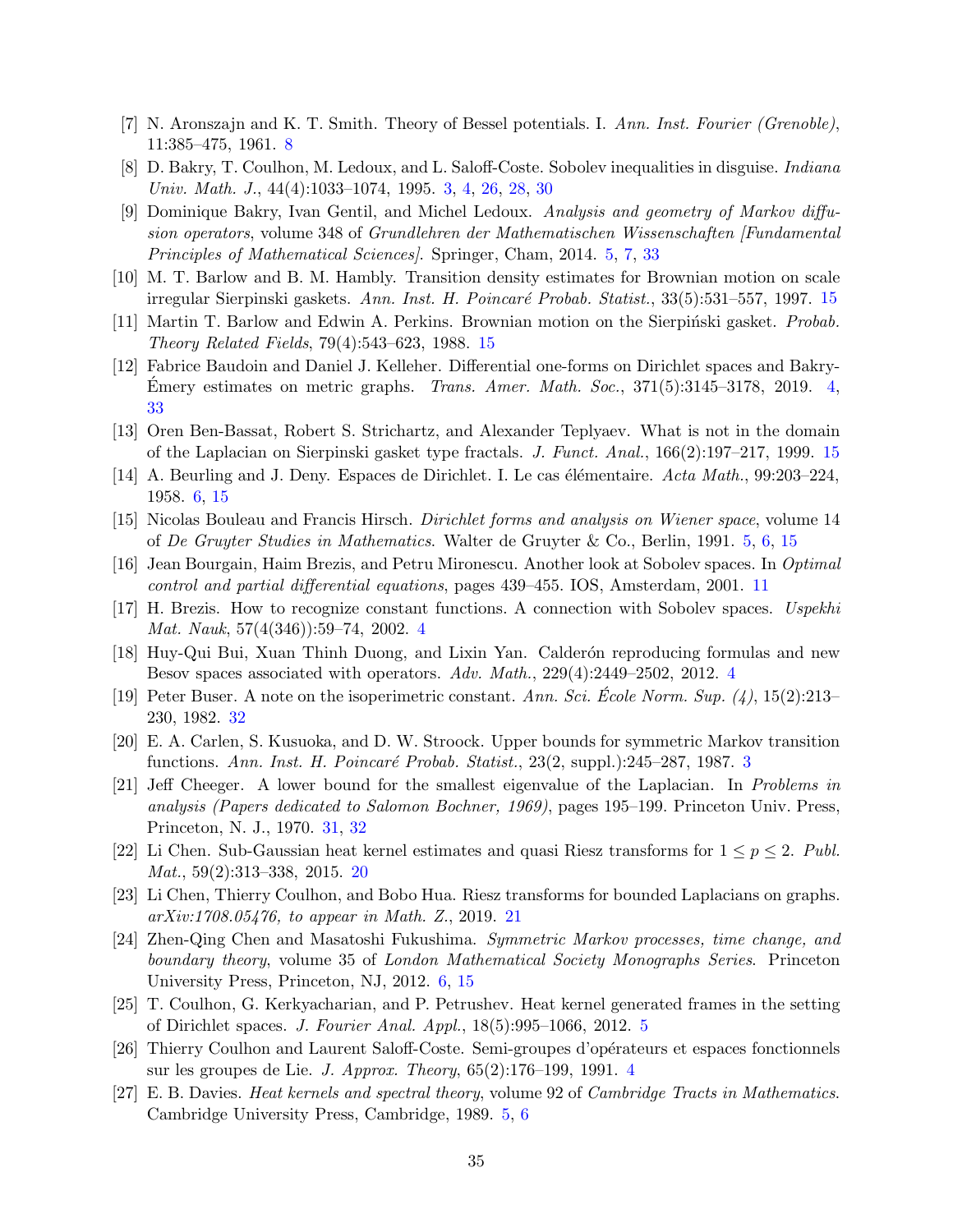[7] N. Aronszajn and K. T. Smith. Theory of Bessel potentials. I. *Ann. Inst. Fourier (Grenoble)*, 11:385–475, 1961. 8

[8] D. Bakry, T. Coulhon, M. Ledoux, and L. Saloff-Coste. Sobolev inequalities in disguise. *Indiana Univ. Math. J.*, 44(4):1033–1074, 1995. 3, 4, 26, 28, 30

[9] Dominique Bakry, Ivan Gentil, and Michel Ledoux. *Analysis and geometry of Markov diffusion operators*, volume 348 of *Grundlehren der Mathematischen Wissenschaften [Fundamental Principles of Mathematical Sciences]*. Springer, Cham, 2014. 5, 7, 33

[10] M. T. Barlow and B. M. Hambly. Transition density estimates for Brownian motion on scale irregular Sierpinski gaskets. *Ann. Inst. H. Poincaré Probab. Statist.*, 33(5):531–557, 1997. 15

[11] Martin T. Barlow and Edwin A. Perkins. Brownian motion on the Sierpiński gasket. *Probab. Theory Related Fields*, 79(4):543–623, 1988. 15

[12] Fabrice Baudoin and Daniel J. Kelleher. Differential one-forms on Dirichlet spaces and Bakry-Émery estimates on metric graphs. *Trans. Amer. Math. Soc.*, 371(5):3145–3178, 2019. 4, 33

[13] Oren Ben-Bassat, Robert S. Strichartz, and Alexander Teplyaev. What is not in the domain of the Laplacian on Sierpinski gasket type fractals. *J. Funct. Anal.*, 166(2):197–217, 1999. 15

[14] A. Beurling and J. Deny. Espaces de Dirichlet. I. Le cas élémentaire. *Acta Math.*, 99:203–224, 1958. 6, 15

[15] Nicolas Bouleau and Francis Hirsch. *Dirichlet forms and analysis on Wiener space*, volume 14 of *De Gruyter Studies in Mathematics*. Walter de Gruyter & Co., Berlin, 1991. 5, 6, 15

[16] Jean Bourgain, Haim Brezis, and Petru Mironescu. Another look at Sobolev spaces. In *Optimal control and partial differential equations*, pages 439–455. IOS, Amsterdam, 2001. 11

[17] H. Brezis. How to recognize constant functions. A connection with Sobolev spaces. *Uspekhi Mat. Nauk*, 57(4(346)):59–74, 2002. 4

[18] Huy-Qui Bui, Xuan Thinh Duong, and Lixin Yan. Calderón reproducing formulas and new Besov spaces associated with operators. *Adv. Math.*, 229(4):2449–2502, 2012. 4

[19] Peter Buser. A note on the isoperimetric constant. *Ann. Sci. École Norm. Sup. (4)*, 15(2):213–230, 1982. 32

[20] E. A. Carlen, S. Kusuoka, and D. W. Stroock. Upper bounds for symmetric Markov transition functions. *Ann. Inst. H. Poincaré Probab. Statist.*, 23(2, suppl.):245–287, 1987. 3

[21] Jeff Cheeger. A lower bound for the smallest eigenvalue of the Laplacian. In *Problems in analysis (Papers dedicated to Salomon Bochner, 1969)*, pages 195–199. Princeton Univ. Press, Princeton, N. J., 1970. 31, 32

[22] Li Chen. Sub-Gaussian heat kernel estimates and quasi Riesz transforms for $1 \leq p \leq 2$. *Publ. Mat.*, 59(2):313–338, 2015. 20

[23] Li Chen, Thierry Coulhon, and Bobo Hua. Riesz transforms for bounded Laplacians on graphs. *arXiv:1708.05476, to appear in Math. Z.*, 2019. 21

[24] Zhen-Qing Chen and Masatoshi Fukushima. *Symmetric Markov processes, time change, and boundary theory*, volume 35 of *London Mathematical Society Monographs Series*. Princeton University Press, Princeton, NJ, 2012. 6, 15

[25] T. Coulhon, G. Kerkyacharian, and P. Petrushev. Heat kernel generated frames in the setting of Dirichlet spaces. *J. Fourier Anal. Appl.*, 18(5):995–1066, 2012. 5

[26] Thierry Coulhon and Laurent Saloff-Coste. Semi-groupes d'opérateurs et espaces fonctionnels sur les groupes de Lie. *J. Approx. Theory*, 65(2):176–199, 1991. 4

[27] E. B. Davies. *Heat kernels and spectral theory*, volume 92 of *Cambridge Tracts in Mathematics*. Cambridge University Press, Cambridge, 1989. 5, 6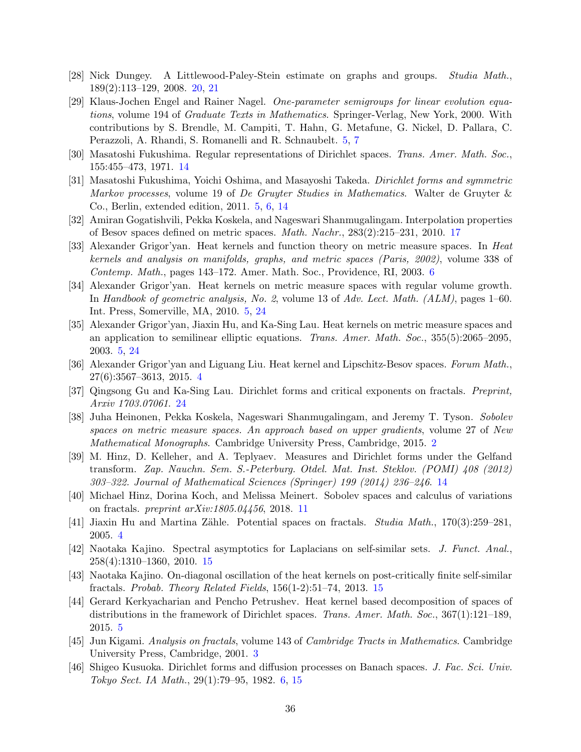[28] Nick Dungey. A Littlewood-Paley-Stein estimate on graphs and groups. *Studia Math.*, 189(2):113–129, 2008. 20, 21

[29] Klaus-Jochen Engel and Rainer Nagel. *One-parameter semigroups for linear evolution equations*, volume 194 of *Graduate Texts in Mathematics*. Springer-Verlag, New York, 2000. With contributions by S. Brendle, M. Campiti, T. Hahn, G. Metafune, G. Nickel, D. Pallara, C. Perazzoli, A. Rhandi, S. Romanelli and R. Schnaubelt. 5, 7

[30] Masatoshi Fukushima. Regular representations of Dirichlet spaces. *Trans. Amer. Math. Soc.*, 155:455–473, 1971. 14

[31] Masatoshi Fukushima, Yoichi Oshima, and Masayoshi Takeda. *Dirichlet forms and symmetric Markov processes*, volume 19 of *De Gruyter Studies in Mathematics*. Walter de Gruyter & Co., Berlin, extended edition, 2011. 5, 6, 14

[32] Amiran Gogatishvili, Pekka Koskela, and Nageswari Shanmugalingam. Interpolation properties of Besov spaces defined on metric spaces. *Math. Nachr.*, 283(2):215–231, 2010. 17

[33] Alexander Grigor'yan. Heat kernels and function theory on metric measure spaces. In *Heat kernels and analysis on manifolds, graphs, and metric spaces (Paris, 2002)*, volume 338 of *Contemp. Math.*, pages 143–172. Amer. Math. Soc., Providence, RI, 2003. 6

[34] Alexander Grigor'yan. Heat kernels on metric measure spaces with regular volume growth. In *Handbook of geometric analysis, No. 2*, volume 13 of *Adv. Lect. Math. (ALM)*, pages 1–60. Int. Press, Somerville, MA, 2010. 5, 24

[35] Alexander Grigor'yan, Jiaxin Hu, and Ka-Sing Lau. Heat kernels on metric measure spaces and an application to semilinear elliptic equations. *Trans. Amer. Math. Soc.*, 355(5):2065–2095, 2003. 5, 24

[36] Alexander Grigor'yan and Liguang Liu. Heat kernel and Lipschitz-Besov spaces. *Forum Math.*, 27(6):3567–3613, 2015. 4

[37] Qingsong Gu and Ka-Sing Lau. Dirichlet forms and critical exponents on fractals. *Preprint, Arxiv 1703.07061*. 24

[38] Juha Heinonen, Pekka Koskela, Nageswari Shanmugalingam, and Jeremy T. Tyson. *Sobolev spaces on metric measure spaces. An approach based on upper gradients*, volume 27 of *New Mathematical Monographs*. Cambridge University Press, Cambridge, 2015. 2

[39] M. Hinz, D. Kelleher, and A. Teplyaev. Measures and Dirichlet forms under the Gelfand transform. *Zap. Nauchn. Sem. S.-Peterburg. Otdel. Mat. Inst. Steklov. (POMI) 408 (2012) 303–322. Journal of Mathematical Sciences (Springer) 199 (2014) 236–246*. 14

[40] Michael Hinz, Dorina Koch, and Melissa Meinert. Sobolev spaces and calculus of variations on fractals. *preprint arXiv:1805.04456*, 2018. 11

[41] Jiaxin Hu and Martina Zähle. Potential spaces on fractals. *Studia Math.*, 170(3):259–281, 2005. 4

[42] Naotaka Kajino. Spectral asymptotics for Laplacians on self-similar sets. *J. Funct. Anal.*, 258(4):1310–1360, 2010. 15

[43] Naotaka Kajino. On-diagonal oscillation of the heat kernels on post-critically finite self-similar fractals. *Probab. Theory Related Fields*, 156(1-2):51–74, 2013. 15

[44] Gerard Kerkyacharian and Pencho Petrushev. Heat kernel based decomposition of spaces of distributions in the framework of Dirichlet spaces. *Trans. Amer. Math. Soc.*, 367(1):121–189, 2015. 5

[45] Jun Kigami. *Analysis on fractals*, volume 143 of *Cambridge Tracts in Mathematics*. Cambridge University Press, Cambridge, 2001. 3

[46] Shigeo Kusuoka. Dirichlet forms and diffusion processes on Banach spaces. *J. Fac. Sci. Univ. Tokyo Sect. IA Math.*, 29(1):79–95, 1982. 6, 15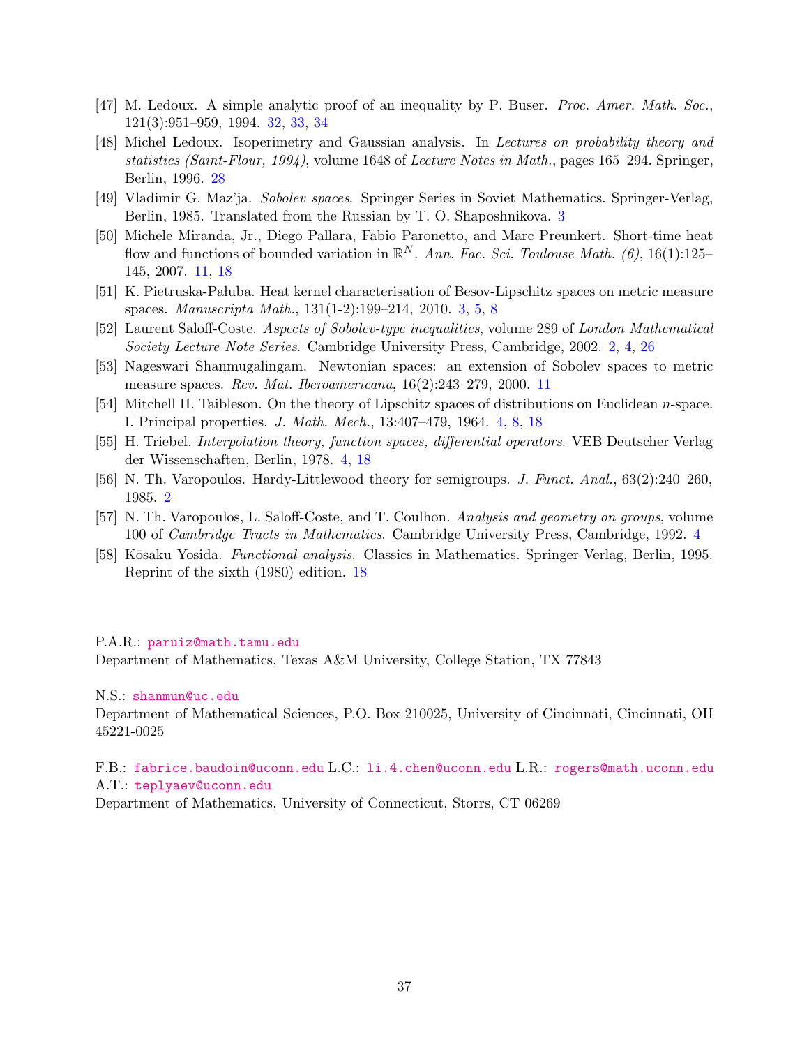[47] M. Ledoux. A simple analytic proof of an inequality by P. Buser. *Proc. Amer. Math. Soc.*, 121(3):951–959, 1994. 32, 33, 34

[48] Michel Ledoux. Isoperimetry and Gaussian analysis. In *Lectures on probability theory and statistics (Saint-Flour, 1994)*, volume 1648 of *Lecture Notes in Math.*, pages 165–294. Springer, Berlin, 1996. 28

[49] Vladimir G. Maz'ja. *Sobolev spaces*. Springer Series in Soviet Mathematics. Springer-Verlag, Berlin, 1985. Translated from the Russian by T. O. Shaposhnikova. 3

[50] Michele Miranda, Jr., Diego Pallara, Fabio Paronetto, and Marc Preunkert. Short-time heat flow and functions of bounded variation in $\mathbb{R}^N$. *Ann. Fac. Sci. Toulouse Math. (6)*, 16(1):125–145, 2007. 11, 18

[51] K. Pietruska-Pałuba. Heat kernel characterisation of Besov-Lipschitz spaces on metric measure spaces. *Manuscripta Math.*, 131(1-2):199–214, 2010. 3, 5, 8

[52] Laurent Saloff-Coste. *Aspects of Sobolev-type inequalities*, volume 289 of *London Mathematical Society Lecture Note Series*. Cambridge University Press, Cambridge, 2002. 2, 4, 26

[53] Nageswari Shanmugalingam. Newtonian spaces: an extension of Sobolev spaces to metric measure spaces. *Rev. Mat. Iberoamericana*, 16(2):243–279, 2000. 11

[54] Mitchell H. Taibleson. On the theory of Lipschitz spaces of distributions on Euclidean $n$-space. I. Principal properties. *J. Math. Mech.*, 13:407–479, 1964. 4, 8, 18

[55] H. Triebel. *Interpolation theory, function spaces, differential operators*. VEB Deutscher Verlag der Wissenschaften, Berlin, 1978. 4, 18

[56] N. Th. Varopoulos. Hardy-Littlewood theory for semigroups. *J. Funct. Anal.*, 63(2):240–260, 1985. 2

[57] N. Th. Varopoulos, L. Saloff-Coste, and T. Coulhon. *Analysis and geometry on groups*, volume 100 of *Cambridge Tracts in Mathematics*. Cambridge University Press, Cambridge, 1992. 4

[58] Kōsaku Yosida. *Functional analysis*. Classics in Mathematics. Springer-Verlag, Berlin, 1995. Reprint of the sixth (1980) edition. 18

P.A.R.: paruiz@math.tamu.edu
Department of Mathematics, Texas A&M University, College Station, TX 77843

N.S.: shanmun@uc.edu
Department of Mathematical Sciences, P.O. Box 210025, University of Cincinnati, Cincinnati, OH 45221-0025

F.B.: fabrice.baudoin@uconn.edu L.C.: li.4.chen@uconn.edu L.R.: rogers@math.uconn.edu
A.T.: teplyaev@uconn.edu
Department of Mathematics, University of Connecticut, Storrs, CT 06269